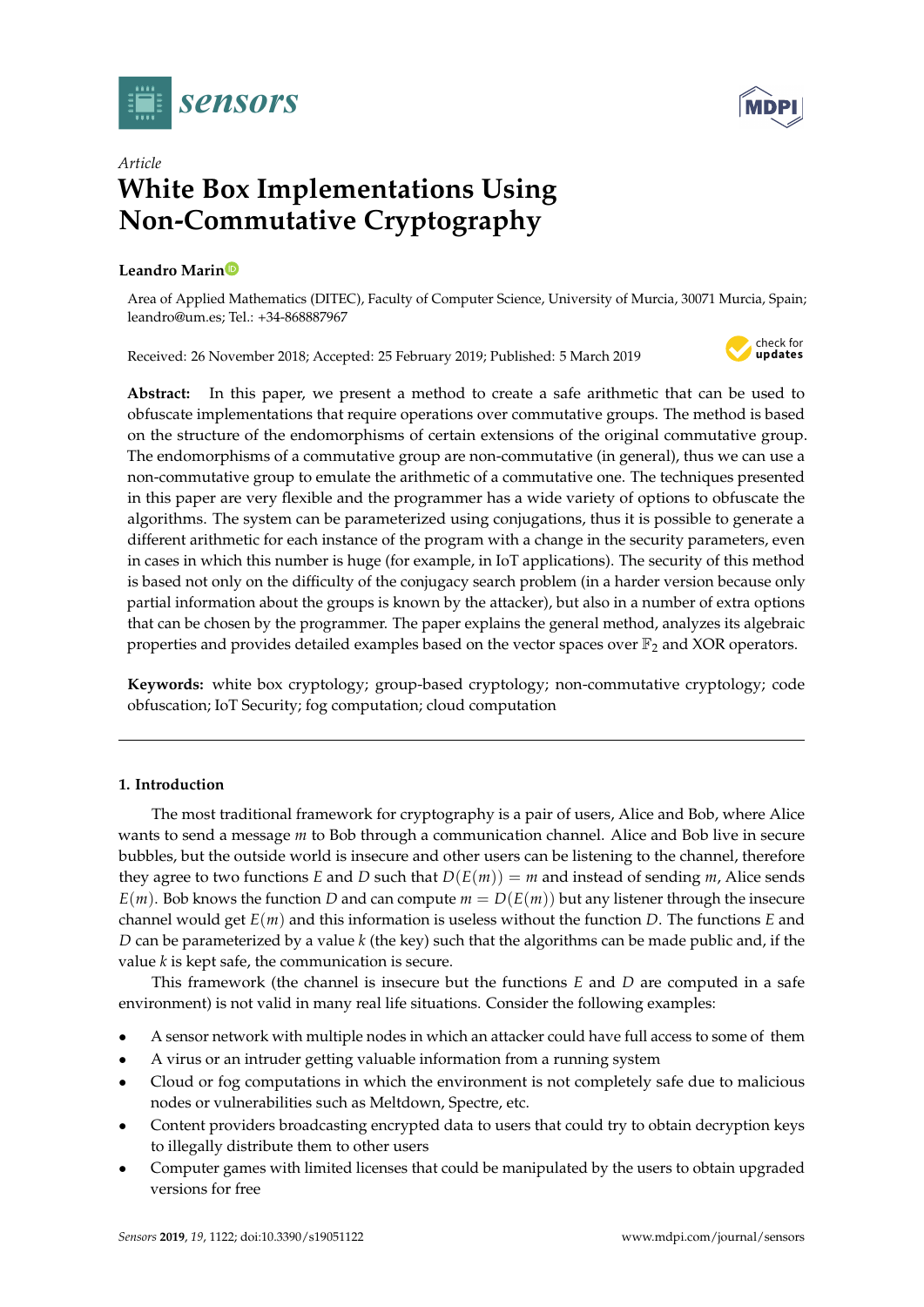*Article*

# White Box Implementations Using Non-Commutative Cryptography

**Leandro Marin**

Area of Applied Mathematics (DITEC), Faculty of Computer Science, University of Murcia, 30071 Murcia, Spain; leandro@um.es; Tel.: +34-868887967

Received: 26 November 2018; Accepted: 25 February 2019; Published: 5 March 2019

**Abstract:** In this paper, we present a method to create a safe arithmetic that can be used to obfuscate implementations that require operations over commutative groups. The method is based on the structure of the endomorphisms of certain extensions of the original commutative group. The endomorphisms of a commutative group are non-commutative (in general), thus we can use a non-commutative group to emulate the arithmetic of a commutative one. The techniques presented in this paper are very flexible and the programmer has a wide variety of options to obfuscate the algorithms. The system can be parameterized using conjugations, thus it is possible to generate a different arithmetic for each instance of the program with a change in the security parameters, even in cases in which this number is huge (for example, in IoT applications). The security of this method is based not only on the difficulty of the conjugacy search problem (in a harder version because only partial information about the groups is known by the attacker), but also in a number of extra options that can be chosen by the programmer. The paper explains the general method, analyzes its algebraic properties and provides detailed examples based on the vector spaces over $\mathbb{F}_2$ and XOR operators.

**Keywords:** white box cryptology; group-based cryptology; non-commutative cryptology; code obfuscation; IoT Security; fog computation; cloud computation

## 1. Introduction

The most traditional framework for cryptography is a pair of users, Alice and Bob, where Alice wants to send a message $m$ to Bob through a communication channel. Alice and Bob live in secure bubbles, but the outside world is insecure and other users can be listening to the channel, therefore they agree to two functions $E$ and $D$ such that $D(E(m)) = m$ and instead of sending $m$, Alice sends $E(m)$. Bob knows the function $D$ and can compute $m = D(E(m))$ but any listener through the insecure channel would get $E(m)$ and this information is useless without the function $D$. The functions $E$ and $D$ can be parameterized by a value $k$ (the key) such that the algorithms can be made public and, if the value $k$ is kept safe, the communication is secure.

This framework (the channel is insecure but the functions $E$ and $D$ are computed in a safe environment) is not valid in many real life situations. Consider the following examples:

- A sensor network with multiple nodes in which an attacker could have full access to some of them
- A virus or an intruder getting valuable information from a running system
- Cloud or fog computations in which the environment is not completely safe due to malicious nodes or vulnerabilities such as Meltdown, Spectre, etc.
- Content providers broadcasting encrypted data to users that could try to obtain decryption keys to illegally distribute them to other users
- Computer games with limited licenses that could be manipulated by the users to obtain upgraded versions for free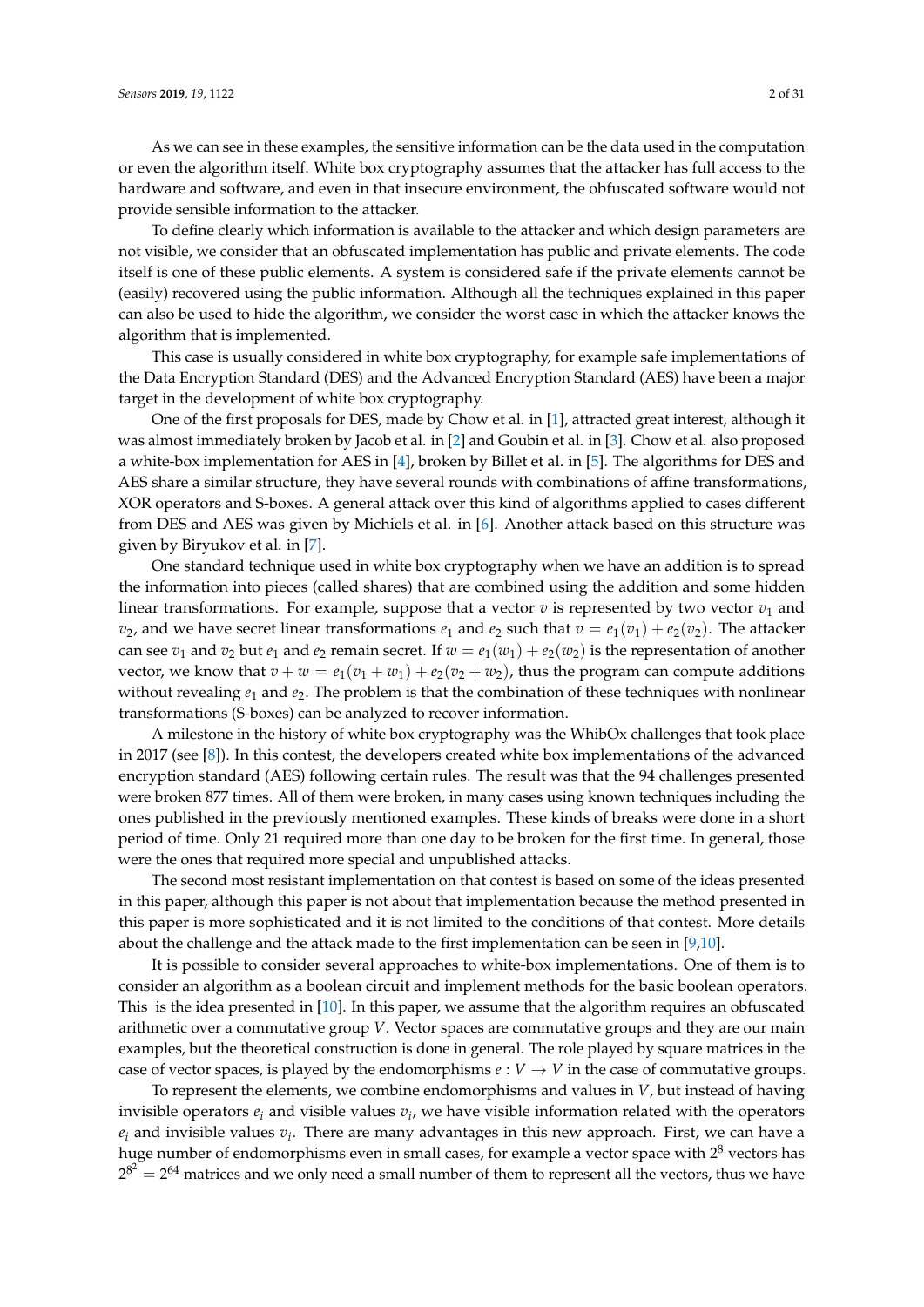As we can see in these examples, the sensitive information can be the data used in the computation or even the algorithm itself. White box cryptography assumes that the attacker has full access to the hardware and software, and even in that insecure environment, the obfuscated software would not provide sensible information to the attacker.

To define clearly which information is available to the attacker and which design parameters are not visible, we consider that an obfuscated implementation has public and private elements. The code itself is one of these public elements. A system is considered safe if the private elements cannot be (easily) recovered using the public information. Although all the techniques explained in this paper can also be used to hide the algorithm, we consider the worst case in which the attacker knows the algorithm that is implemented.

This case is usually considered in white box cryptography, for example safe implementations of the Data Encryption Standard (DES) and the Advanced Encryption Standard (AES) have been a major target in the development of white box cryptography.

One of the first proposals for DES, made by Chow et al. in [1], attracted great interest, although it was almost immediately broken by Jacob et al. in [2] and Goubin et al. in [3]. Chow et al. also proposed a white-box implementation for AES in [4], broken by Billet et al. in [5]. The algorithms for DES and AES share a similar structure, they have several rounds with combinations of affine transformations, XOR operators and S-boxes. A general attack over this kind of algorithms applied to cases different from DES and AES was given by Michiels et al. in [6]. Another attack based on this structure was given by Biryukov et al. in [7].

One standard technique used in white box cryptography when we have an addition is to spread the information into pieces (called shares) that are combined using the addition and some hidden linear transformations. For example, suppose that a vector $v$ is represented by two vector $v_1$ and $v_2$, and we have secret linear transformations $e_1$ and $e_2$ such that $v = e_1(v_1) + e_2(v_2)$. The attacker can see $v_1$ and $v_2$ but $e_1$ and $e_2$ remain secret. If $w = e_1(w_1) + e_2(w_2)$ is the representation of another vector, we know that $v + w = e_1(v_1 + w_1) + e_2(v_2 + w_2)$, thus the program can compute additions without revealing $e_1$ and $e_2$. The problem is that the combination of these techniques with nonlinear transformations (S-boxes) can be analyzed to recover information.

A milestone in the history of white box cryptography was the WhibOx challenges that took place in 2017 (see [8]). In this contest, the developers created white box implementations of the advanced encryption standard (AES) following certain rules. The result was that the 94 challenges presented were broken 877 times. All of them were broken, in many cases using known techniques including the ones published in the previously mentioned examples. These kinds of breaks were done in a short period of time. Only 21 required more than one day to be broken for the first time. In general, those were the ones that required more special and unpublished attacks.

The second most resistant implementation on that contest is based on some of the ideas presented in this paper, although this paper is not about that implementation because the method presented in this paper is more sophisticated and it is not limited to the conditions of that contest. More details about the challenge and the attack made to the first implementation can be seen in [9,10].

It is possible to consider several approaches to white-box implementations. One of them is to consider an algorithm as a boolean circuit and implement methods for the basic boolean operators. This is the idea presented in [10]. In this paper, we assume that the algorithm requires an obfuscated arithmetic over a commutative group $V$. Vector spaces are commutative groups and they are our main examples, but the theoretical construction is done in general. The role played by square matrices in the case of vector spaces, is played by the endomorphisms $e : V \to V$ in the case of commutative groups.

To represent the elements, we combine endomorphisms and values in $V$, but instead of having invisible operators $e_i$ and visible values $v_i$, we have visible information related with the operators $e_i$ and invisible values $v_i$. There are many advantages in this new approach. First, we can have a huge number of endomorphisms even in small cases, for example a vector space with $2^8$ vectors has $2^{8^2} = 2^{64}$ matrices and we only need a small number of them to represent all the vectors, thus we have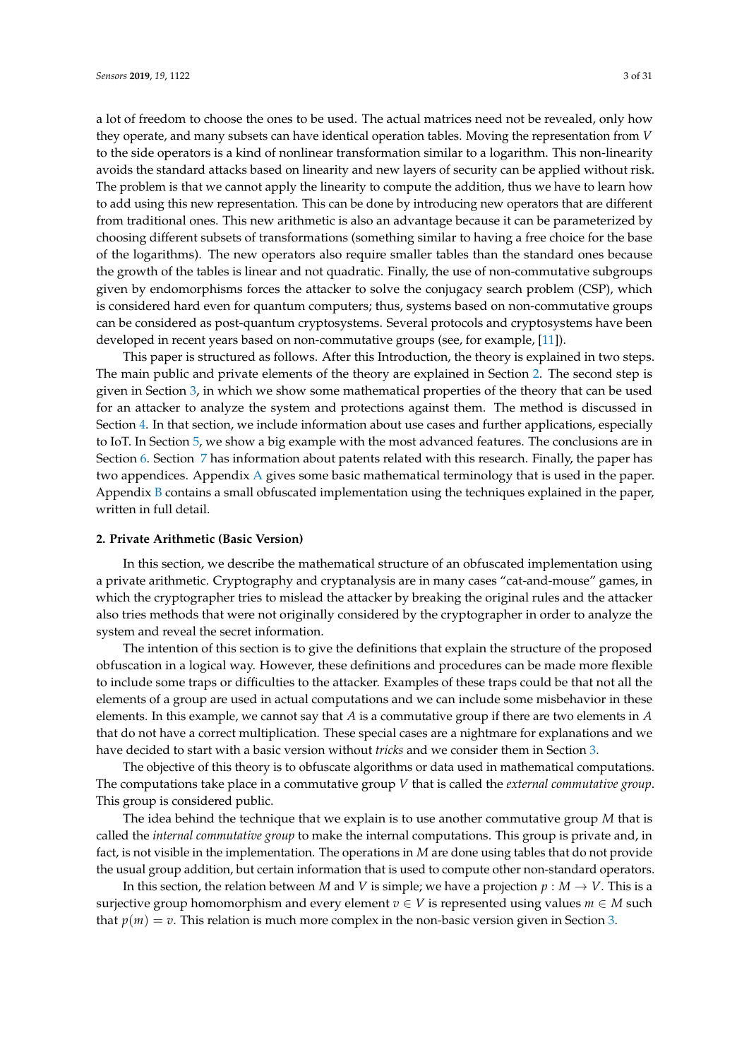a lot of freedom to choose the ones to be used. The actual matrices need not be revealed, only how they operate, and many subsets can have identical operation tables. Moving the representation from $V$ to the side operators is a kind of nonlinear transformation similar to a logarithm. This non-linearity avoids the standard attacks based on linearity and new layers of security can be applied without risk. The problem is that we cannot apply the linearity to compute the addition, thus we have to learn how to add using this new representation. This can be done by introducing new operators that are different from traditional ones. This new arithmetic is also an advantage because it can be parameterized by choosing different subsets of transformations (something similar to having a free choice for the base of the logarithms). The new operators also require smaller tables than the standard ones because the growth of the tables is linear and not quadratic. Finally, the use of non-commutative subgroups given by endomorphisms forces the attacker to solve the conjugacy search problem (CSP), which is considered hard even for quantum computers; thus, systems based on non-commutative groups can be considered as post-quantum cryptosystems. Several protocols and cryptosystems have been developed in recent years based on non-commutative groups (see, for example, [11]).

This paper is structured as follows. After this Introduction, the theory is explained in two steps. The main public and private elements of the theory are explained in Section 2. The second step is given in Section 3, in which we show some mathematical properties of the theory that can be used for an attacker to analyze the system and protections against them. The method is discussed in Section 4. In that section, we include information about use cases and further applications, especially to IoT. In Section 5, we show a big example with the most advanced features. The conclusions are in Section 6. Section 7 has information about patents related with this research. Finally, the paper has two appendices. Appendix A gives some basic mathematical terminology that is used in the paper. Appendix B contains a small obfuscated implementation using the techniques explained in the paper, written in full detail.

## 2. Private Arithmetic (Basic Version)

In this section, we describe the mathematical structure of an obfuscated implementation using a private arithmetic. Cryptography and cryptanalysis are in many cases "cat-and-mouse" games, in which the cryptographer tries to mislead the attacker by breaking the original rules and the attacker also tries methods that were not originally considered by the cryptographer in order to analyze the system and reveal the secret information.

The intention of this section is to give the definitions that explain the structure of the proposed obfuscation in a logical way. However, these definitions and procedures can be made more flexible to include some traps or difficulties to the attacker. Examples of these traps could be that not all the elements of a group are used in actual computations and we can include some misbehavior in these elements. In this example, we cannot say that $A$ is a commutative group if there are two elements in $A$ that do not have a correct multiplication. These special cases are a nightmare for explanations and we have decided to start with a basic version without *tricks* and we consider them in Section 3.

The objective of this theory is to obfuscate algorithms or data used in mathematical computations. The computations take place in a commutative group $V$ that is called the *external commutative group*. This group is considered public.

The idea behind the technique that we explain is to use another commutative group $M$ that is called the *internal commutative group* to make the internal computations. This group is private and, in fact, is not visible in the implementation. The operations in $M$ are done using tables that do not provide the usual group addition, but certain information that is used to compute other non-standard operators.

In this section, the relation between $M$ and $V$ is simple; we have a projection $p : M \to V$. This is a surjective group homomorphism and every element $v \in V$ is represented using values $m \in M$ such that $p(m) = v$. This relation is much more complex in the non-basic version given in Section 3.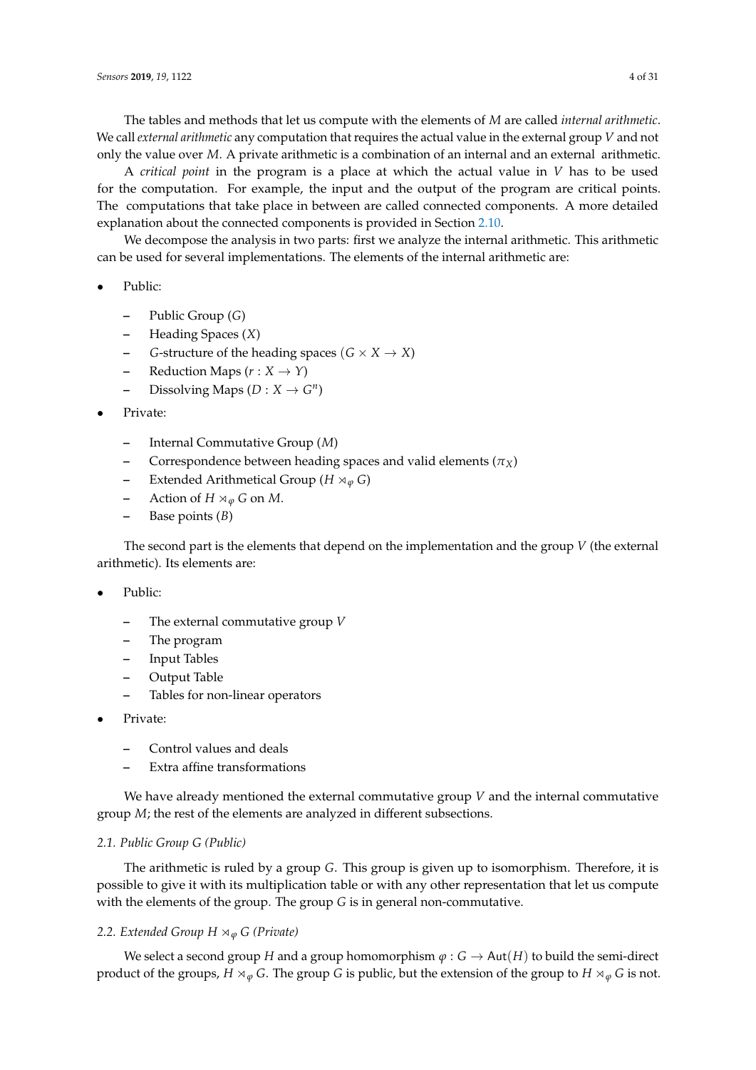The tables and methods that let us compute with the elements of $M$ are called *internal arithmetic*. We call *external arithmetic* any computation that requires the actual value in the external group $V$ and not only the value over $M$. A private arithmetic is a combination of an internal and an external arithmetic.

A *critical point* in the program is a place at which the actual value in $V$ has to be used for the computation. For example, the input and the output of the program are critical points. The computations that take place in between are called connected components. A more detailed explanation about the connected components is provided in Section 2.10.

We decompose the analysis in two parts: first we analyze the internal arithmetic. This arithmetic can be used for several implementations. The elements of the internal arithmetic are:

- Public:
  - Public Group ($G$)
  - Heading Spaces ($X$)
  - $G$-structure of the heading spaces ($G \times X \to X$)
  - Reduction Maps ($r : X \to Y$)
  - Dissolving Maps ($D : X \to G^n$)
- Private:
  - Internal Commutative Group ($M$)
  - Correspondence between heading spaces and valid elements ($\pi_X$)
  - Extended Arithmetical Group ($H \rtimes_\varphi G$)
  - Action of $H \rtimes_\varphi G$ on $M$.
  - Base points ($B$)

The second part is the elements that depend on the implementation and the group $V$ (the external arithmetic). Its elements are:

- Public:
  - The external commutative group $V$
  - The program
  - Input Tables
  - Output Table
  - Tables for non-linear operators
- Private:
  - Control values and deals
  - Extra affine transformations

We have already mentioned the external commutative group $V$ and the internal commutative group $M$; the rest of the elements are analyzed in different subsections.

### 2.1. Public Group G (Public)

The arithmetic is ruled by a group $G$. This group is given up to isomorphism. Therefore, it is possible to give it with its multiplication table or with any other representation that let us compute with the elements of the group. The group $G$ is in general non-commutative.

### 2.2. Extended Group $H \rtimes_\varphi G$ (Private)

We select a second group $H$ and a group homomorphism $\varphi : G \to \mathrm{Aut}(H)$ to build the semi-direct product of the groups, $H \rtimes_\varphi G$. The group $G$ is public, but the extension of the group to $H \rtimes_\varphi G$ is not.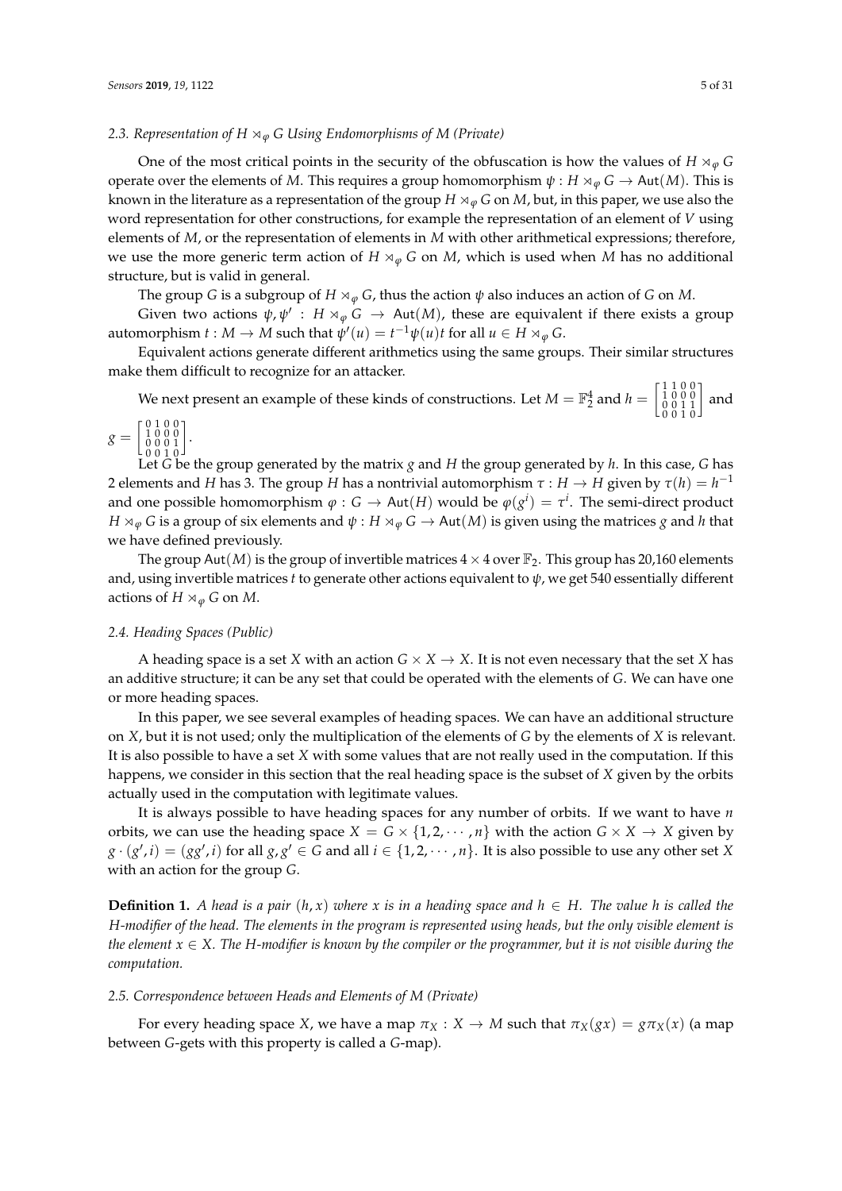### 2.3. Representation of $H \rtimes_\varphi G$ Using Endomorphisms of $M$ (Private)

One of the most critical points in the security of the obfuscation is how the values of $H \rtimes_\varphi G$ operate over the elements of $M$. This requires a group homomorphism $\psi : H \rtimes_\varphi G \to \mathsf{Aut}(M)$. This is known in the literature as a representation of the group $H \rtimes_\varphi G$ on $M$, but, in this paper, we use also the word representation for other constructions, for example the representation of an element of $V$ using elements of $M$, or the representation of elements in $M$ with other arithmetical expressions; therefore, we use the more generic term action of $H \rtimes_\varphi G$ on $M$, which is used when $M$ has no additional structure, but is valid in general.

The group $G$ is a subgroup of $H \rtimes_\varphi G$, thus the action $\psi$ also induces an action of $G$ on $M$.

Given two actions $\psi, \psi' : H \rtimes_\varphi G \to \mathsf{Aut}(M)$, these are equivalent if there exists a group automorphism $t : M \to M$ such that $\psi'(u) = t^{-1}\psi(u)t$ for all $u \in H \rtimes_\varphi G$.

Equivalent actions generate different arithmetics using the same groups. Their similar structures make them difficult to recognize for an attacker.

We next present an example of these kinds of constructions. Let $M = \mathbb{F}_2^4$ and $h = \begin{bmatrix} 1 & 1 & 0 & 0 \\ 1 & 0 & 0 & 0 \\ 0 & 0 & 1 & 1 \\ 0 & 0 & 1 & 0 \end{bmatrix}$ and $g = \begin{bmatrix} 0 & 1 & 0 & 0 \\ 1 & 0 & 0 & 0 \\ 0 & 0 & 0 & 1 \\ 0 & 0 & 1 & 0 \end{bmatrix}$.

Let $G$ be the group generated by the matrix $g$ and $H$ the group generated by $h$. In this case, $G$ has 2 elements and $H$ has 3. The group $H$ has a nontrivial automorphism $\tau : H \to H$ given by $\tau(h) = h^{-1}$ and one possible homomorphism $\varphi : G \to \mathsf{Aut}(H)$ would be $\varphi(g^i) = \tau^i$. The semi-direct product $H \rtimes_\varphi G$ is a group of six elements and $\psi : H \rtimes_\varphi G \to \mathsf{Aut}(M)$ is given using the matrices $g$ and $h$ that we have defined previously.

The group $\mathsf{Aut}(M)$ is the group of invertible matrices $4 \times 4$ over $\mathbb{F}_2$. This group has 20,160 elements and, using invertible matrices $t$ to generate other actions equivalent to $\psi$, we get 540 essentially different actions of $H \rtimes_\varphi G$ on $M$.

### 2.4. Heading Spaces (Public)

A heading space is a set $X$ with an action $G \times X \to X$. It is not even necessary that the set $X$ has an additive structure; it can be any set that could be operated with the elements of $G$. We can have one or more heading spaces.

In this paper, we see several examples of heading spaces. We can have an additional structure on $X$, but it is not used; only the multiplication of the elements of $G$ by the elements of $X$ is relevant. It is also possible to have a set $X$ with some values that are not really used in the computation. If this happens, we consider in this section that the real heading space is the subset of $X$ given by the orbits actually used in the computation with legitimate values.

It is always possible to have heading spaces for any number of orbits. If we want to have $n$ orbits, we can use the heading space $X = G \times \{1, 2, \cdots, n\}$ with the action $G \times X \to X$ given by $g \cdot (g', i) = (gg', i)$ for all $g, g' \in G$ and all $i \in \{1, 2, \cdots, n\}$. It is also possible to use any other set $X$ with an action for the group $G$.

**Definition 1.** *A head is a pair $(h, x)$ where $x$ is in a heading space and $h \in H$. The value $h$ is called the H-modifier of the head. The elements in the program is represented using heads, but the only visible element is the element $x \in X$. The H-modifier is known by the compiler or the programmer, but it is not visible during the computation.*

### 2.5. Correspondence between Heads and Elements of $M$ (Private)

For every heading space $X$, we have a map $\pi_X : X \to M$ such that $\pi_X(gx) = g\pi_X(x)$ (a map between $G$-gets with this property is called a $G$-map).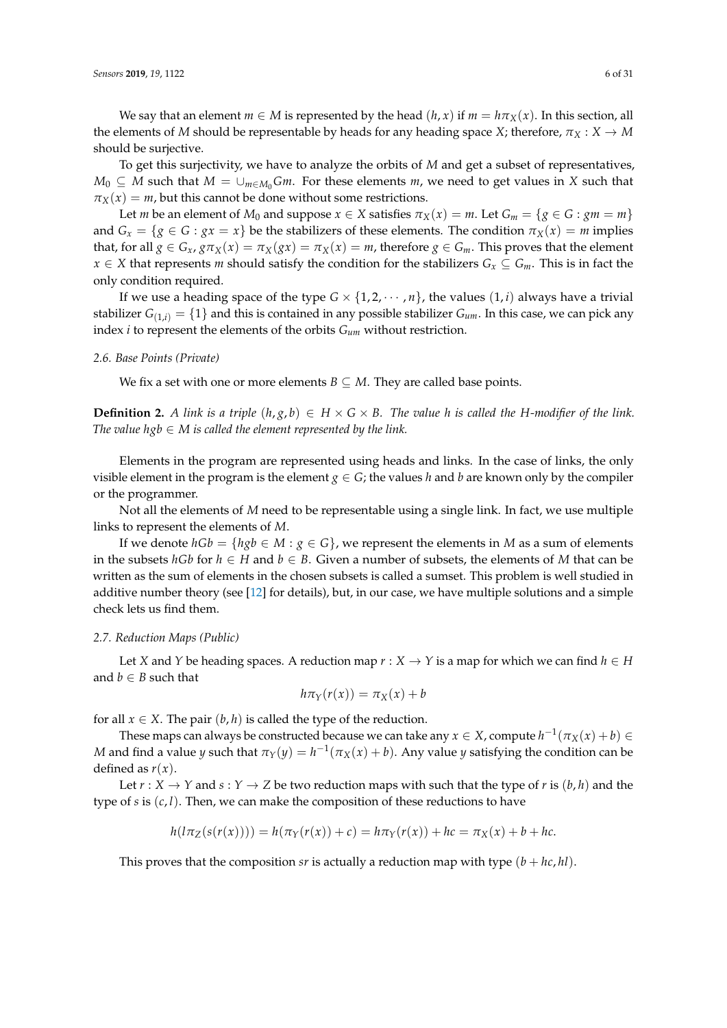We say that an element $m \in M$ is represented by the head $(h, x)$ if $m = h\pi_X(x)$. In this section, all the elements of $M$ should be representable by heads for any heading space $X$; therefore, $\pi_X : X \to M$ should be surjective.

To get this surjectivity, we have to analyze the orbits of $M$ and get a subset of representatives, $M_0 \subseteq M$ such that $M = \cup_{m \in M_0} Gm$. For these elements $m$, we need to get values in $X$ such that $\pi_X(x) = m$, but this cannot be done without some restrictions.

Let $m$ be an element of $M_0$ and suppose $x \in X$ satisfies $\pi_X(x) = m$. Let $G_m = \{g \in G : gm = m\}$ and $G_x = \{g \in G : gx = x\}$ be the stabilizers of these elements. The condition $\pi_X(x) = m$ implies that, for all $g \in G_x$, $g\pi_X(x) = \pi_X(gx) = \pi_X(x) = m$, therefore $g \in G_m$. This proves that the element $x \in X$ that represents $m$ should satisfy the condition for the stabilizers $G_x \subseteq G_m$. This is in fact the only condition required.

If we use a heading space of the type $G \times \{1, 2, \cdots, n\}$, the values $(1, i)$ always have a trivial stabilizer $G_{(1,i)} = \{1\}$ and this is contained in any possible stabilizer $G_{um}$. In this case, we can pick any index $i$ to represent the elements of the orbits $G_{um}$ without restriction.

### 2.6. Base Points (Private)

We fix a set with one or more elements $B \subseteq M$. They are called base points.

**Definition 2.** *A link is a triple $(h, g, b) \in H \times G \times B$. The value $h$ is called the H-modifier of the link. The value $hgb \in M$ is called the element represented by the link.*

Elements in the program are represented using heads and links. In the case of links, the only visible element in the program is the element $g \in G$; the values $h$ and $b$ are known only by the compiler or the programmer.

Not all the elements of $M$ need to be representable using a single link. In fact, we use multiple links to represent the elements of $M$.

If we denote $hGb = \{hgb \in M : g \in G\}$, we represent the elements in $M$ as a sum of elements in the subsets $hGb$ for $h \in H$ and $b \in B$. Given a number of subsets, the elements of $M$ that can be written as the sum of elements in the chosen subsets is called a sumset. This problem is well studied in additive number theory (see [12] for details), but, in our case, we have multiple solutions and a simple check lets us find them.

### 2.7. Reduction Maps (Public)

Let $X$ and $Y$ be heading spaces. A reduction map $r : X \to Y$ is a map for which we can find $h \in H$ and $b \in B$ such that

$$h\pi_Y(r(x)) = \pi_X(x) + b$$

for all $x \in X$. The pair $(b, h)$ is called the type of the reduction.

These maps can always be constructed because we can take any $x \in X$, compute $h^{-1}(\pi_X(x) + b) \in M$ and find a value $y$ such that $\pi_Y(y) = h^{-1}(\pi_X(x) + b)$. Any value $y$ satisfying the condition can be defined as $r(x)$.

Let $r : X \to Y$ and $s : Y \to Z$ be two reduction maps with such that the type of $r$ is $(b, h)$ and the type of $s$ is $(c, l)$. Then, we can make the composition of these reductions to have

$$h(l\pi_Z(s(r(x)))) = h(\pi_Y(r(x)) + c) = h\pi_Y(r(x)) + hc = \pi_X(x) + b + hc.$$

This proves that the composition $sr$ is actually a reduction map with type $(b + hc, hl)$.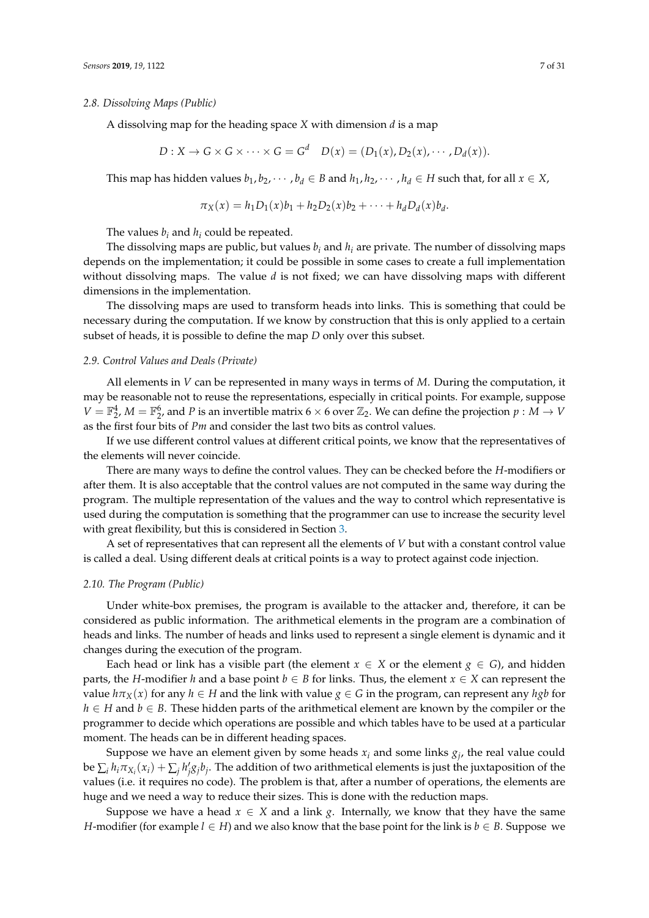### 2.8. Dissolving Maps (Public)

A dissolving map for the heading space $X$ with dimension $d$ is a map

$$D : X \to G \times G \times \cdots \times G = G^d \quad D(x) = (D_1(x), D_2(x), \cdots, D_d(x)).$$

This map has hidden values $b_1, b_2, \cdots, b_d \in B$ and $h_1, h_2, \cdots, h_d \in H$ such that, for all $x \in X$,

$$\pi_X(x) = h_1 D_1(x) b_1 + h_2 D_2(x) b_2 + \cdots + h_d D_d(x) b_d.$$

The values $b_i$ and $h_i$ could be repeated.

The dissolving maps are public, but values $b_i$ and $h_i$ are private. The number of dissolving maps depends on the implementation; it could be possible in some cases to create a full implementation without dissolving maps. The value $d$ is not fixed; we can have dissolving maps with different dimensions in the implementation.

The dissolving maps are used to transform heads into links. This is something that could be necessary during the computation. If we know by construction that this is only applied to a certain subset of heads, it is possible to define the map $D$ only over this subset.

### 2.9. Control Values and Deals (Private)

All elements in $V$ can be represented in many ways in terms of $M$. During the computation, it may be reasonable not to reuse the representations, especially in critical points. For example, suppose $V = \mathbb{F}_2^4$, $M = \mathbb{F}_2^6$, and $P$ is an invertible matrix $6 \times 6$ over $\mathbb{Z}_2$. We can define the projection $p : M \to V$ as the first four bits of $Pm$ and consider the last two bits as control values.

If we use different control values at different critical points, we know that the representatives of the elements will never coincide.

There are many ways to define the control values. They can be checked before the $H$-modifiers or after them. It is also acceptable that the control values are not computed in the same way during the program. The multiple representation of the values and the way to control which representative is used during the computation is something that the programmer can use to increase the security level with great flexibility, but this is considered in Section 3.

A set of representatives that can represent all the elements of $V$ but with a constant control value is called a deal. Using different deals at critical points is a way to protect against code injection.

### 2.10. The Program (Public)

Under white-box premises, the program is available to the attacker and, therefore, it can be considered as public information. The arithmetical elements in the program are a combination of heads and links. The number of heads and links used to represent a single element is dynamic and it changes during the execution of the program.

Each head or link has a visible part (the element $x \in X$ or the element $g \in G$), and hidden parts, the $H$-modifier $h$ and a base point $b \in B$ for links. Thus, the element $x \in X$ can represent the value $h\pi_X(x)$ for any $h \in H$ and the link with value $g \in G$ in the program, can represent any $hgb$ for $h \in H$ and $b \in B$. These hidden parts of the arithmetical element are known by the compiler or the programmer to decide which operations are possible and which tables have to be used at a particular moment. The heads can be in different heading spaces.

Suppose we have an element given by some heads $x_i$ and some links $g_j$, the real value could be $\sum_i h_i \pi_{X_i}(x_i) + \sum_j h'_j g_j b_j$. The addition of two arithmetical elements is just the juxtaposition of the values (i.e. it requires no code). The problem is that, after a number of operations, the elements are huge and we need a way to reduce their sizes. This is done with the reduction maps.

Suppose we have a head $x \in X$ and a link $g$. Internally, we know that they have the same $H$-modifier (for example $l \in H$) and we also know that the base point for the link is $b \in B$. Suppose we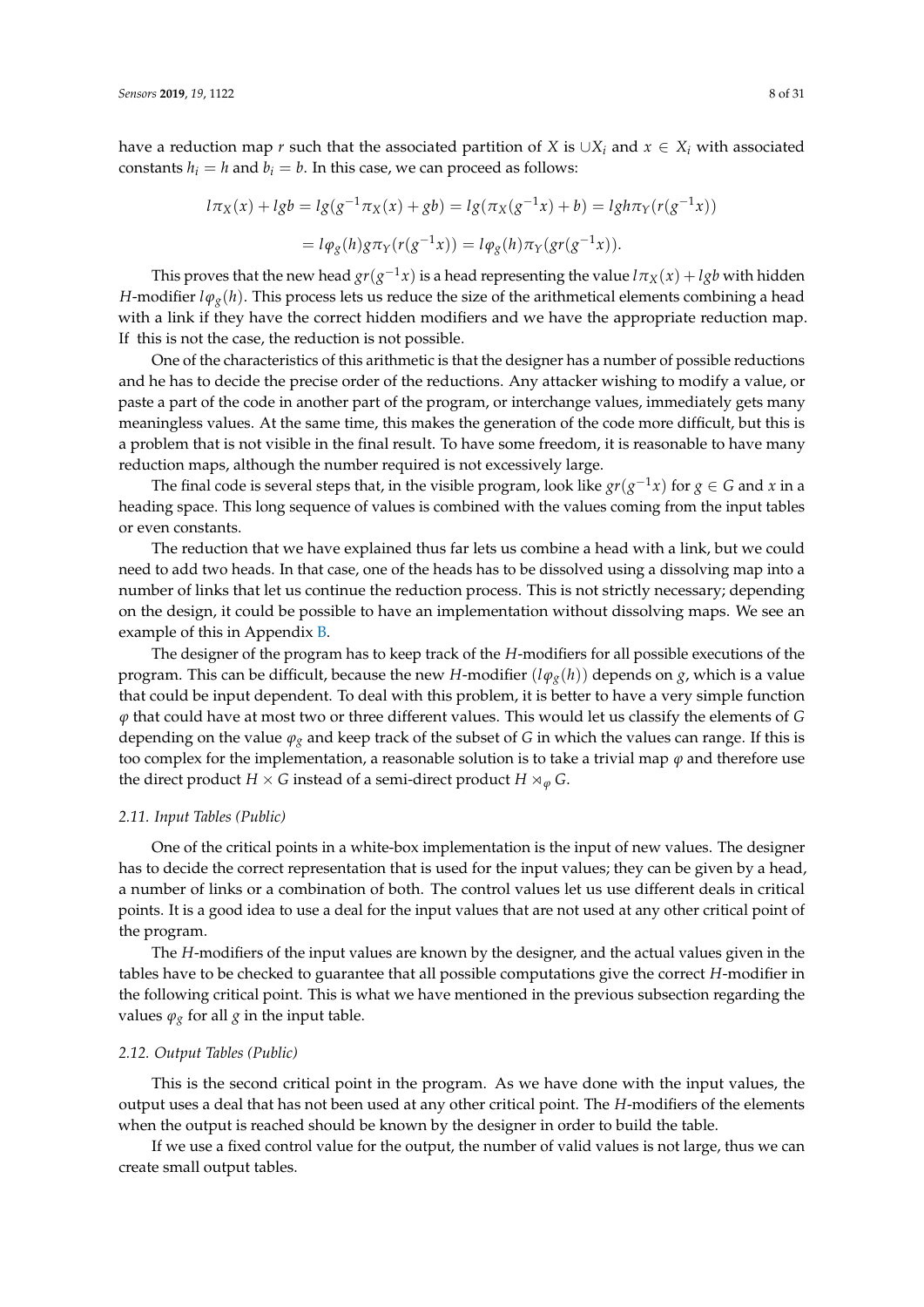have a reduction map $r$ such that the associated partition of $X$ is $\cup X_i$ and $x \in X_i$ with associated constants $h_i = h$ and $b_i = b$. In this case, we can proceed as follows:

$$l\pi_X(x) + lgb = lg(g^{-1}\pi_X(x) + gb) = lg(\pi_X(g^{-1}x) + b) = lgh\pi_Y(r(g^{-1}x))$$

$$= l\varphi_g(h)g\pi_Y(r(g^{-1}x)) = l\varphi_g(h)\pi_Y(gr(g^{-1}x)).$$

This proves that the new head $gr(g^{-1}x)$ is a head representing the value $l\pi_X(x) + lgb$ with hidden $H$-modifier $l\varphi_g(h)$. This process lets us reduce the size of the arithmetical elements combining a head with a link if they have the correct hidden modifiers and we have the appropriate reduction map. If this is not the case, the reduction is not possible.

One of the characteristics of this arithmetic is that the designer has a number of possible reductions and he has to decide the precise order of the reductions. Any attacker wishing to modify a value, or paste a part of the code in another part of the program, or interchange values, immediately gets many meaningless values. At the same time, this makes the generation of the code more difficult, but this is a problem that is not visible in the final result. To have some freedom, it is reasonable to have many reduction maps, although the number required is not excessively large.

The final code is several steps that, in the visible program, look like $gr(g^{-1}x)$ for $g \in G$ and $x$ in a heading space. This long sequence of values is combined with the values coming from the input tables or even constants.

The reduction that we have explained thus far lets us combine a head with a link, but we could need to add two heads. In that case, one of the heads has to be dissolved using a dissolving map into a number of links that let us continue the reduction process. This is not strictly necessary; depending on the design, it could be possible to have an implementation without dissolving maps. We see an example of this in Appendix B.

The designer of the program has to keep track of the $H$-modifiers for all possible executions of the program. This can be difficult, because the new $H$-modifier $(l\varphi_g(h))$ depends on $g$, which is a value that could be input dependent. To deal with this problem, it is better to have a very simple function $\varphi$ that could have at most two or three different values. This would let us classify the elements of $G$ depending on the value $\varphi_g$ and keep track of the subset of $G$ in which the values can range. If this is too complex for the implementation, a reasonable solution is to take a trivial map $\varphi$ and therefore use the direct product $H \times G$ instead of a semi-direct product $H \rtimes_\varphi G$.

### 2.11. Input Tables (Public)

One of the critical points in a white-box implementation is the input of new values. The designer has to decide the correct representation that is used for the input values; they can be given by a head, a number of links or a combination of both. The control values let us use different deals in critical points. It is a good idea to use a deal for the input values that are not used at any other critical point of the program.

The $H$-modifiers of the input values are known by the designer, and the actual values given in the tables have to be checked to guarantee that all possible computations give the correct $H$-modifier in the following critical point. This is what we have mentioned in the previous subsection regarding the values $\varphi_g$ for all $g$ in the input table.

### 2.12. Output Tables (Public)

This is the second critical point in the program. As we have done with the input values, the output uses a deal that has not been used at any other critical point. The $H$-modifiers of the elements when the output is reached should be known by the designer in order to build the table.

If we use a fixed control value for the output, the number of valid values is not large, thus we can create small output tables.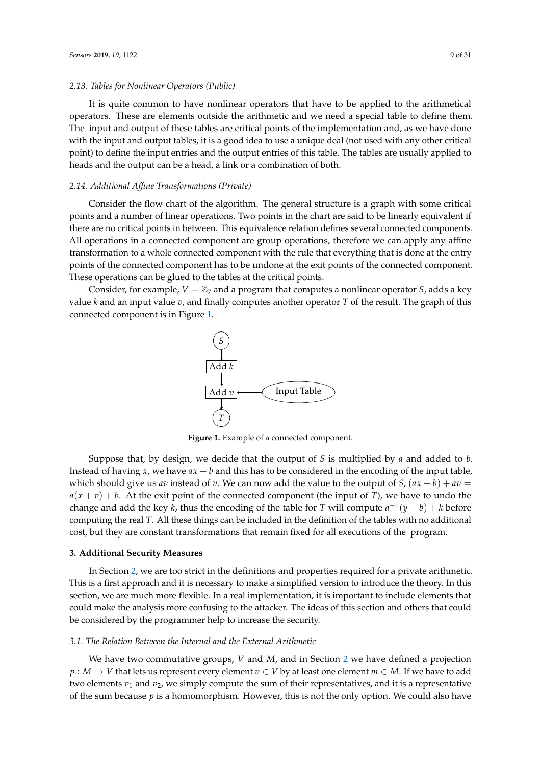### 2.13. Tables for Nonlinear Operators (Public)

It is quite common to have nonlinear operators that have to be applied to the arithmetical operators. These are elements outside the arithmetic and we need a special table to define them. The input and output of these tables are critical points of the implementation and, as we have done with the input and output tables, it is a good idea to use a unique deal (not used with any other critical point) to define the input entries and the output entries of this table. The tables are usually applied to heads and the output can be a head, a link or a combination of both.

### 2.14. Additional Affine Transformations (Private)

Consider the flow chart of the algorithm. The general structure is a graph with some critical points and a number of linear operations. Two points in the chart are said to be linearly equivalent if there are no critical points in between. This equivalence relation defines several connected components. All operations in a connected component are group operations, therefore we can apply any affine transformation to a whole connected component with the rule that everything that is done at the entry points of the connected component has to be undone at the exit points of the connected component. These operations can be glued to the tables at the critical points.

Consider, for example, $V = \mathbb{Z}_7$ and a program that computes a nonlinear operator $S$, adds a key value $k$ and an input value $v$, and finally computes another operator $T$ of the result. The graph of this connected component is in Figure 1.

S

Add $k$

Add $v$

Input Table

T

**Figure 1.** Example of a connected component.

Suppose that, by design, we decide that the output of $S$ is multiplied by $a$ and added to $b$. Instead of having $x$, we have $ax + b$ and this has to be considered in the encoding of the input table, which should give us $av$ instead of $v$. We can now add the value to the output of $S$, $(ax + b) + av = a(x + v) + b$. At the exit point of the connected component (the input of $T$), we have to undo the change and add the key $k$, thus the encoding of the table for $T$ will compute $a^{-1}(y - b) + k$ before computing the real $T$. All these things can be included in the definition of the tables with no additional cost, but they are constant transformations that remain fixed for all executions of the program.

## 3. Additional Security Measures

In Section 2, we are too strict in the definitions and properties required for a private arithmetic. This is a first approach and it is necessary to make a simplified version to introduce the theory. In this section, we are much more flexible. In a real implementation, it is important to include elements that could make the analysis more confusing to the attacker. The ideas of this section and others that could be considered by the programmer help to increase the security.

### 3.1. The Relation Between the Internal and the External Arithmetic

We have two commutative groups, $V$ and $M$, and in Section 2 we have defined a projection $p : M \to V$ that lets us represent every element $v \in V$ by at least one element $m \in M$. If we have to add two elements $v_1$ and $v_2$, we simply compute the sum of their representatives, and it is a representative of the sum because $p$ is a homomorphism. However, this is not the only option. We could also have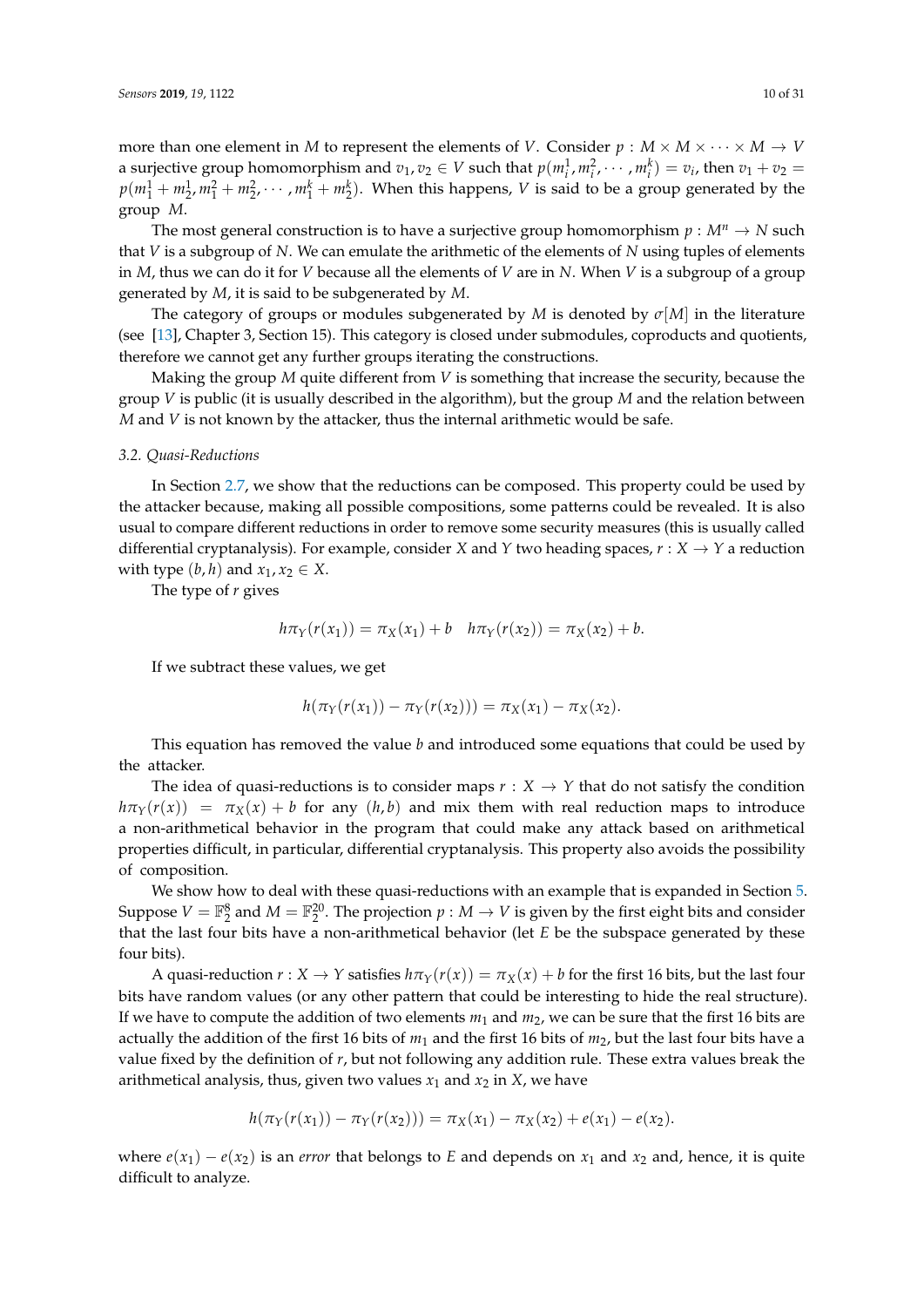more than one element in $M$ to represent the elements of $V$. Consider $p : M \times M \times \cdots \times M \to V$ a surjective group homomorphism and $v_1, v_2 \in V$ such that $p(m_i^1, m_i^2, \cdots, m_i^k) = v_i$, then $v_1 + v_2 = p(m_1^1 + m_2^1, m_1^2 + m_2^2, \cdots, m_1^k + m_2^k)$. When this happens, $V$ is said to be a group generated by the group $M$.

The most general construction is to have a surjective group homomorphism $p : M^n \to N$ such that $V$ is a subgroup of $N$. We can emulate the arithmetic of the elements of $N$ using tuples of elements in $M$, thus we can do it for $V$ because all the elements of $V$ are in $N$. When $V$ is a subgroup of a group generated by $M$, it is said to be subgenerated by $M$.

The category of groups or modules subgenerated by $M$ is denoted by $\sigma[M]$ in the literature (see [13], Chapter 3, Section 15). This category is closed under submodules, coproducts and quotients, therefore we cannot get any further groups iterating the constructions.

Making the group $M$ quite different from $V$ is something that increase the security, because the group $V$ is public (it is usually described in the algorithm), but the group $M$ and the relation between $M$ and $V$ is not known by the attacker, thus the internal arithmetic would be safe.

### 3.2. Quasi-Reductions

In Section 2.7, we show that the reductions can be composed. This property could be used by the attacker because, making all possible compositions, some patterns could be revealed. It is also usual to compare different reductions in order to remove some security measures (this is usually called differential cryptanalysis). For example, consider $X$ and $Y$ two heading spaces, $r : X \to Y$ a reduction with type $(b, h)$ and $x_1, x_2 \in X$.

The type of $r$ gives

$$h\pi_Y(r(x_1)) = \pi_X(x_1) + b \quad h\pi_Y(r(x_2)) = \pi_X(x_2) + b.$$

If we subtract these values, we get

$$h(\pi_Y(r(x_1)) - \pi_Y(r(x_2))) = \pi_X(x_1) - \pi_X(x_2).$$

This equation has removed the value $b$ and introduced some equations that could be used by the attacker.

The idea of quasi-reductions is to consider maps $r : X \to Y$ that do not satisfy the condition $h\pi_Y(r(x)) = \pi_X(x) + b$ for any $(h, b)$ and mix them with real reduction maps to introduce a non-arithmetical behavior in the program that could make any attack based on arithmetical properties difficult, in particular, differential cryptanalysis. This property also avoids the possibility of composition.

We show how to deal with these quasi-reductions with an example that is expanded in Section 5. Suppose $V = \mathbb{F}_2^8$ and $M = \mathbb{F}_2^{20}$. The projection $p : M \to V$ is given by the first eight bits and consider that the last four bits have a non-arithmetical behavior (let $E$ be the subspace generated by these four bits).

A quasi-reduction $r : X \to Y$ satisfies $h\pi_Y(r(x)) = \pi_X(x) + b$ for the first 16 bits, but the last four bits have random values (or any other pattern that could be interesting to hide the real structure). If we have to compute the addition of two elements $m_1$ and $m_2$, we can be sure that the first 16 bits are actually the addition of the first 16 bits of $m_1$ and the first 16 bits of $m_2$, but the last four bits have a value fixed by the definition of $r$, but not following any addition rule. These extra values break the arithmetical analysis, thus, given two values $x_1$ and $x_2$ in $X$, we have

$$h(\pi_Y(r(x_1)) - \pi_Y(r(x_2))) = \pi_X(x_1) - \pi_X(x_2) + e(x_1) - e(x_2).$$

where $e(x_1) - e(x_2)$ is an *error* that belongs to $E$ and depends on $x_1$ and $x_2$ and, hence, it is quite difficult to analyze.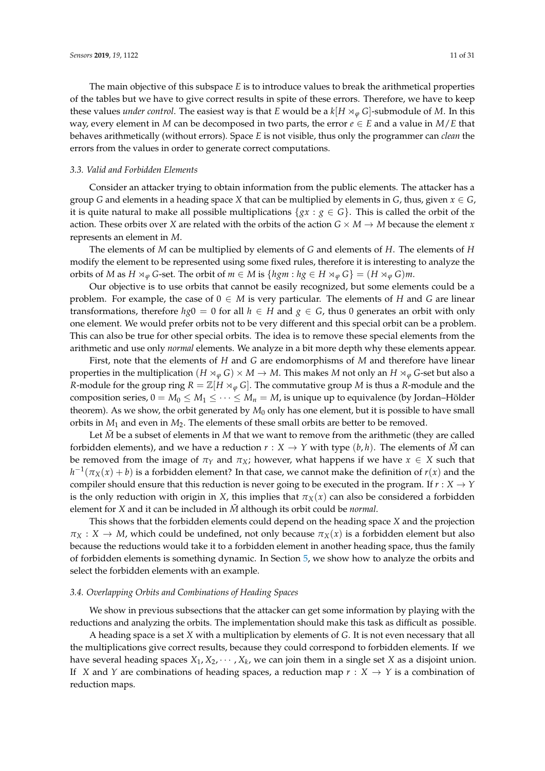The main objective of this subspace $E$ is to introduce values to break the arithmetical properties of the tables but we have to give correct results in spite of these errors. Therefore, we have to keep these values *under control*. The easiest way is that $E$ would be a $k[H \rtimes_\varphi G]$-submodule of $M$. In this way, every element in $M$ can be decomposed in two parts, the error $e \in E$ and a value in $M/E$ that behaves arithmetically (without errors). Space $E$ is not visible, thus only the programmer can *clean* the errors from the values in order to generate correct computations.

### 3.3. Valid and Forbidden Elements

Consider an attacker trying to obtain information from the public elements. The attacker has a group $G$ and elements in a heading space $X$ that can be multiplied by elements in $G$, thus, given $x \in G$, it is quite natural to make all possible multiplications $\{gx : g \in G\}$. This is called the orbit of the action. These orbits over $X$ are related with the orbits of the action $G \times M \to M$ because the element $x$ represents an element in $M$.

The elements of $M$ can be multiplied by elements of $G$ and elements of $H$. The elements of $H$ modify the element to be represented using some fixed rules, therefore it is interesting to analyze the orbits of $M$ as $H \rtimes_\varphi G$-set. The orbit of $m \in M$ is $\{hgm : hg \in H \rtimes_\varphi G\} = (H \rtimes_\varphi G)m$.

Our objective is to use orbits that cannot be easily recognized, but some elements could be a problem. For example, the case of $0 \in M$ is very particular. The elements of $H$ and $G$ are linear transformations, therefore $hg0 = 0$ for all $h \in H$ and $g \in G$, thus 0 generates an orbit with only one element. We would prefer orbits not to be very different and this special orbit can be a problem. This can also be true for other special orbits. The idea is to remove these special elements from the arithmetic and use only *normal* elements. We analyze in a bit more depth why these elements appear.

First, note that the elements of $H$ and $G$ are endomorphisms of $M$ and therefore have linear properties in the multiplication $(H \rtimes_\varphi G) \times M \to M$. This makes $M$ not only an $H \rtimes_\varphi G$-set but also a $R$-module for the group ring $R = \mathbb{Z}[H \rtimes_\varphi G]$. The commutative group $M$ is thus a $R$-module and the composition series, $0 = M_0 \leq M_1 \leq \cdots \leq M_n = M$, is unique up to equivalence (by Jordan–Hölder theorem). As we show, the orbit generated by $M_0$ only has one element, but it is possible to have small orbits in $M_1$ and even in $M_2$. The elements of these small orbits are better to be removed.

Let $\tilde{M}$ be a subset of elements in $M$ that we want to remove from the arithmetic (they are called forbidden elements), and we have a reduction $r : X \to Y$ with type $(b, h)$. The elements of $\tilde{M}$ can be removed from the image of $\pi_Y$ and $\pi_X$; however, what happens if we have $x \in X$ such that $h^{-1}(\pi_X(x) + b)$ is a forbidden element? In that case, we cannot make the definition of $r(x)$ and the compiler should ensure that this reduction is never going to be executed in the program. If $r : X \to Y$ is the only reduction with origin in $X$, this implies that $\pi_X(x)$ can also be considered a forbidden element for $X$ and it can be included in $\tilde{M}$ although its orbit could be *normal*.

This shows that the forbidden elements could depend on the heading space $X$ and the projection $\pi_X : X \to M$, which could be undefined, not only because $\pi_X(x)$ is a forbidden element but also because the reductions would take it to a forbidden element in another heading space, thus the family of forbidden elements is something dynamic. In Section 5, we show how to analyze the orbits and select the forbidden elements with an example.

### 3.4. Overlapping Orbits and Combinations of Heading Spaces

We show in previous subsections that the attacker can get some information by playing with the reductions and analyzing the orbits. The implementation should make this task as difficult as possible.

A heading space is a set $X$ with a multiplication by elements of $G$. It is not even necessary that all the multiplications give correct results, because they could correspond to forbidden elements. If we have several heading spaces $X_1, X_2, \cdots, X_k$, we can join them in a single set $X$ as a disjoint union. If $X$ and $Y$ are combinations of heading spaces, a reduction map $r : X \to Y$ is a combination of reduction maps.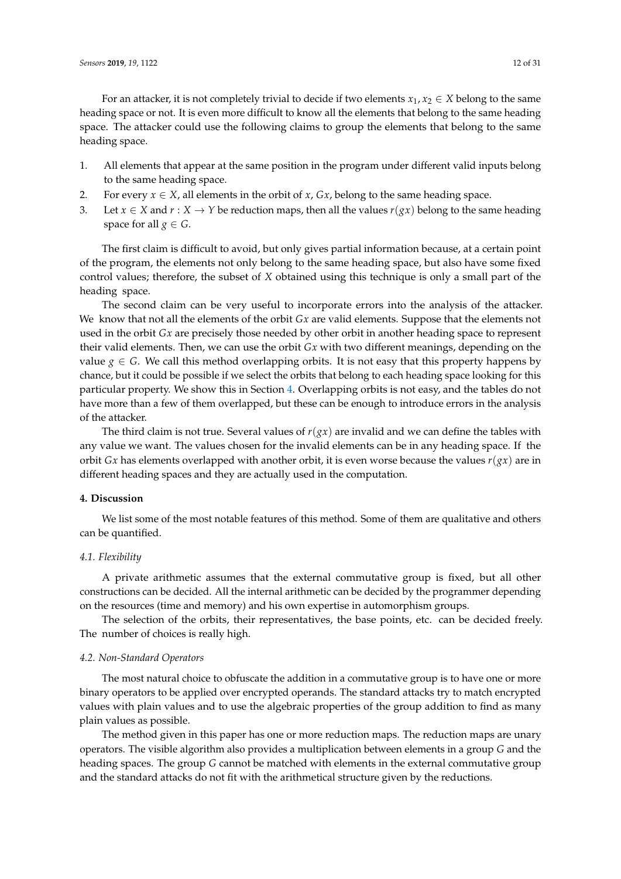For an attacker, it is not completely trivial to decide if two elements $x_1, x_2 \in X$ belong to the same heading space or not. It is even more difficult to know all the elements that belong to the same heading space. The attacker could use the following claims to group the elements that belong to the same heading space.

1. All elements that appear at the same position in the program under different valid inputs belong to the same heading space.
2. For every $x \in X$, all elements in the orbit of $x$, $Gx$, belong to the same heading space.
3. Let $x \in X$ and $r : X \to Y$ be reduction maps, then all the values $r(gx)$ belong to the same heading space for all $g \in G$.

The first claim is difficult to avoid, but only gives partial information because, at a certain point of the program, the elements not only belong to the same heading space, but also have some fixed control values; therefore, the subset of $X$ obtained using this technique is only a small part of the heading space.

The second claim can be very useful to incorporate errors into the analysis of the attacker. We know that not all the elements of the orbit $Gx$ are valid elements. Suppose that the elements not used in the orbit $Gx$ are precisely those needed by other orbit in another heading space to represent their valid elements. Then, we can use the orbit $Gx$ with two different meanings, depending on the value $g \in G$. We call this method overlapping orbits. It is not easy that this property happens by chance, but it could be possible if we select the orbits that belong to each heading space looking for this particular property. We show this in Section 4. Overlapping orbits is not easy, and the tables do not have more than a few of them overlapped, but these can be enough to introduce errors in the analysis of the attacker.

The third claim is not true. Several values of $r(gx)$ are invalid and we can define the tables with any value we want. The values chosen for the invalid elements can be in any heading space. If the orbit $Gx$ has elements overlapped with another orbit, it is even worse because the values $r(gx)$ are in different heading spaces and they are actually used in the computation.

## 4. Discussion

We list some of the most notable features of this method. Some of them are qualitative and others can be quantified.

### 4.1. Flexibility

A private arithmetic assumes that the external commutative group is fixed, but all other constructions can be decided. All the internal arithmetic can be decided by the programmer depending on the resources (time and memory) and his own expertise in automorphism groups.

The selection of the orbits, their representatives, the base points, etc. can be decided freely. The number of choices is really high.

### 4.2. Non-Standard Operators

The most natural choice to obfuscate the addition in a commutative group is to have one or more binary operators to be applied over encrypted operands. The standard attacks try to match encrypted values with plain values and to use the algebraic properties of the group addition to find as many plain values as possible.

The method given in this paper has one or more reduction maps. The reduction maps are unary operators. The visible algorithm also provides a multiplication between elements in a group $G$ and the heading spaces. The group $G$ cannot be matched with elements in the external commutative group and the standard attacks do not fit with the arithmetical structure given by the reductions.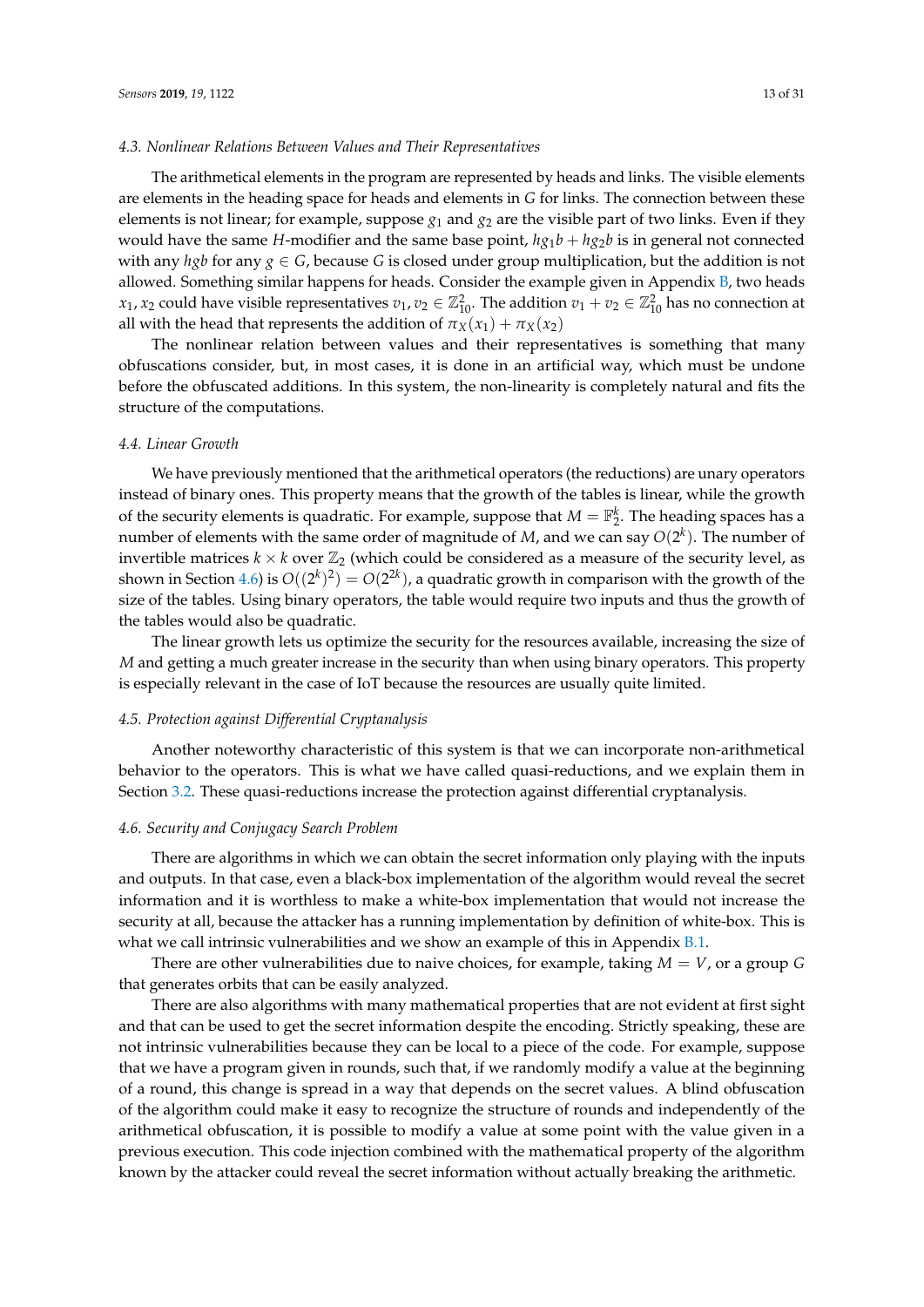### 4.3. Nonlinear Relations Between Values and Their Representatives

The arithmetical elements in the program are represented by heads and links. The visible elements are elements in the heading space for heads and elements in $G$ for links. The connection between these elements is not linear; for example, suppose $g_1$ and $g_2$ are the visible part of two links. Even if they would have the same $H$-modifier and the same base point, $hg_1b + hg_2b$ is in general not connected with any $hgb$ for any $g \in G$, because $G$ is closed under group multiplication, but the addition is not allowed. Something similar happens for heads. Consider the example given in Appendix B, two heads $x_1, x_2$ could have visible representatives $v_1, v_2 \in \mathbb{Z}_{10}^2$. The addition $v_1 + v_2 \in \mathbb{Z}_{10}^2$ has no connection at all with the head that represents the addition of $\pi_X(x_1) + \pi_X(x_2)$

The nonlinear relation between values and their representatives is something that many obfuscations consider, but, in most cases, it is done in an artificial way, which must be undone before the obfuscated additions. In this system, the non-linearity is completely natural and fits the structure of the computations.

### 4.4. Linear Growth

We have previously mentioned that the arithmetical operators (the reductions) are unary operators instead of binary ones. This property means that the growth of the tables is linear, while the growth of the security elements is quadratic. For example, suppose that $M = \mathbb{F}_2^k$. The heading spaces has a number of elements with the same order of magnitude of $M$, and we can say $O(2^k)$. The number of invertible matrices $k \times k$ over $\mathbb{Z}_2$ (which could be considered as a measure of the security level, as shown in Section 4.6) is $O((2^k)^2) = O(2^{2k})$, a quadratic growth in comparison with the growth of the size of the tables. Using binary operators, the table would require two inputs and thus the growth of the tables would also be quadratic.

The linear growth lets us optimize the security for the resources available, increasing the size of $M$ and getting a much greater increase in the security than when using binary operators. This property is especially relevant in the case of IoT because the resources are usually quite limited.

### 4.5. Protection against Differential Cryptanalysis

Another noteworthy characteristic of this system is that we can incorporate non-arithmetical behavior to the operators. This is what we have called quasi-reductions, and we explain them in Section 3.2. These quasi-reductions increase the protection against differential cryptanalysis.

### 4.6. Security and Conjugacy Search Problem

There are algorithms in which we can obtain the secret information only playing with the inputs and outputs. In that case, even a black-box implementation of the algorithm would reveal the secret information and it is worthless to make a white-box implementation that would not increase the security at all, because the attacker has a running implementation by definition of white-box. This is what we call intrinsic vulnerabilities and we show an example of this in Appendix B.1.

There are other vulnerabilities due to naive choices, for example, taking $M = V$, or a group $G$ that generates orbits that can be easily analyzed.

There are also algorithms with many mathematical properties that are not evident at first sight and that can be used to get the secret information despite the encoding. Strictly speaking, these are not intrinsic vulnerabilities because they can be local to a piece of the code. For example, suppose that we have a program given in rounds, such that, if we randomly modify a value at the beginning of a round, this change is spread in a way that depends on the secret values. A blind obfuscation of the algorithm could make it easy to recognize the structure of rounds and independently of the arithmetical obfuscation, it is possible to modify a value at some point with the value given in a previous execution. This code injection combined with the mathematical property of the algorithm known by the attacker could reveal the secret information without actually breaking the arithmetic.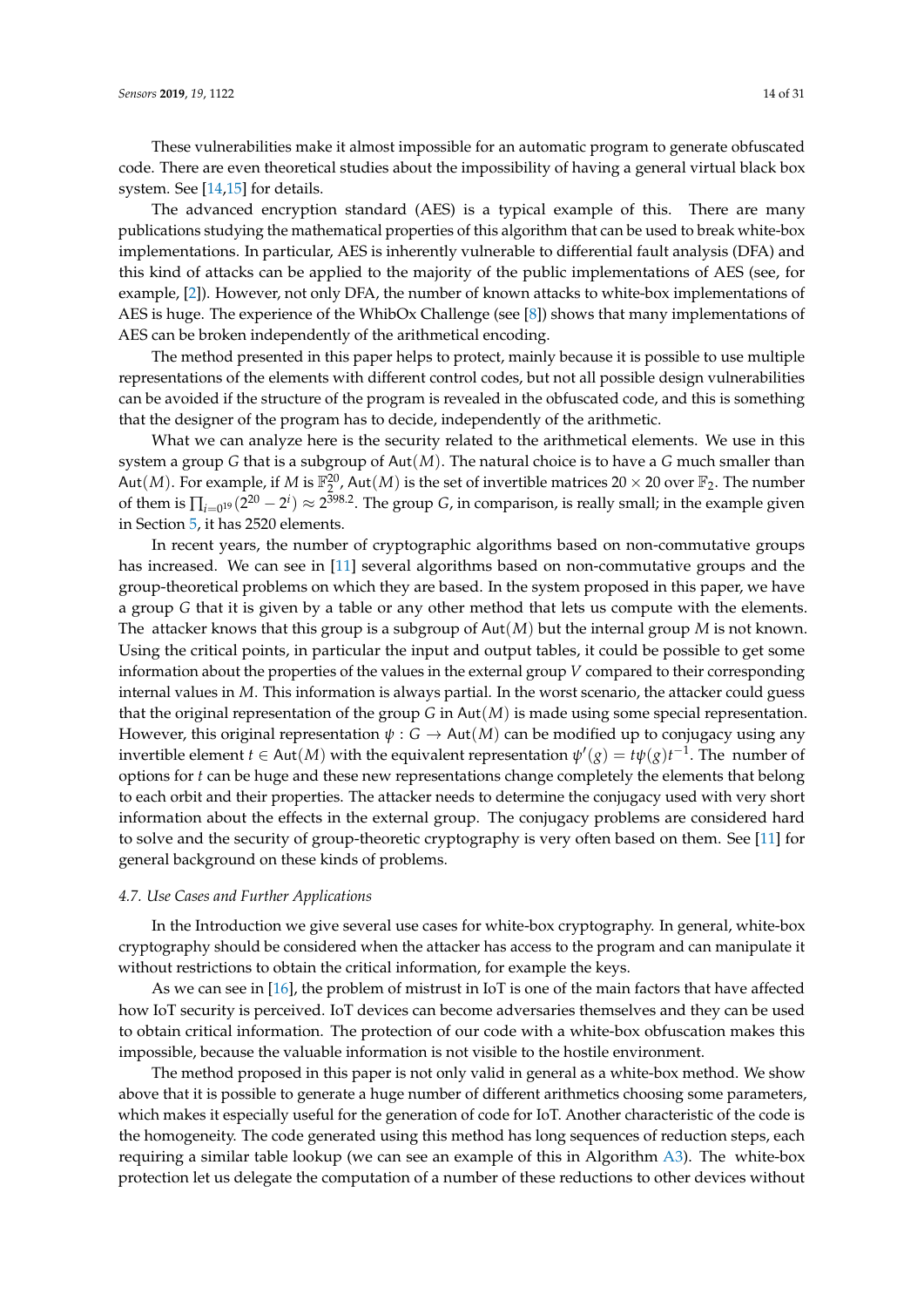These vulnerabilities make it almost impossible for an automatic program to generate obfuscated code. There are even theoretical studies about the impossibility of having a general virtual black box system. See [14,15] for details.

The advanced encryption standard (AES) is a typical example of this. There are many publications studying the mathematical properties of this algorithm that can be used to break white-box implementations. In particular, AES is inherently vulnerable to differential fault analysis (DFA) and this kind of attacks can be applied to the majority of the public implementations of AES (see, for example, [2]). However, not only DFA, the number of known attacks to white-box implementations of AES is huge. The experience of the WhibOx Challenge (see [8]) shows that many implementations of AES can be broken independently of the arithmetical encoding.

The method presented in this paper helps to protect, mainly because it is possible to use multiple representations of the elements with different control codes, but not all possible design vulnerabilities can be avoided if the structure of the program is revealed in the obfuscated code, and this is something that the designer of the program has to decide, independently of the arithmetic.

What we can analyze here is the security related to the arithmetical elements. We use in this system a group $G$ that is a subgroup of $\mathsf{Aut}(M)$. The natural choice is to have a $G$ much smaller than $\mathsf{Aut}(M)$. For example, if $M$ is $\mathbb{F}_2^{20}$, $\mathsf{Aut}(M)$ is the set of invertible matrices $20 \times 20$ over $\mathbb{F}_2$. The number of them is $\prod_{i=0^{19}}(2^{20} - 2^i) \approx 2^{398.2}$. The group $G$, in comparison, is really small; in the example given in Section 5, it has 2520 elements.

In recent years, the number of cryptographic algorithms based on non-commutative groups has increased. We can see in [11] several algorithms based on non-commutative groups and the group-theoretical problems on which they are based. In the system proposed in this paper, we have a group $G$ that it is given by a table or any other method that lets us compute with the elements. The attacker knows that this group is a subgroup of $\mathsf{Aut}(M)$ but the internal group $M$ is not known. Using the critical points, in particular the input and output tables, it could be possible to get some information about the properties of the values in the external group $V$ compared to their corresponding internal values in $M$. This information is always partial. In the worst scenario, the attacker could guess that the original representation of the group $G$ in $\mathsf{Aut}(M)$ is made using some special representation. However, this original representation $\psi : G \to \mathsf{Aut}(M)$ can be modified up to conjugacy using any invertible element $t \in \mathsf{Aut}(M)$ with the equivalent representation $\psi'(g) = t\psi(g)t^{-1}$. The number of options for $t$ can be huge and these new representations change completely the elements that belong to each orbit and their properties. The attacker needs to determine the conjugacy used with very short information about the effects in the external group. The conjugacy problems are considered hard to solve and the security of group-theoretic cryptography is very often based on them. See [11] for general background on these kinds of problems.

### 4.7. Use Cases and Further Applications

In the Introduction we give several use cases for white-box cryptography. In general, white-box cryptography should be considered when the attacker has access to the program and can manipulate it without restrictions to obtain the critical information, for example the keys.

As we can see in [16], the problem of mistrust in IoT is one of the main factors that have affected how IoT security is perceived. IoT devices can become adversaries themselves and they can be used to obtain critical information. The protection of our code with a white-box obfuscation makes this impossible, because the valuable information is not visible to the hostile environment.

The method proposed in this paper is not only valid in general as a white-box method. We show above that it is possible to generate a huge number of different arithmetics choosing some parameters, which makes it especially useful for the generation of code for IoT. Another characteristic of the code is the homogeneity. The code generated using this method has long sequences of reduction steps, each requiring a similar table lookup (we can see an example of this in Algorithm A3). The white-box protection let us delegate the computation of a number of these reductions to other devices without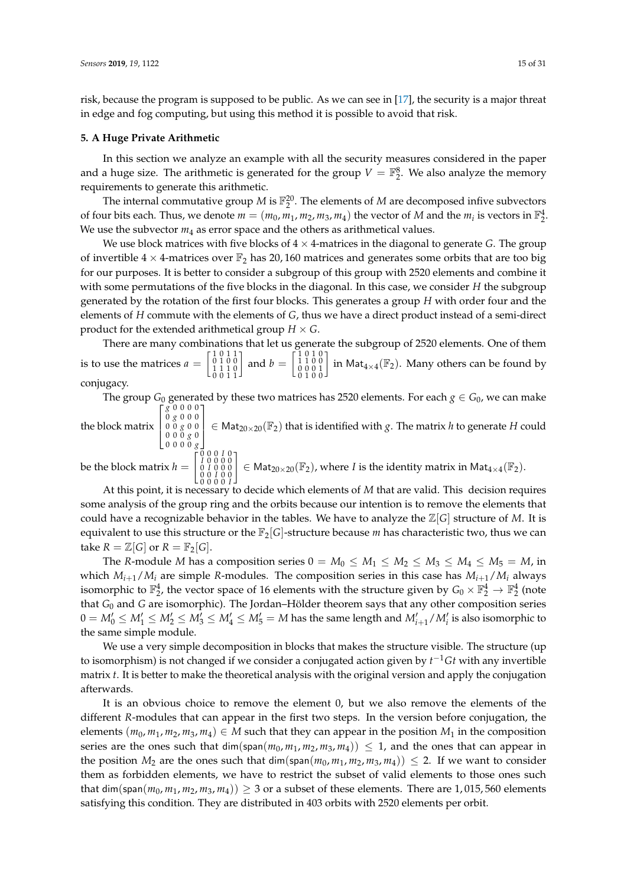risk, because the program is supposed to be public. As we can see in [17], the security is a major threat in edge and fog computing, but using this method it is possible to avoid that risk.

## 5. A Huge Private Arithmetic

In this section we analyze an example with all the security measures considered in the paper and a huge size. The arithmetic is generated for the group $V = \mathbb{F}_2^8$. We also analyze the memory requirements to generate this arithmetic.

The internal commutative group $M$ is $\mathbb{F}_2^{20}$. The elements of $M$ are decomposed infive subvectors of four bits each. Thus, we denote $m = (m_0, m_1, m_2, m_3, m_4)$ the vector of $M$ and the $m_i$ is vectors in $\mathbb{F}_2^4$. We use the subvector $m_4$ as error space and the others as arithmetical values.

We use block matrices with five blocks of $4 \times 4$-matrices in the diagonal to generate $G$. The group of invertible $4 \times 4$-matrices over $\mathbb{F}_2$ has 20,160 matrices and generates some orbits that are too big for our purposes. It is better to consider a subgroup of this group with 2520 elements and combine it with some permutations of the five blocks in the diagonal. In this case, we consider $H$ the subgroup generated by the rotation of the first four blocks. This generates a group $H$ with order four and the elements of $H$ commute with the elements of $G$, thus we have a direct product instead of a semi-direct product for the extended arithmetical group $H \times G$.

There are many combinations that let us generate the subgroup of 2520 elements. One of them is to use the matrices $a = \begin{bmatrix} 1&0&1&1 \\ 0&1&0&0 \\ 1&1&1&0 \\ 0&0&1&1 \end{bmatrix}$ and $b = \begin{bmatrix} 1&0&1&0 \\ 1&1&0&0 \\ 0&0&0&1 \\ 0&1&0&0 \end{bmatrix}$ in $\mathsf{Mat}_{4\times 4}(\mathbb{F}_2)$. Many others can be found by conjugacy.

The group $G_0$ generated by these two matrices has 2520 elements. For each $g \in G_0$, we can make the block matrix $\begin{bmatrix} g&0&0&0&0 \\ 0&g&0&0&0 \\ 0&0&g&0&0 \\ 0&0&0&g&0 \\ 0&0&0&0&g \end{bmatrix} \in \mathsf{Mat}_{20\times 20}(\mathbb{F}_2)$ that is identified with $g$. The matrix $h$ to generate $H$ could be the block matrix $h = \begin{bmatrix} 0&0&0&I&0 \\ I&0&0&0&0 \\ 0&I&0&0&0 \\ 0&0&I&0&0 \\ 0&0&0&0&I \end{bmatrix} \in \mathsf{Mat}_{20\times 20}(\mathbb{F}_2)$, where $I$ is the identity matrix in $\mathsf{Mat}_{4\times 4}(\mathbb{F}_2)$.

At this point, it is necessary to decide which elements of $M$ that are valid. This decision requires some analysis of the group ring and the orbits because our intention is to remove the elements that could have a recognizable behavior in the tables. We have to analyze the $\mathbb{Z}[G]$ structure of $M$. It is equivalent to use this structure or the $\mathbb{F}_2[G]$-structure because $m$ has characteristic two, thus we can take $R = \mathbb{Z}[G]$ or $R = \mathbb{F}_2[G]$.

The $R$-module $M$ has a composition series $0 = M_0 \leq M_1 \leq M_2 \leq M_3 \leq M_4 \leq M_5 = M$, in which $M_{i+1}/M_i$ are simple $R$-modules. The composition series in this case has $M_{i+1}/M_i$ always isomorphic to $\mathbb{F}_2^4$, the vector space of 16 elements with the structure given by $G_0 \times \mathbb{F}_2^4 \to \mathbb{F}_2^4$ (note that $G_0$ and $G$ are isomorphic). The Jordan–Hölder theorem says that any other composition series $0 = M'_0 \leq M'_1 \leq M'_2 \leq M'_3 \leq M'_4 \leq M'_5 = M$ has the same length and $M'_{i+1}/M'_i$ is also isomorphic to the same simple module.

We use a very simple decomposition in blocks that makes the structure visible. The structure (up to isomorphism) is not changed if we consider a conjugated action given by $t^{-1}Gt$ with any invertible matrix $t$. It is better to make the theoretical analysis with the original version and apply the conjugation afterwards.

It is an obvious choice to remove the element 0, but we also remove the elements of the different $R$-modules that can appear in the first two steps. In the version before conjugation, the elements $(m_0, m_1, m_2, m_3, m_4) \in M$ such that they can appear in the position $M_1$ in the composition series are the ones such that $\mathsf{dim}(\mathsf{span}(m_0, m_1, m_2, m_3, m_4)) \leq 1$, and the ones that can appear in the position $M_2$ are the ones such that $\mathsf{dim}(\mathsf{span}(m_0, m_1, m_2, m_3, m_4)) \leq 2$. If we want to consider them as forbidden elements, we have to restrict the subset of valid elements to those ones such that $\mathsf{dim}(\mathsf{span}(m_0, m_1, m_2, m_3, m_4)) \geq 3$ or a subset of these elements. There are 1,015,560 elements satisfying this condition. They are distributed in 403 orbits with 2520 elements per orbit.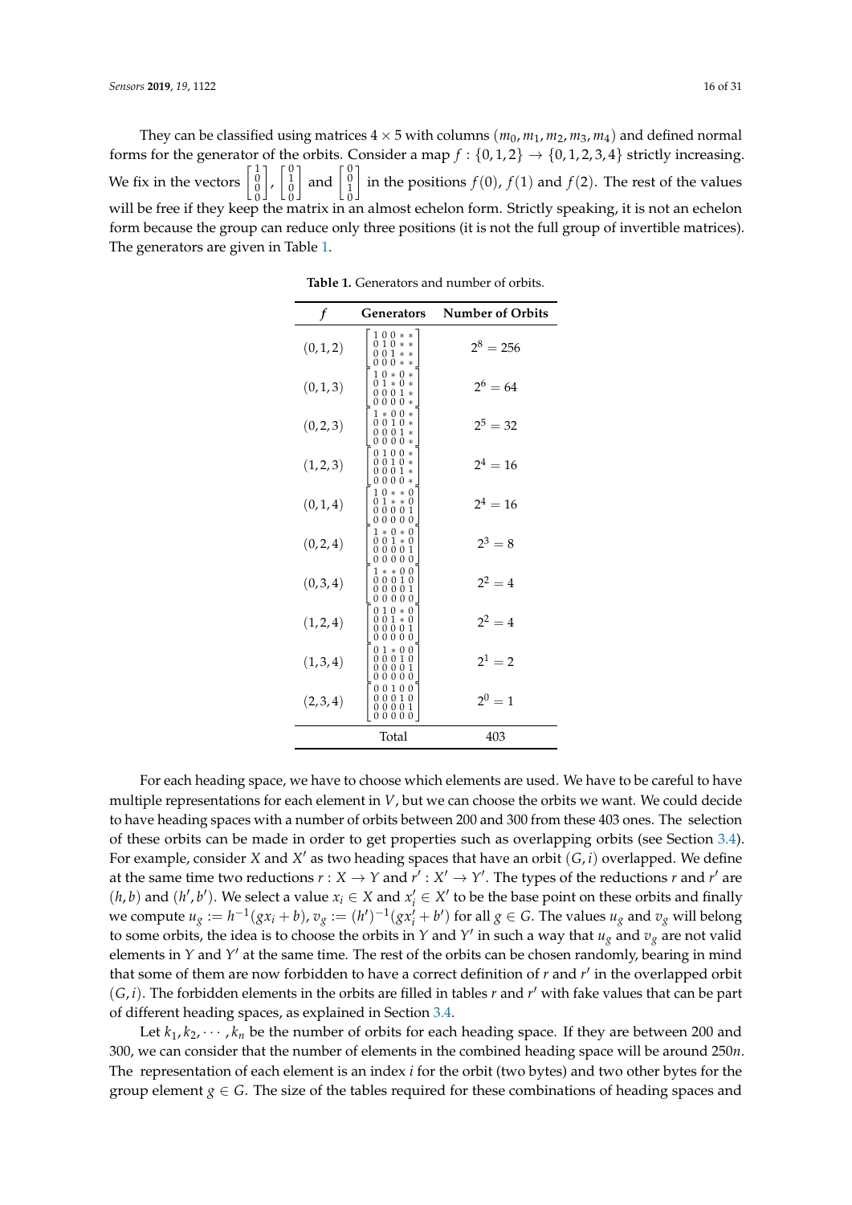They can be classified using matrices $4 \times 5$ with columns $(m_0, m_1, m_2, m_3, m_4)$ and defined normal forms for the generator of the orbits. Consider a map $f : \{0,1,2\} \to \{0,1,2,3,4\}$ strictly increasing. We fix in the vectors $\begin{bmatrix} 1 \\ 0 \\ 0 \\ 0 \end{bmatrix}$, $\begin{bmatrix} 0 \\ 1 \\ 0 \\ 0 \end{bmatrix}$ and $\begin{bmatrix} 0 \\ 0 \\ 1 \\ 0 \end{bmatrix}$ in the positions $f(0)$, $f(1)$ and $f(2)$. The rest of the values will be free if they keep the matrix in an almost echelon form. Strictly speaking, it is not an echelon form because the group can reduce only three positions (it is not the full group of invertible matrices). The generators are given in Table 1.

**Table 1.** Generators and number of orbits.

| $f$ | Generators | Number of Orbits |
|---|---|---|
| $(0,1,2)$ | $\begin{bmatrix} 1&0&0&*&* \\ 0&1&0&*&* \\ 0&0&1&*&* \\ 0&0&0&*&* \end{bmatrix}$ | $2^8 = 256$ |
| $(0,1,3)$ | $\begin{bmatrix} 1&0&*&0&* \\ 0&1&*&0&* \\ 0&0&0&1&* \\ 0&0&0&0&* \end{bmatrix}$ | $2^6 = 64$ |
| $(0,2,3)$ | $\begin{bmatrix} 1&*&0&0&* \\ 0&0&1&0&* \\ 0&0&0&1&* \\ 0&0&0&0&* \end{bmatrix}$ | $2^5 = 32$ |
| $(1,2,3)$ | $\begin{bmatrix} 0&1&0&0&* \\ 0&0&1&0&* \\ 0&0&0&1&* \\ 0&0&0&0&* \end{bmatrix}$ | $2^4 = 16$ |
| $(0,1,4)$ | $\begin{bmatrix} 1&0&*&*&0 \\ 0&1&*&*&0 \\ 0&0&0&0&1 \\ 0&0&0&0&0 \end{bmatrix}$ | $2^4 = 16$ |
| $(0,2,4)$ | $\begin{bmatrix} 1&*&0&*&0 \\ 0&0&1&*&0 \\ 0&0&0&0&1 \\ 0&0&0&0&0 \end{bmatrix}$ | $2^3 = 8$ |
| $(0,3,4)$ | $\begin{bmatrix} 1&*&*&0&0 \\ 0&0&0&1&0 \\ 0&0&0&0&1 \\ 0&0&0&0&0 \end{bmatrix}$ | $2^2 = 4$ |
| $(1,2,4)$ | $\begin{bmatrix} 0&1&0&*&0 \\ 0&0&1&*&0 \\ 0&0&0&0&1 \\ 0&0&0&0&0 \end{bmatrix}$ | $2^2 = 4$ |
| $(1,3,4)$ | $\begin{bmatrix} 0&1&*&0&0 \\ 0&0&0&1&0 \\ 0&0&0&0&1 \\ 0&0&0&0&0 \end{bmatrix}$ | $2^1 = 2$ |
| $(2,3,4)$ | $\begin{bmatrix} 0&0&1&0&0 \\ 0&0&0&1&0 \\ 0&0&0&0&1 \\ 0&0&0&0&0 \end{bmatrix}$ | $2^0 = 1$ |
| | Total | 403 |

For each heading space, we have to choose which elements are used. We have to be careful to have multiple representations for each element in $V$, but we can choose the orbits we want. We could decide to have heading spaces with a number of orbits between 200 and 300 from these 403 ones. The selection of these orbits can be made in order to get properties such as overlapping orbits (see Section 3.4). For example, consider $X$ and $X'$ as two heading spaces that have an orbit $(G, i)$ overlapped. We define at the same time two reductions $r : X \to Y$ and $r' : X' \to Y'$. The types of the reductions $r$ and $r'$ are $(h, b)$ and $(h', b')$. We select a value $x_i \in X$ and $x'_i \in X'$ to be the base point on these orbits and finally we compute $u_g := h^{-1}(gx_i + b)$, $v_g := (h')^{-1}(gx'_i + b')$ for all $g \in G$. The values $u_g$ and $v_g$ will belong to some orbits, the idea is to choose the orbits in $Y$ and $Y'$ in such a way that $u_g$ and $v_g$ are not valid elements in $Y$ and $Y'$ at the same time. The rest of the orbits can be chosen randomly, bearing in mind that some of them are now forbidden to have a correct definition of $r$ and $r'$ in the overlapped orbit $(G, i)$. The forbidden elements in the orbits are filled in tables $r$ and $r'$ with fake values that can be part of different heading spaces, as explained in Section 3.4.

Let $k_1, k_2, \cdots, k_n$ be the number of orbits for each heading space. If they are between 200 and 300, we can consider that the number of elements in the combined heading space will be around $250n$. The representation of each element is an index $i$ for the orbit (two bytes) and two other bytes for the group element $g \in G$. The size of the tables required for these combinations of heading spaces and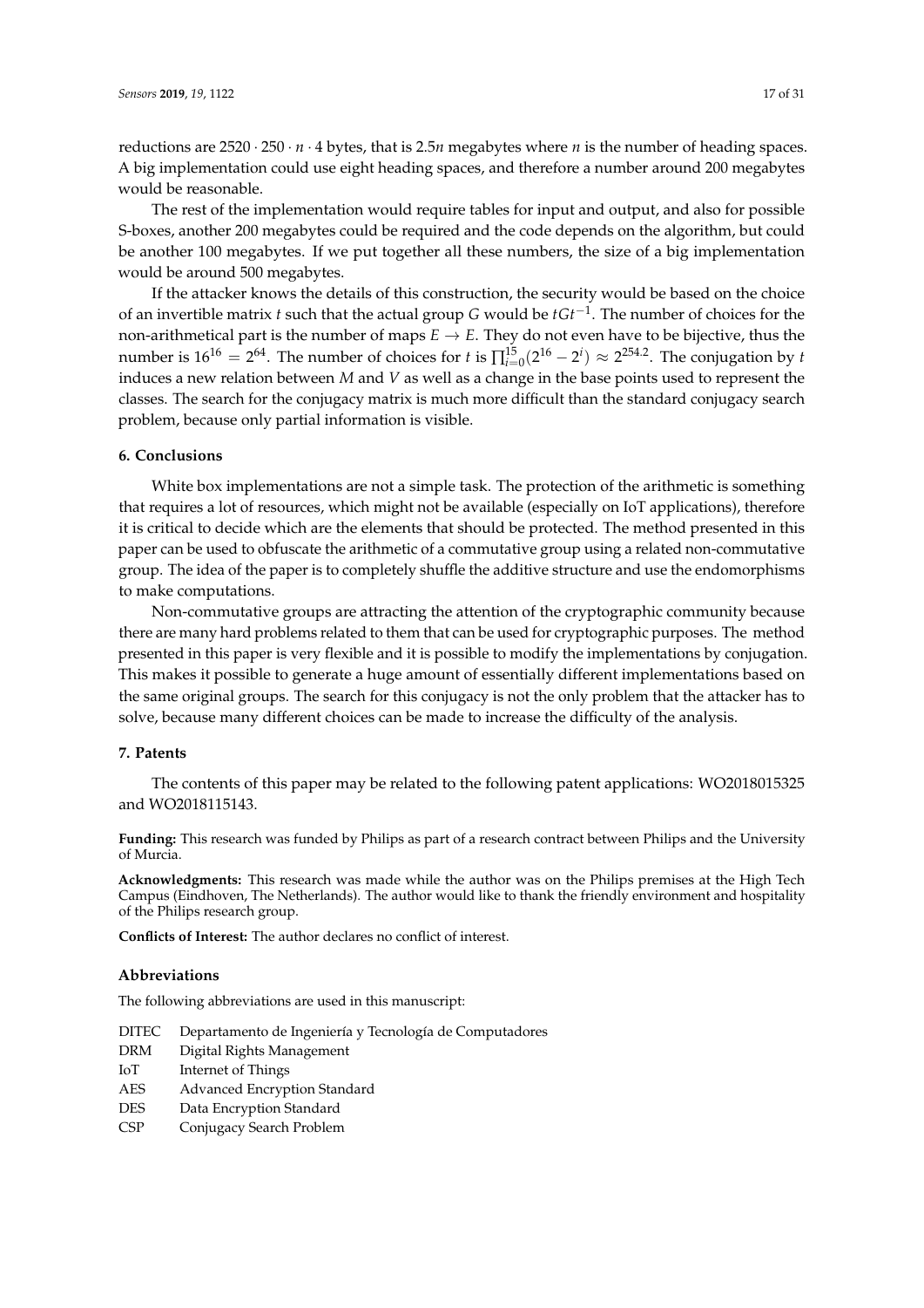reductions are $2520 \cdot 250 \cdot n \cdot 4$ bytes, that is $2.5n$ megabytes where $n$ is the number of heading spaces. A big implementation could use eight heading spaces, and therefore a number around 200 megabytes would be reasonable.

The rest of the implementation would require tables for input and output, and also for possible S-boxes, another 200 megabytes could be required and the code depends on the algorithm, but could be another 100 megabytes. If we put together all these numbers, the size of a big implementation would be around 500 megabytes.

If the attacker knows the details of this construction, the security would be based on the choice of an invertible matrix $t$ such that the actual group $G$ would be $tGt^{-1}$. The number of choices for the non-arithmetical part is the number of maps $E \to E$. They do not even have to be bijective, thus the number is $16^{16} = 2^{64}$. The number of choices for $t$ is $\prod_{i=0}^{15}(2^{16} - 2^{i}) \approx 2^{254.2}$. The conjugation by $t$ induces a new relation between $M$ and $V$ as well as a change in the base points used to represent the classes. The search for the conjugacy matrix is much more difficult than the standard conjugacy search problem, because only partial information is visible.

## 6. Conclusions

White box implementations are not a simple task. The protection of the arithmetic is something that requires a lot of resources, which might not be available (especially on IoT applications), therefore it is critical to decide which are the elements that should be protected. The method presented in this paper can be used to obfuscate the arithmetic of a commutative group using a related non-commutative group. The idea of the paper is to completely shuffle the additive structure and use the endomorphisms to make computations.

Non-commutative groups are attracting the attention of the cryptographic community because there are many hard problems related to them that can be used for cryptographic purposes. The method presented in this paper is very flexible and it is possible to modify the implementations by conjugation. This makes it possible to generate a huge amount of essentially different implementations based on the same original groups. The search for this conjugacy is not the only problem that the attacker has to solve, because many different choices can be made to increase the difficulty of the analysis.

## 7. Patents

The contents of this paper may be related to the following patent applications: WO2018015325 and WO2018115143.

**Funding:** This research was funded by Philips as part of a research contract between Philips and the University of Murcia.

**Acknowledgments:** This research was made while the author was on the Philips premises at the High Tech Campus (Eindhoven, The Netherlands). The author would like to thank the friendly environment and hospitality of the Philips research group.

**Conflicts of Interest:** The author declares no conflict of interest.

## Abbreviations

The following abbreviations are used in this manuscript:

| | |
|---|---|
| DITEC | Departamento de Ingeniería y Tecnología de Computadores |
| DRM | Digital Rights Management |
| IoT | Internet of Things |
| AES | Advanced Encryption Standard |
| DES | Data Encryption Standard |
| CSP | Conjugacy Search Problem |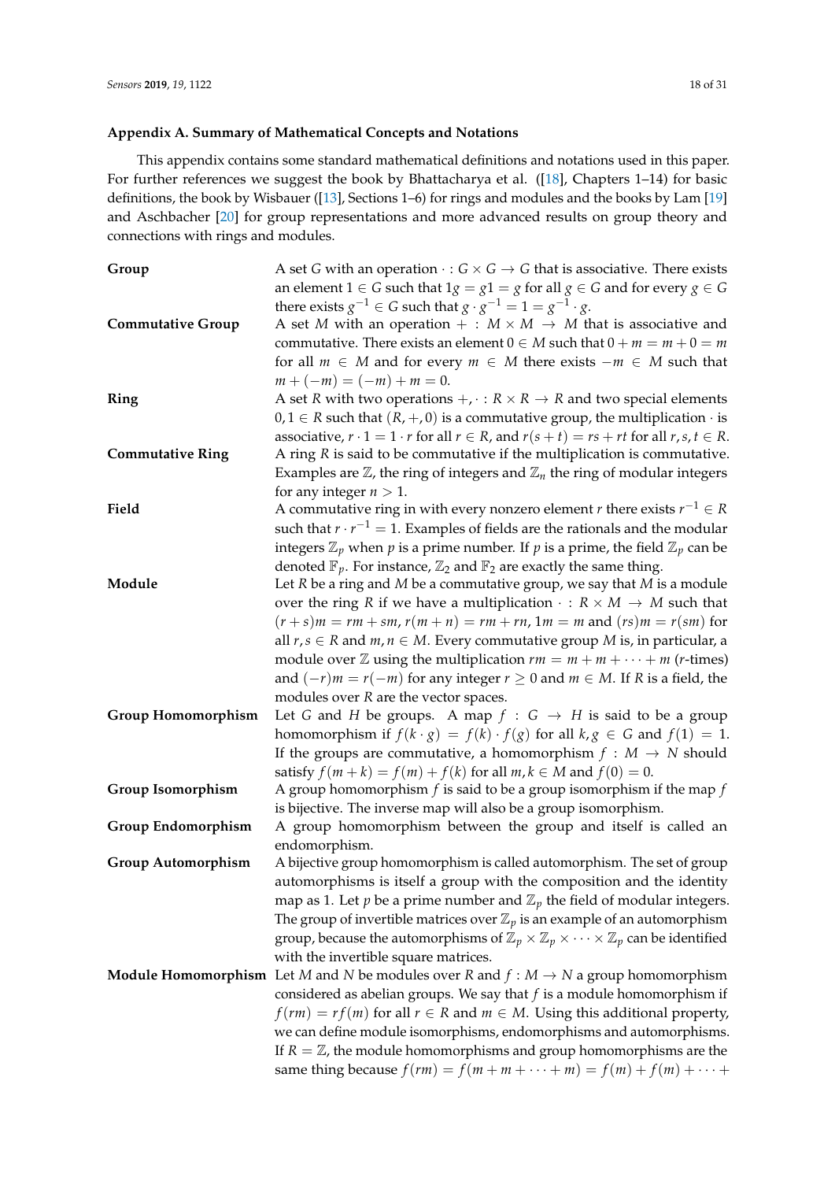## Appendix A. Summary of Mathematical Concepts and Notations

This appendix contains some standard mathematical definitions and notations used in this paper. For further references we suggest the book by Bhattacharya et al. ([18], Chapters 1–14) for basic definitions, the book by Wisbauer ([13], Sections 1–6) for rings and modules and the books by Lam [19] and Aschbacher [20] for group representations and more advanced results on group theory and connections with rings and modules.

**Group** A set $G$ with an operation $\cdot : G \times G \to G$ that is associative. There exists an element $1 \in G$ such that $1g = g1 = g$ for all $g \in G$ and for every $g \in G$ there exists $g^{-1} \in G$ such that $g \cdot g^{-1} = 1 = g^{-1} \cdot g$.

**Commutative Group** A set $M$ with an operation $+ : M \times M \to M$ that is associative and commutative. There exists an element $0 \in M$ such that $0 + m = m + 0 = m$ for all $m \in M$ and for every $m \in M$ there exists $-m \in M$ such that $m + (-m) = (-m) + m = 0$.

**Ring** A set $R$ with two operations $+, \cdot : R \times R \to R$ and two special elements $0, 1 \in R$ such that $(R, +, 0)$ is a commutative group, the multiplication $\cdot$ is associative, $r \cdot 1 = 1 \cdot r$ for all $r \in R$, and $r(s + t) = rs + rt$ for all $r, s, t \in R$.

**Commutative Ring** A ring $R$ is said to be commutative if the multiplication is commutative. Examples are $\mathbb{Z}$, the ring of integers and $\mathbb{Z}_n$ the ring of modular integers for any integer $n > 1$.

**Field** A commutative ring in with every nonzero element $r$ there exists $r^{-1} \in R$ such that $r \cdot r^{-1} = 1$. Examples of fields are the rationals and the modular integers $\mathbb{Z}_p$ when $p$ is a prime number. If $p$ is a prime, the field $\mathbb{Z}_p$ can be denoted $\mathbb{F}_p$. For instance, $\mathbb{Z}_2$ and $\mathbb{F}_2$ are exactly the same thing.

**Module** Let $R$ be a ring and $M$ be a commutative group, we say that $M$ is a module over the ring $R$ if we have a multiplication $\cdot : R \times M \to M$ such that $(r + s)m = rm + sm$, $r(m + n) = rm + rn$, $1m = m$ and $(rs)m = r(sm)$ for all $r, s \in R$ and $m, n \in M$. Every commutative group $M$ is, in particular, a module over $\mathbb{Z}$ using the multiplication $rm = m + m + \cdots + m$ ($r$-times) and $(-r)m = r(-m)$ for any integer $r \geq 0$ and $m \in M$. If $R$ is a field, the modules over $R$ are the vector spaces.

**Group Homomorphism** Let $G$ and $H$ be groups. A map $f : G \to H$ is said to be a group homomorphism if $f(k \cdot g) = f(k) \cdot f(g)$ for all $k, g \in G$ and $f(1) = 1$. If the groups are commutative, a homomorphism $f : M \to N$ should satisfy $f(m + k) = f(m) + f(k)$ for all $m, k \in M$ and $f(0) = 0$.

**Group Isomorphism** A group homomorphism $f$ is said to be a group isomorphism if the map $f$ is bijective. The inverse map will also be a group isomorphism.

**Group Endomorphism** A group homomorphism between the group and itself is called an endomorphism.

**Group Automorphism** A bijective group homomorphism is called automorphism. The set of group automorphisms is itself a group with the composition and the identity map as 1. Let $p$ be a prime number and $\mathbb{Z}_p$ the field of modular integers. The group of invertible matrices over $\mathbb{Z}_p$ is an example of an automorphism group, because the automorphisms of $\mathbb{Z}_p \times \mathbb{Z}_p \times \cdots \times \mathbb{Z}_p$ can be identified with the invertible square matrices.

**Module Homomorphism** Let $M$ and $N$ be modules over $R$ and $f : M \to N$ a group homomorphism considered as abelian groups. We say that $f$ is a module homomorphism if $f(rm) = rf(m)$ for all $r \in R$ and $m \in M$. Using this additional property, we can define module isomorphisms, endomorphisms and automorphisms. If $R = \mathbb{Z}$, the module homomorphisms and group homomorphisms are the same thing because $f(rm) = f(m + m + \cdots + m) = f(m) + f(m) + \cdots +$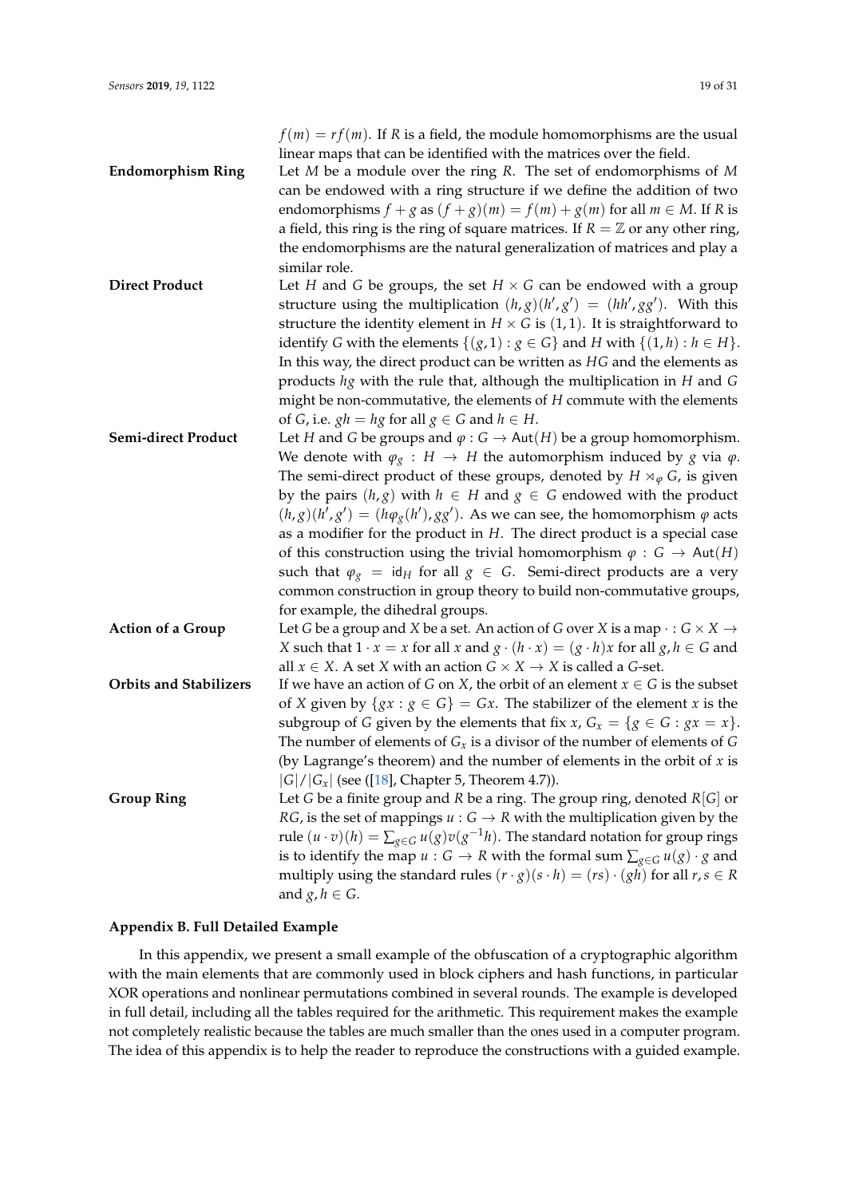$f(m) = rf(m)$. If $R$ is a field, the module homomorphisms are the usual linear maps that can be identified with the matrices over the field.

**Endomorphism Ring** Let $M$ be a module over the ring $R$. The set of endomorphisms of $M$ can be endowed with a ring structure if we define the addition of two endomorphisms $f + g$ as $(f + g)(m) = f(m) + g(m)$ for all $m \in M$. If $R$ is a field, this ring is the ring of square matrices. If $R = \mathbb{Z}$ or any other ring, the endomorphisms are the natural generalization of matrices and play a similar role.

**Direct Product** Let $H$ and $G$ be groups, the set $H \times G$ can be endowed with a group structure using the multiplication $(h, g)(h', g') = (hh', gg')$. With this structure the identity element in $H \times G$ is $(1, 1)$. It is straightforward to identify $G$ with the elements $\{(g, 1) : g \in G\}$ and $H$ with $\{(1, h) : h \in H\}$. In this way, the direct product can be written as $HG$ and the elements as products $hg$ with the rule that, although the multiplication in $H$ and $G$ might be non-commutative, the elements of $H$ commute with the elements of $G$, i.e. $gh = hg$ for all $g \in G$ and $h \in H$.

**Semi-direct Product** Let $H$ and $G$ be groups and $\varphi : G \to \mathsf{Aut}(H)$ be a group homomorphism. We denote with $\varphi_g : H \to H$ the automorphism induced by $g$ via $\varphi$. The semi-direct product of these groups, denoted by $H \rtimes_\varphi G$, is given by the pairs $(h, g)$ with $h \in H$ and $g \in G$ endowed with the product $(h, g)(h', g') = (h\varphi_g(h'), gg')$. As we can see, the homomorphism $\varphi$ acts as a modifier for the product in $H$. The direct product is a special case of this construction using the trivial homomorphism $\varphi : G \to \mathsf{Aut}(H)$ such that $\varphi_g = \mathsf{id}_H$ for all $g \in G$. Semi-direct products are a very common construction in group theory to build non-commutative groups, for example, the dihedral groups.

**Action of a Group** Let $G$ be a group and $X$ be a set. An action of $G$ over $X$ is a map $\cdot : G \times X \to X$ such that $1 \cdot x = x$ for all $x$ and $g \cdot (h \cdot x) = (g \cdot h)x$ for all $g, h \in G$ and all $x \in X$. A set $X$ with an action $G \times X \to X$ is called a $G$-set.

**Orbits and Stabilizers** If we have an action of $G$ on $X$, the orbit of an element $x \in G$ is the subset of $X$ given by $\{gx : g \in G\} = Gx$. The stabilizer of the element $x$ is the subgroup of $G$ given by the elements that fix $x$, $G_x = \{g \in G : gx = x\}$. The number of elements of $G_x$ is a divisor of the number of elements of $G$ (by Lagrange's theorem) and the number of elements in the orbit of $x$ is $|G|/|G_x|$ (see ([18], Chapter 5, Theorem 4.7)).

**Group Ring** Let $G$ be a finite group and $R$ be a ring. The group ring, denoted $R[G]$ or $RG$, is the set of mappings $u : G \to R$ with the multiplication given by the rule $(u \cdot v)(h) = \sum_{g \in G} u(g)v(g^{-1}h)$. The standard notation for group rings is to identify the map $u : G \to R$ with the formal sum $\sum_{g \in G} u(g) \cdot g$ and multiply using the standard rules $(r \cdot g)(s \cdot h) = (rs) \cdot (gh)$ for all $r, s \in R$ and $g, h \in G$.

## Appendix B. Full Detailed Example

In this appendix, we present a small example of the obfuscation of a cryptographic algorithm with the main elements that are commonly used in block ciphers and hash functions, in particular XOR operations and nonlinear permutations combined in several rounds. The example is developed in full detail, including all the tables required for the arithmetic. This requirement makes the example not completely realistic because the tables are much smaller than the ones used in a computer program. The idea of this appendix is to help the reader to reproduce the constructions with a guided example.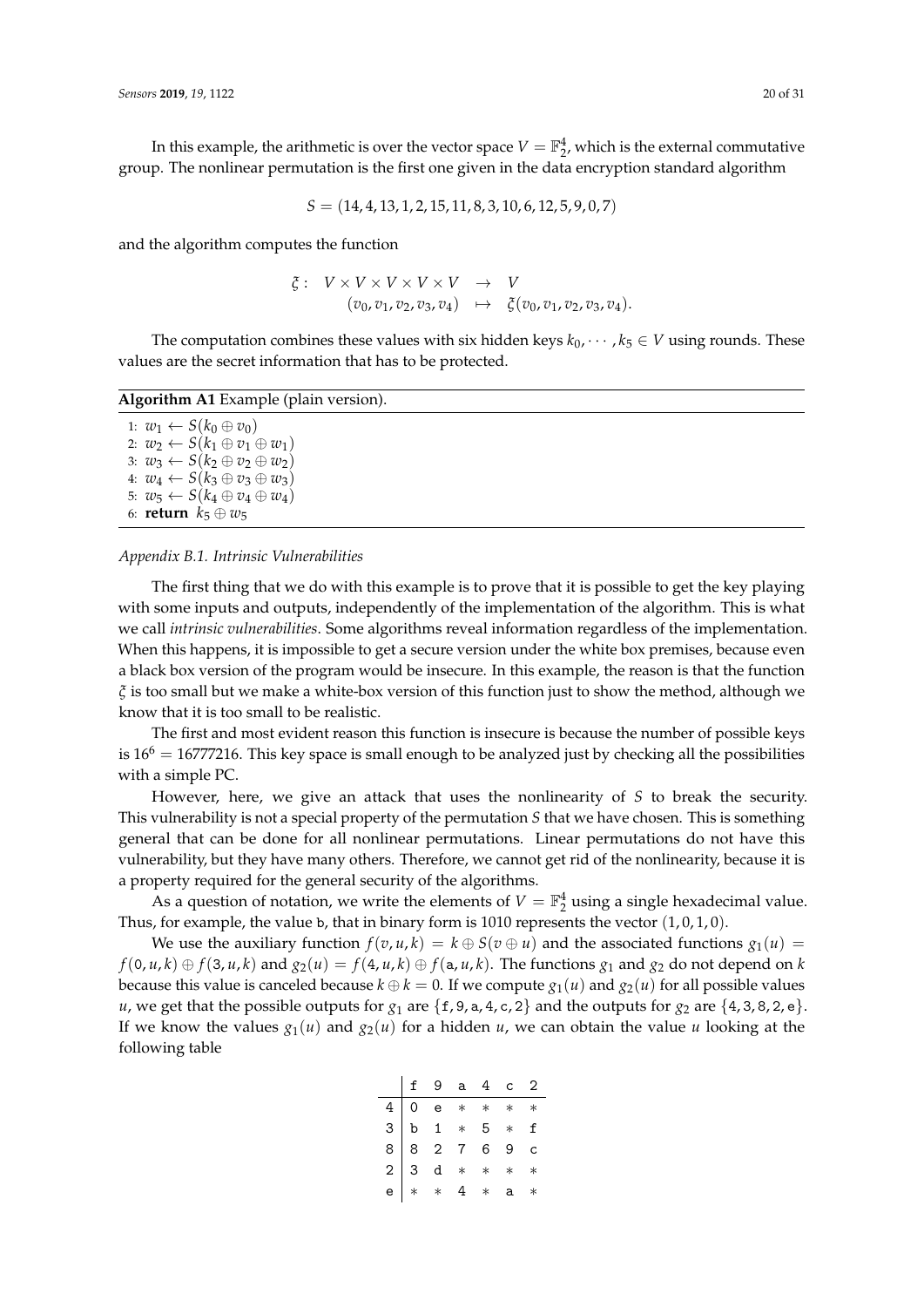In this example, the arithmetic is over the vector space $V = \mathbb{F}_2^4$, which is the external commutative group. The nonlinear permutation is the first one given in the data encryption standard algorithm

$$S = (14, 4, 13, 1, 2, 15, 11, 8, 3, 10, 6, 12, 5, 9, 0, 7)$$

and the algorithm computes the function

$$\begin{array}{rrcl} \xi: & V \times V \times V \times V \times V & \to & V \\ & (v_0, v_1, v_2, v_3, v_4) & \mapsto & \xi(v_0, v_1, v_2, v_3, v_4). \end{array}$$

The computation combines these values with six hidden keys $k_0, \cdots, k_5 \in V$ using rounds. These values are the secret information that has to be protected.

**Algorithm A1** Example (plain version).

```
1: w1 ← S(k0 ⊕ v0)
2: w2 ← S(k1 ⊕ v1 ⊕ w1)
3: w3 ← S(k2 ⊕ v2 ⊕ w2)
4: w4 ← S(k3 ⊕ v3 ⊕ w3)
5: w5 ← S(k4 ⊕ v4 ⊕ w4)
6: return k5 ⊕ w5
```

*Appendix B.1. Intrinsic Vulnerabilities*

The first thing that we do with this example is to prove that it is possible to get the key playing with some inputs and outputs, independently of the implementation of the algorithm. This is what we call *intrinsic vulnerabilities*. Some algorithms reveal information regardless of the implementation. When this happens, it is impossible to get a secure version under the white box premises, because even a black box version of the program would be insecure. In this example, the reason is that the function $\xi$ is too small but we make a white-box version of this function just to show the method, although we know that it is too small to be realistic.

The first and most evident reason this function is insecure is because the number of possible keys is $16^6 = 16777216$. This key space is small enough to be analyzed just by checking all the possibilities with a simple PC.

However, here, we give an attack that uses the nonlinearity of $S$ to break the security. This vulnerability is not a special property of the permutation $S$ that we have chosen. This is something general that can be done for all nonlinear permutations. Linear permutations do not have this vulnerability, but they have many others. Therefore, we cannot get rid of the nonlinearity, because it is a property required for the general security of the algorithms.

As a question of notation, we write the elements of $V = \mathbb{F}_2^4$ using a single hexadecimal value. Thus, for example, the value b, that in binary form is 1010 represents the vector $(1, 0, 1, 0)$.

We use the auxiliary function $f(v, u, k) = k \oplus S(v \oplus u)$ and the associated functions $g_1(u) = f(0, u, k) \oplus f(3, u, k)$ and $g_2(u) = f(4, u, k) \oplus f(a, u, k)$. The functions $g_1$ and $g_2$ do not depend on $k$ because this value is canceled because $k \oplus k = 0$. If we compute $g_1(u)$ and $g_2(u)$ for all possible values $u$, we get that the possible outputs for $g_1$ are $\{f, 9, a, 4, c, 2\}$ and the outputs for $g_2$ are $\{4, 3, 8, 2, e\}$. If we know the values $g_1(u)$ and $g_2(u)$ for a hidden $u$, we can obtain the value $u$ looking at the following table

| | f | 9 | a | 4 | c | 2 |
|---|---|---|---|---|---|---|
| 4 | 0 | e | * | * | * | * |
| 3 | b | 1 | * | 5 | * | f |
| 8 | 8 | 2 | 7 | 6 | 9 | c |
| 2 | 3 | d | * | * | * | * |
| e | * | * | 4 | * | a | * |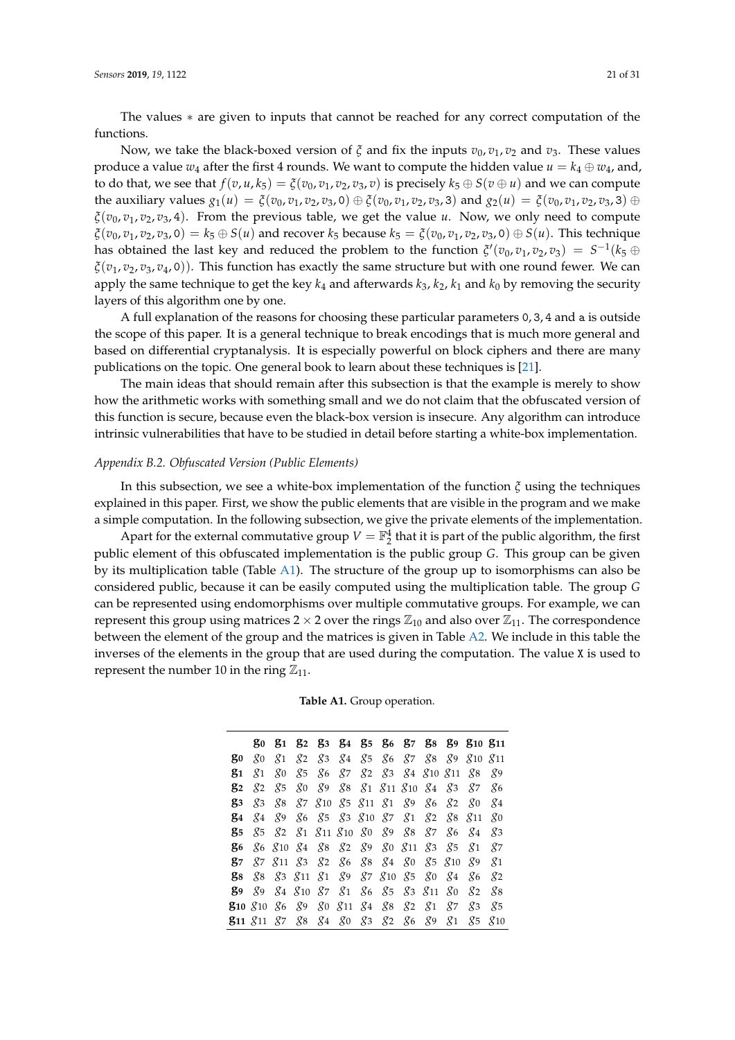The values $*$ are given to inputs that cannot be reached for any correct computation of the functions.

Now, we take the black-boxed version of $\xi$ and fix the inputs $v_0, v_1, v_2$ and $v_3$. These values produce a value $w_4$ after the first 4 rounds. We want to compute the hidden value $u = k_4 \oplus w_4$, and, to do that, we see that $f(v, u, k_5) = \xi(v_0, v_1, v_2, v_3, v)$ is precisely $k_5 \oplus S(v \oplus u)$ and we can compute the auxiliary values $g_1(u) = \xi(v_0, v_1, v_2, v_3, \texttt{0}) \oplus \xi(v_0, v_1, v_2, v_3, \texttt{3})$ and $g_2(u) = \xi(v_0, v_1, v_2, v_3, \texttt{3}) \oplus \xi(v_0, v_1, v_2, v_3, \texttt{4})$. From the previous table, we get the value $u$. Now, we only need to compute $\xi(v_0, v_1, v_2, v_3, \texttt{0}) = k_5 \oplus S(u)$ and recover $k_5$ because $k_5 = \xi(v_0, v_1, v_2, v_3, \texttt{0}) \oplus S(u)$. This technique has obtained the last key and reduced the problem to the function $\xi'(v_0, v_1, v_2, v_3) = S^{-1}(k_5 \oplus \xi(v_1, v_2, v_3, v_4, \texttt{0}))$. This function has exactly the same structure but with one round fewer. We can apply the same technique to get the key $k_4$ and afterwards $k_3, k_2, k_1$ and $k_0$ by removing the security layers of this algorithm one by one.

A full explanation of the reasons for choosing these particular parameters 0, 3, 4 and a is outside the scope of this paper. It is a general technique to break encodings that is much more general and based on differential cryptanalysis. It is especially powerful on block ciphers and there are many publications on the topic. One general book to learn about these techniques is [21].

The main ideas that should remain after this subsection is that the example is merely to show how the arithmetic works with something small and we do not claim that the obfuscated version of this function is secure, because even the black-box version is insecure. Any algorithm can introduce intrinsic vulnerabilities that have to be studied in detail before starting a white-box implementation.

*Appendix B.2. Obfuscated Version (Public Elements)*

In this subsection, we see a white-box implementation of the function $\xi$ using the techniques explained in this paper. First, we show the public elements that are visible in the program and we make a simple computation. In the following subsection, we give the private elements of the implementation.

Apart for the external commutative group $V = \mathbb{F}_2^4$ that it is part of the public algorithm, the first public element of this obfuscated implementation is the public group $G$. This group can be given by its multiplication table (Table A1). The structure of the group up to isomorphisms can also be considered public, because it can be easily computed using the multiplication table. The group $G$ can be represented using endomorphisms over multiple commutative groups. For example, we can represent this group using matrices $2 \times 2$ over the rings $\mathbb{Z}_{10}$ and also over $\mathbb{Z}_{11}$. The correspondence between the element of the group and the matrices is given in Table A2. We include in this table the inverses of the elements in the group that are used during the computation. The value X is used to represent the number 10 in the ring $\mathbb{Z}_{11}$.

**Table A1.** Group operation.

| | $g_0$ | $g_1$ | $g_2$ | $g_3$ | $g_4$ | $g_5$ | $g_6$ | $g_7$ | $g_8$ | $g_9$ | $g_{10}$ | $g_{11}$ |
|---|---|---|---|---|---|---|---|---|---|---|---|---|
| $g_0$ | $g_0$ | $g_1$ | $g_2$ | $g_3$ | $g_4$ | $g_5$ | $g_6$ | $g_7$ | $g_8$ | $g_9$ | $g_{10}$ | $g_{11}$ |
| $g_1$ | $g_1$ | $g_0$ | $g_5$ | $g_6$ | $g_7$ | $g_2$ | $g_3$ | $g_4$ | $g_{10}$ | $g_{11}$ | $g_8$ | $g_9$ |
| $g_2$ | $g_2$ | $g_5$ | $g_0$ | $g_9$ | $g_8$ | $g_1$ | $g_{11}$ | $g_{10}$ | $g_4$ | $g_3$ | $g_7$ | $g_6$ |
| $g_3$ | $g_3$ | $g_8$ | $g_7$ | $g_{10}$ | $g_5$ | $g_{11}$ | $g_1$ | $g_9$ | $g_6$ | $g_2$ | $g_0$ | $g_4$ |
| $g_4$ | $g_4$ | $g_9$ | $g_6$ | $g_5$ | $g_3$ | $g_{10}$ | $g_7$ | $g_1$ | $g_2$ | $g_8$ | $g_{11}$ | $g_0$ |
| $g_5$ | $g_5$ | $g_2$ | $g_1$ | $g_{11}$ | $g_{10}$ | $g_0$ | $g_9$ | $g_8$ | $g_7$ | $g_6$ | $g_4$ | $g_3$ |
| $g_6$ | $g_6$ | $g_{10}$ | $g_4$ | $g_8$ | $g_2$ | $g_9$ | $g_0$ | $g_{11}$ | $g_3$ | $g_5$ | $g_1$ | $g_7$ |
| $g_7$ | $g_7$ | $g_{11}$ | $g_3$ | $g_2$ | $g_6$ | $g_8$ | $g_4$ | $g_0$ | $g_5$ | $g_{10}$ | $g_9$ | $g_1$ |
| $g_8$ | $g_8$ | $g_3$ | $g_{11}$ | $g_1$ | $g_9$ | $g_7$ | $g_{10}$ | $g_5$ | $g_0$ | $g_4$ | $g_6$ | $g_2$ |
| $g_9$ | $g_9$ | $g_4$ | $g_{10}$ | $g_7$ | $g_1$ | $g_6$ | $g_5$ | $g_3$ | $g_{11}$ | $g_0$ | $g_2$ | $g_8$ |
| $g_{10}$ | $g_{10}$ | $g_6$ | $g_9$ | $g_0$ | $g_{11}$ | $g_4$ | $g_8$ | $g_2$ | $g_1$ | $g_7$ | $g_3$ | $g_5$ |
| $g_{11}$ | $g_{11}$ | $g_7$ | $g_8$ | $g_4$ | $g_0$ | $g_3$ | $g_2$ | $g_6$ | $g_9$ | $g_1$ | $g_5$ | $g_{10}$ |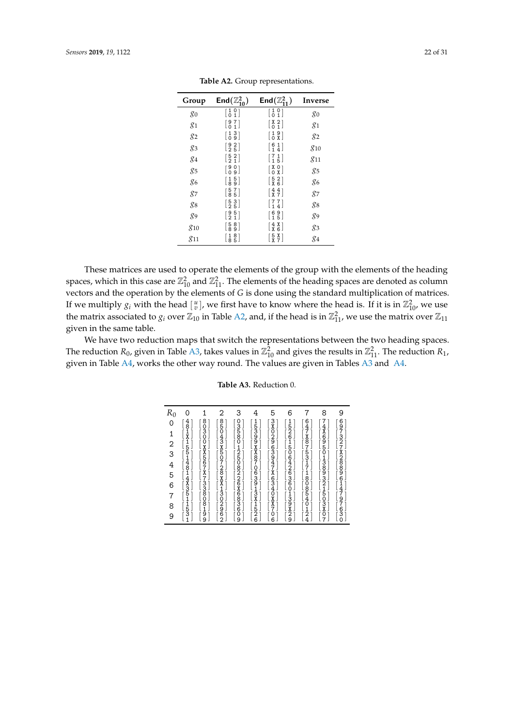**Table A2.** Group representations.

| Group | End($\mathbb{Z}_{10}^2$) | End($\mathbb{Z}_{11}^2$) | Inverse |
|---|---|---|---|
| $g_0$ | $\begin{bmatrix} 1 & 0 \\ 0 & 1 \end{bmatrix}$ | $\begin{bmatrix} 1 & 0 \\ 0 & 1 \end{bmatrix}$ | $g_0$ |
| $g_1$ | $\begin{bmatrix} 9 & 7 \\ 0 & 1 \end{bmatrix}$ | $\begin{bmatrix} X & 2 \\ 0 & 1 \end{bmatrix}$ | $g_1$ |
| $g_2$ | $\begin{bmatrix} 1 & 3 \\ 0 & 9 \end{bmatrix}$ | $\begin{bmatrix} 1 & 9 \\ 0 & X \end{bmatrix}$ | $g_2$ |
| $g_3$ | $\begin{bmatrix} 9 & 2 \\ 2 & 5 \end{bmatrix}$ | $\begin{bmatrix} 6 & 1 \\ 1 & 4 \end{bmatrix}$ | $g_{10}$ |
| $g_4$ | $\begin{bmatrix} 5 & 2 \\ 2 & 1 \end{bmatrix}$ | $\begin{bmatrix} 7 & 1 \\ 1 & 5 \end{bmatrix}$ | $g_{11}$ |
| $g_5$ | $\begin{bmatrix} 9 & 0 \\ 0 & 9 \end{bmatrix}$ | $\begin{bmatrix} X & 0 \\ 0 & X \end{bmatrix}$ | $g_5$ |
| $g_6$ | $\begin{bmatrix} 1 & 5 \\ 8 & 9 \end{bmatrix}$ | $\begin{bmatrix} 5 & 2 \\ X & 6 \end{bmatrix}$ | $g_6$ |
| $g_7$ | $\begin{bmatrix} 5 & 7 \\ 8 & 5 \end{bmatrix}$ | $\begin{bmatrix} 4 & 4 \\ X & 7 \end{bmatrix}$ | $g_7$ |
| $g_8$ | $\begin{bmatrix} 5 & 3 \\ 2 & 5 \end{bmatrix}$ | $\begin{bmatrix} 7 & 7 \\ 1 & 4 \end{bmatrix}$ | $g_8$ |
| $g_9$ | $\begin{bmatrix} 9 & 5 \\ 2 & 1 \end{bmatrix}$ | $\begin{bmatrix} 6 & 9 \\ 1 & 5 \end{bmatrix}$ | $g_9$ |
| $g_{10}$ | $\begin{bmatrix} 5 & 8 \\ 8 & 9 \end{bmatrix}$ | $\begin{bmatrix} 4 & X \\ X & 6 \end{bmatrix}$ | $g_3$ |
| $g_{11}$ | $\begin{bmatrix} 1 & 8 \\ 8 & 5 \end{bmatrix}$ | $\begin{bmatrix} 5 & X \\ X & 7 \end{bmatrix}$ | $g_4$ |

These matrices are used to operate the elements of the group with the elements of the heading spaces, which in this case are $\mathbb{Z}_{10}^2$ and $\mathbb{Z}_{11}^2$. The elements of the heading spaces are denoted as column vectors and the operation by the elements of $G$ is done using the standard multiplication of matrices. If we multiply $g_i$ with the head $\begin{bmatrix} u \\ v \end{bmatrix}$, we first have to know where the head is. If it is in $\mathbb{Z}_{10}^2$, we use the matrix associated to $g_i$ over $\mathbb{Z}_{10}$ in Table A2, and, if the head is in $\mathbb{Z}_{11}^2$, we use the matrix over $\mathbb{Z}_{11}$ given in the same table.

We have two reduction maps that switch the representations between the two heading spaces. The reduction $R_0$, given in Table A3, takes values in $\mathbb{Z}_{10}^2$ and gives the results in $\mathbb{Z}_{11}^2$. The reduction $R_1$, given in Table A4, works the other way round. The values are given in Tables A3 and A4.

**Table A3.** Reduction 0.

| $R_0$ | 0 | 1 | 2 | 3 | 4 | 5 | 6 | 7 | 8 | 9 |
|---|---|---|---|---|---|---|---|---|---|---|
| 0 | $\begin{bmatrix} 4 \\ 8 \end{bmatrix}$ | $\begin{bmatrix} 8 \\ 0 \end{bmatrix}$ | $\begin{bmatrix} 8 \\ 5 \end{bmatrix}$ | $\begin{bmatrix} 0 \\ 3 \end{bmatrix}$ | $\begin{bmatrix} 1 \\ 5 \end{bmatrix}$ | $\begin{bmatrix} 3 \\ X \end{bmatrix}$ | $\begin{bmatrix} 1 \\ 5 \end{bmatrix}$ | $\begin{bmatrix} 6 \\ 4 \end{bmatrix}$ | $\begin{bmatrix} 7 \\ 4 \end{bmatrix}$ | $\begin{bmatrix} 6 \\ 9 \end{bmatrix}$ |
| 1 | $\begin{bmatrix} 1 \\ X \end{bmatrix}$ | $\begin{bmatrix} 3 \\ 0 \end{bmatrix}$ | $\begin{bmatrix} 0 \\ 4 \end{bmatrix}$ | $\begin{bmatrix} 5 \\ 8 \end{bmatrix}$ | $\begin{bmatrix} 3 \\ 9 \end{bmatrix}$ | $\begin{bmatrix} 0 \\ 2 \end{bmatrix}$ | $\begin{bmatrix} 2 \\ 6 \end{bmatrix}$ | $\begin{bmatrix} 7 \\ X \end{bmatrix}$ | $\begin{bmatrix} X \\ 6 \end{bmatrix}$ | $\begin{bmatrix} 7 \\ 3 \end{bmatrix}$ |
| 2 | $\begin{bmatrix} 1 \\ 5 \end{bmatrix}$ | $\begin{bmatrix} 0 \\ X \end{bmatrix}$ | $\begin{bmatrix} 3 \\ X \end{bmatrix}$ | $\begin{bmatrix} 0 \\ 1 \end{bmatrix}$ | $\begin{bmatrix} 9 \\ X \end{bmatrix}$ | $\begin{bmatrix} 9 \\ 6 \end{bmatrix}$ | $\begin{bmatrix} 1 \\ 5 \end{bmatrix}$ | $\begin{bmatrix} 8 \\ 7 \end{bmatrix}$ | $\begin{bmatrix} 9 \\ 5 \end{bmatrix}$ | $\begin{bmatrix} 2 \\ 7 \end{bmatrix}$ |
| 3 | $\begin{bmatrix} 5 \\ 1 \end{bmatrix}$ | $\begin{bmatrix} X \\ 5 \end{bmatrix}$ | $\begin{bmatrix} 5 \\ 0 \end{bmatrix}$ | $\begin{bmatrix} 2 \\ 5 \end{bmatrix}$ | $\begin{bmatrix} X \\ 8 \end{bmatrix}$ | $\begin{bmatrix} 3 \\ 9 \end{bmatrix}$ | $\begin{bmatrix} 0 \\ 6 \end{bmatrix}$ | $\begin{bmatrix} 5 \\ 3 \end{bmatrix}$ | $\begin{bmatrix} 0 \\ 1 \end{bmatrix}$ | $\begin{bmatrix} X \\ 2 \end{bmatrix}$ |
| 4 | $\begin{bmatrix} 4 \\ 8 \end{bmatrix}$ | $\begin{bmatrix} 6 \\ 7 \end{bmatrix}$ | $\begin{bmatrix} 7 \\ 2 \end{bmatrix}$ | $\begin{bmatrix} 0 \\ 8 \end{bmatrix}$ | $\begin{bmatrix} 7 \\ 0 \end{bmatrix}$ | $\begin{bmatrix} 4 \\ 7 \end{bmatrix}$ | $\begin{bmatrix} 4 \\ 2 \end{bmatrix}$ | $\begin{bmatrix} 1 \\ 7 \end{bmatrix}$ | $\begin{bmatrix} 3 \\ 8 \end{bmatrix}$ | $\begin{bmatrix} 8 \\ 8 \end{bmatrix}$ |
| 5 | $\begin{bmatrix} 1 \\ 4 \end{bmatrix}$ | $\begin{bmatrix} X \\ 7 \end{bmatrix}$ | $\begin{bmatrix} 8 \\ X \end{bmatrix}$ | $\begin{bmatrix} 2 \\ 2 \end{bmatrix}$ | $\begin{bmatrix} 6 \\ 3 \end{bmatrix}$ | $\begin{bmatrix} X \\ 6 \end{bmatrix}$ | $\begin{bmatrix} 6 \\ 3 \end{bmatrix}$ | $\begin{bmatrix} 1 \\ 8 \end{bmatrix}$ | $\begin{bmatrix} 9 \\ 3 \end{bmatrix}$ | $\begin{bmatrix} 9 \\ 6 \end{bmatrix}$ |
| 6 | $\begin{bmatrix} X \\ 3 \end{bmatrix}$ | $\begin{bmatrix} 3 \\ 3 \end{bmatrix}$ | $\begin{bmatrix} X \\ 1 \end{bmatrix}$ | $\begin{bmatrix} 6 \\ X \end{bmatrix}$ | $\begin{bmatrix} 9 \\ 1 \end{bmatrix}$ | $\begin{bmatrix} 3 \\ 4 \end{bmatrix}$ | $\begin{bmatrix} 6 \\ 0 \end{bmatrix}$ | $\begin{bmatrix} 0 \\ 8 \end{bmatrix}$ | $\begin{bmatrix} 2 \\ 1 \end{bmatrix}$ | $\begin{bmatrix} 1 \\ 4 \end{bmatrix}$ |
| 7 | $\begin{bmatrix} 5 \\ 1 \end{bmatrix}$ | $\begin{bmatrix} 8 \\ 0 \end{bmatrix}$ | $\begin{bmatrix} 3 \\ 0 \end{bmatrix}$ | $\begin{bmatrix} 6 \\ 8 \end{bmatrix}$ | $\begin{bmatrix} 3 \\ X \end{bmatrix}$ | $\begin{bmatrix} 0 \\ X \end{bmatrix}$ | $\begin{bmatrix} 1 \\ 3 \end{bmatrix}$ | $\begin{bmatrix} 5 \\ 4 \end{bmatrix}$ | $\begin{bmatrix} 5 \\ 0 \end{bmatrix}$ | $\begin{bmatrix} 7 \\ 9 \end{bmatrix}$ |
| 8 | $\begin{bmatrix} 1 \\ 5 \end{bmatrix}$ | $\begin{bmatrix} 8 \\ 1 \end{bmatrix}$ | $\begin{bmatrix} 2 \\ 9 \end{bmatrix}$ | $\begin{bmatrix} 3 \\ 6 \end{bmatrix}$ | $\begin{bmatrix} 1 \\ 5 \end{bmatrix}$ | $\begin{bmatrix} X \\ 7 \end{bmatrix}$ | $\begin{bmatrix} 9 \\ X \end{bmatrix}$ | $\begin{bmatrix} 0 \\ 1 \end{bmatrix}$ | $\begin{bmatrix} 3 \\ X \end{bmatrix}$ | $\begin{bmatrix} 7 \\ 6 \end{bmatrix}$ |
| 9 | $\begin{bmatrix} 3 \\ 1 \end{bmatrix}$ | $\begin{bmatrix} 9 \\ 9 \end{bmatrix}$ | $\begin{bmatrix} 6 \\ 2 \end{bmatrix}$ | $\begin{bmatrix} 0 \\ 9 \end{bmatrix}$ | $\begin{bmatrix} 2 \\ 6 \end{bmatrix}$ | $\begin{bmatrix} 0 \\ 6 \end{bmatrix}$ | $\begin{bmatrix} 2 \\ 9 \end{bmatrix}$ | $\begin{bmatrix} 2 \\ 4 \end{bmatrix}$ | $\begin{bmatrix} 0 \\ 7 \end{bmatrix}$ | $\begin{bmatrix} 3 \\ 0 \end{bmatrix}$ |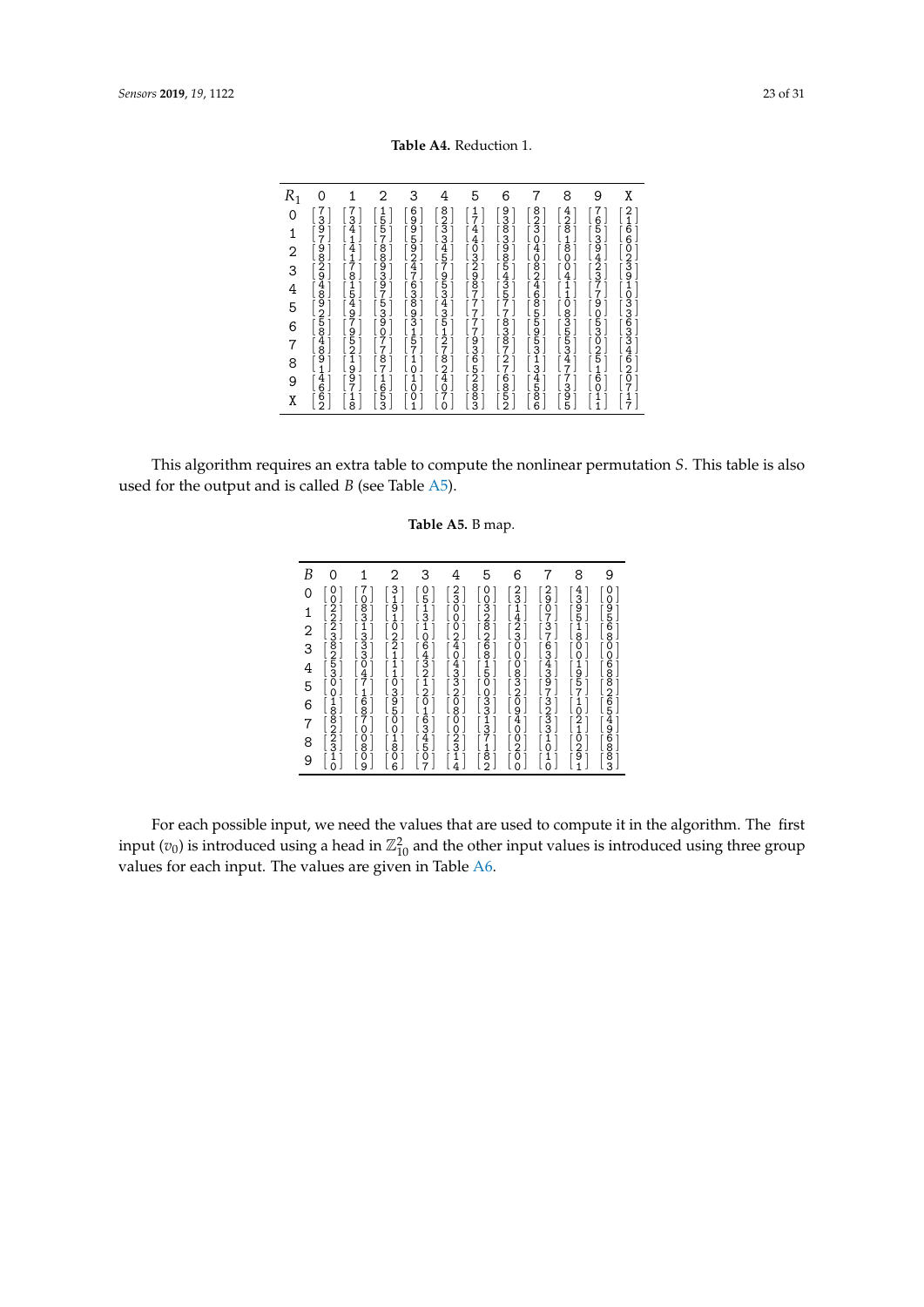**Table A4.** Reduction 1.

| $R_1$ | 0 | 1 | 2 | 3 | 4 | 5 | 6 | 7 | 8 | 9 | X |
|---|---|---|---|---|---|---|---|---|---|---|---|
| 0 | $[7, 3]^T$ | $[7, 3]^T$ | $[1, 5]^T$ | $[6, 9]^T$ | $[8, 2]^T$ | $[1, 7]^T$ | $[9, 3]^T$ | $[8, 2]^T$ | $[4, 2]^T$ | $[7, 6]^T$ | $[2, 1]^T$ |
| 1 | $[9, 7]^T$ | $[4, 1]^T$ | $[5, 7]^T$ | $[9, 5]^T$ | $[3, 3]^T$ | $[4, 4]^T$ | $[8, 3]^T$ | $[3, 0]^T$ | $[8, 1]^T$ | $[5, 3]^T$ | $[6, 6]^T$ |
| 2 | $[9, 8]^T$ | $[4, 1]^T$ | $[8, 8]^T$ | $[9, 2]^T$ | $[4, 5]^T$ | $[0, 3]^T$ | $[9, 8]^T$ | $[4, 0]^T$ | $[8, 0]^T$ | $[9, 4]^T$ | $[0, 2]^T$ |
| 3 | $[2, 9]^T$ | $[7, 8]^T$ | $[9, 3]^T$ | $[4, 7]^T$ | $[7, 9]^T$ | $[2, 9]^T$ | $[5, 4]^T$ | $[8, 2]^T$ | $[0, 4]^T$ | $[2, 3]^T$ | $[3, 9]^T$ |
| 4 | $[4, 8]^T$ | $[1, 5]^T$ | $[9, 7]^T$ | $[6, 3]^T$ | $[5, 3]^T$ | $[8, 7]^T$ | $[3, 5]^T$ | $[4, 6]^T$ | $[1, 1]^T$ | $[7, 7]^T$ | $[1, 0]^T$ |
| 5 | $[9, 2]^T$ | $[4, 9]^T$ | $[5, 3]^T$ | $[8, 9]^T$ | $[4, 3]^T$ | $[7, 7]^T$ | $[7, 7]^T$ | $[8, 5]^T$ | $[0, 8]^T$ | $[9, 0]^T$ | $[3, 3]^T$ |
| 6 | $[5, 8]^T$ | $[7, 9]^T$ | $[9, 0]^T$ | $[3, 1]^T$ | $[5, 1]^T$ | $[7, 7]^T$ | $[8, 3]^T$ | $[5, 9]^T$ | $[3, 5]^T$ | $[5, 3]^T$ | $[6, 3]^T$ |
| 7 | $[4, 8]^T$ | $[5, 2]^T$ | $[7, 7]^T$ | $[5, 7]^T$ | $[2, 7]^T$ | $[9, 3]^T$ | $[8, 7]^T$ | $[5, 3]^T$ | $[5, 3]^T$ | $[0, 2]^T$ | $[3, 4]^T$ |
| 8 | $[9, 1]^T$ | $[1, 9]^T$ | $[8, 7]^T$ | $[1, 0]^T$ | $[8, 2]^T$ | $[6, 5]^T$ | $[2, 7]^T$ | $[1, 3]^T$ | $[4, 7]^T$ | $[5, 1]^T$ | $[6, 2]^T$ |
| 9 | $[4, 6]^T$ | $[9, 7]^T$ | $[1, 6]^T$ | $[1, 0]^T$ | $[4, 0]^T$ | $[2, 8]^T$ | $[6, 8]^T$ | $[4, 5]^T$ | $[7, 3]^T$ | $[6, 0]^T$ | $[0, 7]^T$ |
| X | $[6, 2]^T$ | $[1, 8]^T$ | $[5, 3]^T$ | $[0, 1]^T$ | $[7, 0]^T$ | $[8, 3]^T$ | $[5, 2]^T$ | $[8, 6]^T$ | $[9, 5]^T$ | $[1, 1]^T$ | $[1, 7]^T$ |

This algorithm requires an extra table to compute the nonlinear permutation $S$. This table is also used for the output and is called $B$ (see Table A5).

**Table A5.** B map.

| $B$ | 0 | 1 | 2 | 3 | 4 | 5 | 6 | 7 | 8 | 9 |
|---|---|---|---|---|---|---|---|---|---|---|
| 0 | $[0, 0]^T$ | $[7, 0]^T$ | $[3, 1]^T$ | $[0, 5]^T$ | $[2, 3]^T$ | $[0, 0]^T$ | $[2, 3]^T$ | $[2, 9]^T$ | $[4, 3]^T$ | $[0, 0]^T$ |
| 1 | $[2, 2]^T$ | $[8, 3]^T$ | $[9, 1]^T$ | $[1, 3]^T$ | $[0, 0]^T$ | $[3, 2]^T$ | $[1, 4]^T$ | $[0, 7]^T$ | $[9, 5]^T$ | $[9, 5]^T$ |
| 2 | $[2, 3]^T$ | $[1, 3]^T$ | $[0, 2]^T$ | $[1, 0]^T$ | $[0, 2]^T$ | $[8, 2]^T$ | $[2, 3]^T$ | $[3, 7]^T$ | $[1, 8]^T$ | $[6, 8]^T$ |
| 3 | $[8, 2]^T$ | $[3, 3]^T$ | $[2, 1]^T$ | $[6, 4]^T$ | $[4, 0]^T$ | $[6, 8]^T$ | $[0, 0]^T$ | $[6, 3]^T$ | $[0, 0]^T$ | $[0, 0]^T$ |
| 4 | $[5, 3]^T$ | $[0, 4]^T$ | $[1, 1]^T$ | $[3, 2]^T$ | $[4, 3]^T$ | $[1, 5]^T$ | $[0, 8]^T$ | $[4, 3]^T$ | $[1, 9]^T$ | $[6, 8]^T$ |
| 5 | $[0, 0]^T$ | $[7, 1]^T$ | $[0, 3]^T$ | $[1, 2]^T$ | $[3, 2]^T$ | $[0, 0]^T$ | $[3, 2]^T$ | $[9, 7]^T$ | $[5, 7]^T$ | $[8, 2]^T$ |
| 6 | $[1, 8]^T$ | $[6, 8]^T$ | $[9, 5]^T$ | $[0, 1]^T$ | $[0, 8]^T$ | $[3, 3]^T$ | $[0, 9]^T$ | $[3, 2]^T$ | $[1, 0]^T$ | $[6, 5]^T$ |
| 7 | $[8, 2]^T$ | $[7, 0]^T$ | $[0, 0]^T$ | $[6, 3]^T$ | $[0, 0]^T$ | $[1, 3]^T$ | $[4, 0]^T$ | $[3, 3]^T$ | $[2, 1]^T$ | $[4, 9]^T$ |
| 8 | $[2, 3]^T$ | $[0, 8]^T$ | $[1, 8]^T$ | $[4, 5]^T$ | $[2, 3]^T$ | $[7, 1]^T$ | $[0, 2]^T$ | $[1, 0]^T$ | $[0, 2]^T$ | $[6, 8]^T$ |
| 9 | $[1, 0]^T$ | $[0, 9]^T$ | $[0, 6]^T$ | $[0, 7]^T$ | $[1, 4]^T$ | $[8, 2]^T$ | $[0, 0]^T$ | $[1, 0]^T$ | $[9, 1]^T$ | $[8, 3]^T$ |

For each possible input, we need the values that are used to compute it in the algorithm. The first input ($v_0$) is introduced using a head in $\mathbb{Z}_{10}^2$ and the other input values is introduced using three group values for each input. The values are given in Table A6.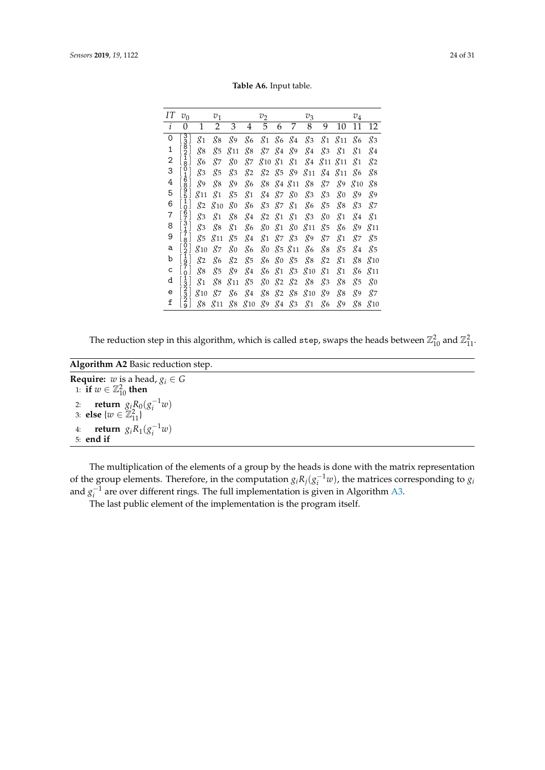**Table A6.** Input table.

| $IT$ | $v_0$ | $v_1$ | | | $v_2$ | | | | $v_3$ | | | $v_4$ | |
|---|---|---|---|---|---|---|---|---|---|---|---|---|---|
| $i$ | 0 | 1 | 2 | 3 | 4 | 5 | 6 | 7 | 8 | 9 | 10 | 11 | 12 |
| 0 | $\begin{bmatrix}3\\3\end{bmatrix}$ | $g_1$ | $g_8$ | $g_9$ | $g_6$ | $g_1$ | $g_6$ | $g_4$ | $g_3$ | $g_1$ | $g_{11}$ | $g_6$ | $g_3$ |
| 1 | $\begin{bmatrix}8\\2\end{bmatrix}$ | $g_8$ | $g_5$ | $g_{11}$ | $g_8$ | $g_7$ | $g_4$ | $g_9$ | $g_4$ | $g_3$ | $g_1$ | $g_1$ | $g_4$ |
| 2 | $\begin{bmatrix}1\\8\end{bmatrix}$ | $g_6$ | $g_7$ | $g_0$ | $g_7$ | $g_{10}$ | $g_1$ | $g_1$ | $g_4$ | $g_{11}$ | $g_{11}$ | $g_1$ | $g_2$ |
| 3 | $\begin{bmatrix}0\\1\end{bmatrix}$ | $g_3$ | $g_5$ | $g_3$ | $g_2$ | $g_2$ | $g_5$ | $g_9$ | $g_{11}$ | $g_4$ | $g_{11}$ | $g_6$ | $g_8$ |
| 4 | $\begin{bmatrix}6\\8\end{bmatrix}$ | $g_9$ | $g_8$ | $g_9$ | $g_6$ | $g_8$ | $g_4$ | $g_{11}$ | $g_8$ | $g_7$ | $g_9$ | $g_{10}$ | $g_8$ |
| 5 | $\begin{bmatrix}9\\5\end{bmatrix}$ | $g_{11}$ | $g_1$ | $g_5$ | $g_1$ | $g_4$ | $g_7$ | $g_0$ | $g_3$ | $g_3$ | $g_0$ | $g_9$ | $g_9$ |
| 6 | $\begin{bmatrix}1\\0\end{bmatrix}$ | $g_2$ | $g_{10}$ | $g_0$ | $g_6$ | $g_3$ | $g_7$ | $g_1$ | $g_6$ | $g_5$ | $g_8$ | $g_3$ | $g_7$ |
| 7 | $\begin{bmatrix}6\\7\end{bmatrix}$ | $g_3$ | $g_1$ | $g_8$ | $g_4$ | $g_2$ | $g_1$ | $g_1$ | $g_3$ | $g_0$ | $g_1$ | $g_4$ | $g_1$ |
| 8 | $\begin{bmatrix}3\\1\end{bmatrix}$ | $g_3$ | $g_8$ | $g_1$ | $g_6$ | $g_0$ | $g_1$ | $g_0$ | $g_{11}$ | $g_5$ | $g_6$ | $g_9$ | $g_{11}$ |
| 9 | $\begin{bmatrix}7\\8\end{bmatrix}$ | $g_5$ | $g_{11}$ | $g_5$ | $g_4$ | $g_1$ | $g_7$ | $g_3$ | $g_9$ | $g_7$ | $g_1$ | $g_7$ | $g_5$ |
| a | $\begin{bmatrix}0\\2\end{bmatrix}$ | $g_{10}$ | $g_7$ | $g_0$ | $g_6$ | $g_0$ | $g_5$ | $g_{11}$ | $g_6$ | $g_8$ | $g_5$ | $g_4$ | $g_5$ |
| b | $\begin{bmatrix}1\\9\end{bmatrix}$ | $g_2$ | $g_6$ | $g_2$ | $g_5$ | $g_6$ | $g_0$ | $g_5$ | $g_8$ | $g_2$ | $g_1$ | $g_8$ | $g_{10}$ |
| c | $\begin{bmatrix}7\\0\end{bmatrix}$ | $g_8$ | $g_5$ | $g_9$ | $g_4$ | $g_6$ | $g_1$ | $g_3$ | $g_{10}$ | $g_1$ | $g_1$ | $g_6$ | $g_{11}$ |
| d | $\begin{bmatrix}1\\3\end{bmatrix}$ | $g_1$ | $g_8$ | $g_{11}$ | $g_5$ | $g_0$ | $g_2$ | $g_2$ | $g_8$ | $g_3$ | $g_8$ | $g_5$ | $g_0$ |
| e | $\begin{bmatrix}2\\3\end{bmatrix}$ | $g_{10}$ | $g_7$ | $g_6$ | $g_4$ | $g_8$ | $g_2$ | $g_8$ | $g_{10}$ | $g_9$ | $g_8$ | $g_9$ | $g_7$ |
| f | $\begin{bmatrix}2\\9\end{bmatrix}$ | $g_8$ | $g_{11}$ | $g_8$ | $g_{10}$ | $g_9$ | $g_4$ | $g_3$ | $g_1$ | $g_6$ | $g_9$ | $g_8$ | $g_{10}$ |

The reduction step in this algorithm, which is called `step`, swaps the heads between $\mathbb{Z}_{10}^2$ and $\mathbb{Z}_{11}^2$.

**Algorithm A2** Basic reduction step.

**Require:** $w$ is a head, $g_i \in G$
1: **if** $w \in \mathbb{Z}_{10}^2$ **then**
2: &nbsp;&nbsp;&nbsp;&nbsp;**return** $g_i R_0(g_i^{-1} w)$
3: **else** $\{w \in \mathbb{Z}_{11}^2\}$
4: &nbsp;&nbsp;&nbsp;&nbsp;**return** $g_i R_1(g_i^{-1} w)$
5: **end if**

The multiplication of the elements of a group by the heads is done with the matrix representation of the group elements. Therefore, in the computation $g_i R_j(g_i^{-1} w)$, the matrices corresponding to $g_i$ and $g_i^{-1}$ are over different rings. The full implementation is given in Algorithm A3.

The last public element of the implementation is the program itself.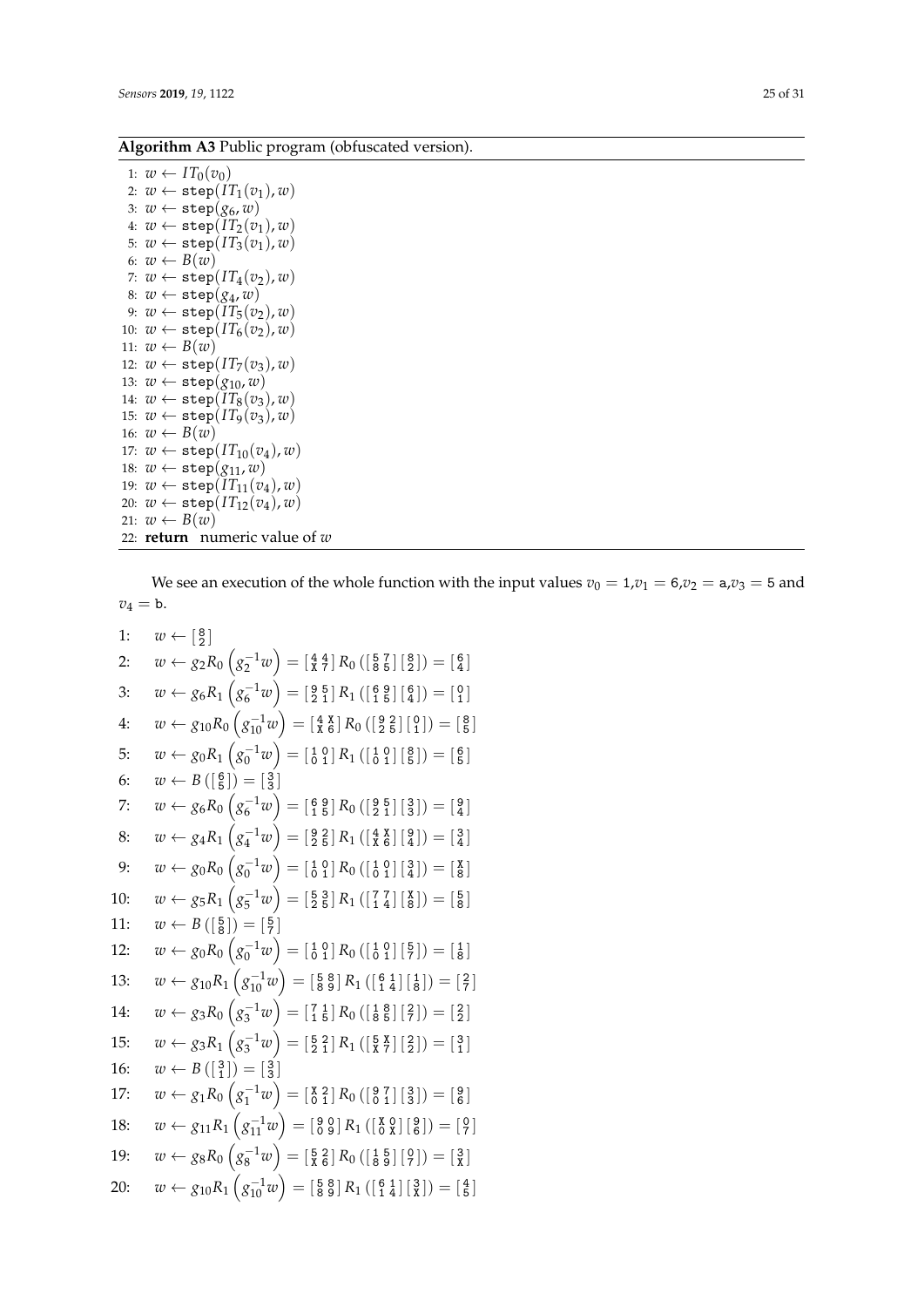**Algorithm A3** Public program (obfuscated version).

1: $w \leftarrow IT_0(v_0)$
2: $w \leftarrow \mathtt{step}(IT_1(v_1), w)$
3: $w \leftarrow \mathtt{step}(g_6, w)$
4: $w \leftarrow \mathtt{step}(IT_2(v_1), w)$
5: $w \leftarrow \mathtt{step}(IT_3(v_1), w)$
6: $w \leftarrow B(w)$
7: $w \leftarrow \mathtt{step}(IT_4(v_2), w)$
8: $w \leftarrow \mathtt{step}(g_4, w)$
9: $w \leftarrow \mathtt{step}(IT_5(v_2), w)$
10: $w \leftarrow \mathtt{step}(IT_6(v_2), w)$
11: $w \leftarrow B(w)$
12: $w \leftarrow \mathtt{step}(IT_7(v_3), w)$
13: $w \leftarrow \mathtt{step}(g_{10}, w)$
14: $w \leftarrow \mathtt{step}(IT_8(v_3), w)$
15: $w \leftarrow \mathtt{step}(IT_9(v_3), w)$
16: $w \leftarrow B(w)$
17: $w \leftarrow \mathtt{step}(IT_{10}(v_4), w)$
18: $w \leftarrow \mathtt{step}(g_{11}, w)$
19: $w \leftarrow \mathtt{step}(IT_{11}(v_4), w)$
20: $w \leftarrow \mathtt{step}(IT_{12}(v_4), w)$
21: $w \leftarrow B(w)$
22: **return** numeric value of $w$

We see an execution of the whole function with the input values $v_0 = \mathtt{1}$, $v_1 = \mathtt{6}$, $v_2 = \mathtt{a}$, $v_3 = \mathtt{5}$ and $v_4 = \mathtt{b}$.

1: $w \leftarrow \left[\begin{smallmatrix} 8 \\ 2 \end{smallmatrix}\right]$

2: $w \leftarrow g_2 R_0 \left(g_2^{-1} w\right) = \left[\begin{smallmatrix} 4 & 4 \\ X & 7 \end{smallmatrix}\right] R_0 \left(\left[\begin{smallmatrix} 5 & 7 \\ 8 & 5 \end{smallmatrix}\right]\left[\begin{smallmatrix} 8 \\ 2 \end{smallmatrix}\right]\right) = \left[\begin{smallmatrix} 6 \\ 4 \end{smallmatrix}\right]$

3: $w \leftarrow g_6 R_1 \left(g_6^{-1} w\right) = \left[\begin{smallmatrix} 9 & 5 \\ 2 & 1 \end{smallmatrix}\right] R_1 \left(\left[\begin{smallmatrix} 6 & 9 \\ 1 & 5 \end{smallmatrix}\right]\left[\begin{smallmatrix} 6 \\ 4 \end{smallmatrix}\right]\right) = \left[\begin{smallmatrix} 0 \\ 1 \end{smallmatrix}\right]$

4: $w \leftarrow g_{10} R_0 \left(g_{10}^{-1} w\right) = \left[\begin{smallmatrix} 4 & X \\ X & 6 \end{smallmatrix}\right] R_0 \left(\left[\begin{smallmatrix} 9 & 2 \\ 2 & 5 \end{smallmatrix}\right]\left[\begin{smallmatrix} 0 \\ 1 \end{smallmatrix}\right]\right) = \left[\begin{smallmatrix} 8 \\ 5 \end{smallmatrix}\right]$

5: $w \leftarrow g_0 R_1 \left(g_0^{-1} w\right) = \left[\begin{smallmatrix} 1 & 0 \\ 0 & 1 \end{smallmatrix}\right] R_1 \left(\left[\begin{smallmatrix} 1 & 0 \\ 0 & 1 \end{smallmatrix}\right]\left[\begin{smallmatrix} 8 \\ 5 \end{smallmatrix}\right]\right) = \left[\begin{smallmatrix} 6 \\ 5 \end{smallmatrix}\right]$

6: $w \leftarrow B\left(\left[\begin{smallmatrix} 6 \\ 5 \end{smallmatrix}\right]\right) = \left[\begin{smallmatrix} 3 \\ 3 \end{smallmatrix}\right]$

7: $w \leftarrow g_6 R_0 \left(g_6^{-1} w\right) = \left[\begin{smallmatrix} 6 & 9 \\ 1 & 5 \end{smallmatrix}\right] R_0 \left(\left[\begin{smallmatrix} 9 & 5 \\ 2 & 1 \end{smallmatrix}\right]\left[\begin{smallmatrix} 3 \\ 3 \end{smallmatrix}\right]\right) = \left[\begin{smallmatrix} 9 \\ 4 \end{smallmatrix}\right]$

8: $w \leftarrow g_4 R_1 \left(g_4^{-1} w\right) = \left[\begin{smallmatrix} 9 & 2 \\ 2 & 5 \end{smallmatrix}\right] R_1 \left(\left[\begin{smallmatrix} 4 & X \\ X & 6 \end{smallmatrix}\right]\left[\begin{smallmatrix} 9 \\ 4 \end{smallmatrix}\right]\right) = \left[\begin{smallmatrix} 3 \\ 4 \end{smallmatrix}\right]$

9: $w \leftarrow g_0 R_0 \left(g_0^{-1} w\right) = \left[\begin{smallmatrix} 1 & 0 \\ 0 & 1 \end{smallmatrix}\right] R_0 \left(\left[\begin{smallmatrix} 1 & 0 \\ 0 & 1 \end{smallmatrix}\right]\left[\begin{smallmatrix} 3 \\ 4 \end{smallmatrix}\right]\right) = \left[\begin{smallmatrix} X \\ 8 \end{smallmatrix}\right]$

10: $w \leftarrow g_5 R_1 \left(g_5^{-1} w\right) = \left[\begin{smallmatrix} 5 & 3 \\ 2 & 5 \end{smallmatrix}\right] R_1 \left(\left[\begin{smallmatrix} 7 & 7 \\ 1 & 4 \end{smallmatrix}\right]\left[\begin{smallmatrix} X \\ 8 \end{smallmatrix}\right]\right) = \left[\begin{smallmatrix} 5 \\ 8 \end{smallmatrix}\right]$

11: $w \leftarrow B\left(\left[\begin{smallmatrix} 5 \\ 8 \end{smallmatrix}\right]\right) = \left[\begin{smallmatrix} 5 \\ 7 \end{smallmatrix}\right]$

12: $w \leftarrow g_0 R_0 \left(g_0^{-1} w\right) = \left[\begin{smallmatrix} 1 & 0 \\ 0 & 1 \end{smallmatrix}\right] R_0 \left(\left[\begin{smallmatrix} 1 & 0 \\ 0 & 1 \end{smallmatrix}\right]\left[\begin{smallmatrix} 5 \\ 7 \end{smallmatrix}\right]\right) = \left[\begin{smallmatrix} 1 \\ 8 \end{smallmatrix}\right]$

13: $w \leftarrow g_{10} R_1 \left(g_{10}^{-1} w\right) = \left[\begin{smallmatrix} 5 & 8 \\ 8 & 9 \end{smallmatrix}\right] R_1 \left(\left[\begin{smallmatrix} 6 & 1 \\ 1 & 4 \end{smallmatrix}\right]\left[\begin{smallmatrix} 1 \\ 8 \end{smallmatrix}\right]\right) = \left[\begin{smallmatrix} 2 \\ 7 \end{smallmatrix}\right]$

14: $w \leftarrow g_3 R_0 \left(g_3^{-1} w\right) = \left[\begin{smallmatrix} 7 & 1 \\ 1 & 5 \end{smallmatrix}\right] R_0 \left(\left[\begin{smallmatrix} 1 & 8 \\ 8 & 5 \end{smallmatrix}\right]\left[\begin{smallmatrix} 2 \\ 7 \end{smallmatrix}\right]\right) = \left[\begin{smallmatrix} 2 \\ 2 \end{smallmatrix}\right]$

15: $w \leftarrow g_3 R_1 \left(g_3^{-1} w\right) = \left[\begin{smallmatrix} 5 & 2 \\ 2 & 1 \end{smallmatrix}\right] R_1 \left(\left[\begin{smallmatrix} 5 & X \\ X & 7 \end{smallmatrix}\right]\left[\begin{smallmatrix} 2 \\ 2 \end{smallmatrix}\right]\right) = \left[\begin{smallmatrix} 3 \\ 1 \end{smallmatrix}\right]$

16: $w \leftarrow B\left(\left[\begin{smallmatrix} 3 \\ 1 \end{smallmatrix}\right]\right) = \left[\begin{smallmatrix} 3 \\ 3 \end{smallmatrix}\right]$

17: $w \leftarrow g_1 R_0 \left(g_1^{-1} w\right) = \left[\begin{smallmatrix} X & 2 \\ 0 & 1 \end{smallmatrix}\right] R_0 \left(\left[\begin{smallmatrix} 9 & 7 \\ 0 & 1 \end{smallmatrix}\right]\left[\begin{smallmatrix} 3 \\ 3 \end{smallmatrix}\right]\right) = \left[\begin{smallmatrix} 9 \\ 6 \end{smallmatrix}\right]$

18: $w \leftarrow g_{11} R_1 \left(g_{11}^{-1} w\right) = \left[\begin{smallmatrix} 9 & 0 \\ 0 & 9 \end{smallmatrix}\right] R_1 \left(\left[\begin{smallmatrix} X & 0 \\ 0 & X \end{smallmatrix}\right]\left[\begin{smallmatrix} 9 \\ 6 \end{smallmatrix}\right]\right) = \left[\begin{smallmatrix} 0 \\ 7 \end{smallmatrix}\right]$

19: $w \leftarrow g_8 R_0 \left(g_8^{-1} w\right) = \left[\begin{smallmatrix} 5 & 2 \\ X & 6 \end{smallmatrix}\right] R_0 \left(\left[\begin{smallmatrix} 1 & 5 \\ 8 & 9 \end{smallmatrix}\right]\left[\begin{smallmatrix} 0 \\ 7 \end{smallmatrix}\right]\right) = \left[\begin{smallmatrix} 3 \\ X \end{smallmatrix}\right]$

20: $w \leftarrow g_{10} R_1 \left(g_{10}^{-1} w\right) = \left[\begin{smallmatrix} 5 & 8 \\ 8 & 9 \end{smallmatrix}\right] R_1 \left(\left[\begin{smallmatrix} 6 & 1 \\ 1 & 4 \end{smallmatrix}\right]\left[\begin{smallmatrix} 3 \\ X \end{smallmatrix}\right]\right) = \left[\begin{smallmatrix} 4 \\ 5 \end{smallmatrix}\right]$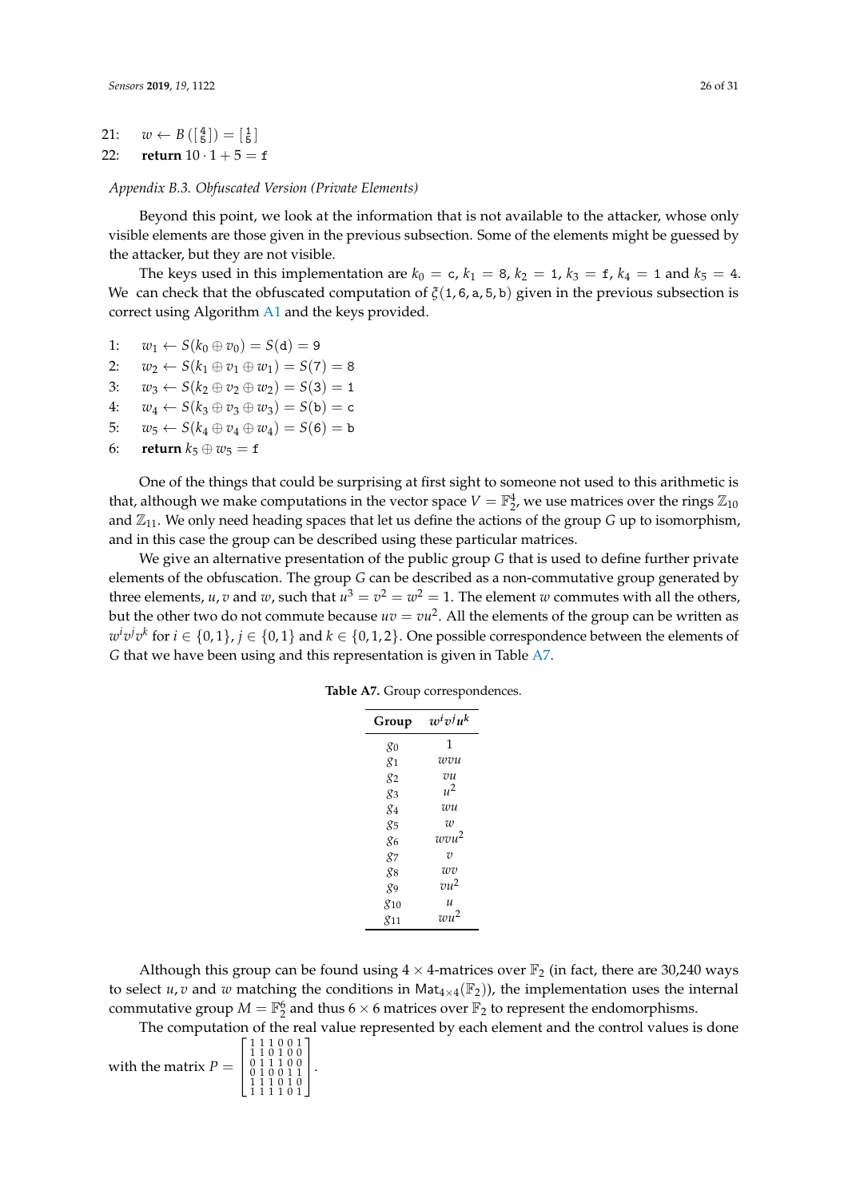21: $w \leftarrow B\left(\left[\begin{smallmatrix}4\\5\end{smallmatrix}\right]\right) = \left[\begin{smallmatrix}1\\5\end{smallmatrix}\right]$

22: **return** $10 \cdot 1 + 5 = \mathtt{f}$

*Appendix B.3. Obfuscated Version (Private Elements)*

Beyond this point, we look at the information that is not available to the attacker, whose only visible elements are those given in the previous subsection. Some of the elements might be guessed by the attacker, but they are not visible.

The keys used in this implementation are $k_0 = \mathtt{c}$, $k_1 = \mathtt{8}$, $k_2 = \mathtt{1}$, $k_3 = \mathtt{f}$, $k_4 = \mathtt{1}$ and $k_5 = \mathtt{4}$. We can check that the obfuscated computation of $\xi(\mathtt{1,6,a,5,b})$ given in the previous subsection is correct using Algorithm A1 and the keys provided.

1: $w_1 \leftarrow S(k_0 \oplus v_0) = S(\mathtt{d}) = \mathtt{9}$

2: $w_2 \leftarrow S(k_1 \oplus v_1 \oplus w_1) = S(\mathtt{7}) = \mathtt{8}$

3: $w_3 \leftarrow S(k_2 \oplus v_2 \oplus w_2) = S(\mathtt{3}) = \mathtt{1}$

4: $w_4 \leftarrow S(k_3 \oplus v_3 \oplus w_3) = S(\mathtt{b}) = \mathtt{c}$

5: $w_5 \leftarrow S(k_4 \oplus v_4 \oplus w_4) = S(\mathtt{6}) = \mathtt{b}$

6: **return** $k_5 \oplus w_5 = \mathtt{f}$

One of the things that could be surprising at first sight to someone not used to this arithmetic is that, although we make computations in the vector space $V = \mathbb{F}_2^4$, we use matrices over the rings $\mathbb{Z}_{10}$ and $\mathbb{Z}_{11}$. We only need heading spaces that let us define the actions of the group $G$ up to isomorphism, and in this case the group can be described using these particular matrices.

We give an alternative presentation of the public group $G$ that is used to define further private elements of the obfuscation. The group $G$ can be described as a non-commutative group generated by three elements, $u, v$ and $w$, such that $u^3 = v^2 = w^2 = 1$. The element $w$ commutes with all the others, but the other two do not commute because $uv = vu^2$. All the elements of the group can be written as $w^i v^j v^k$ for $i \in \{0,1\}$, $j \in \{0,1\}$ and $k \in \{0,1,2\}$. One possible correspondence between the elements of $G$ that we have been using and this representation is given in Table A7.

**Table A7.** Group correspondences.

| Group | $w^i v^j u^k$ |
|---|---|
| $g_0$ | $1$ |
| $g_1$ | $wvu$ |
| $g_2$ | $vu$ |
| $g_3$ | $u^2$ |
| $g_4$ | $wu$ |
| $g_5$ | $w$ |
| $g_6$ | $wvu^2$ |
| $g_7$ | $v$ |
| $g_8$ | $wv$ |
| $g_9$ | $vu^2$ |
| $g_{10}$ | $u$ |
| $g_{11}$ | $wu^2$ |

Although this group can be found using $4 \times 4$-matrices over $\mathbb{F}_2$ (in fact, there are 30,240 ways to select $u, v$ and $w$ matching the conditions in $\mathsf{Mat}_{4\times 4}(\mathbb{F}_2)$), the implementation uses the internal commutative group $M = \mathbb{F}_2^6$ and thus $6 \times 6$ matrices over $\mathbb{F}_2$ to represent the endomorphisms.

The computation of the real value represented by each element and the control values is done with the matrix $P = \begin{bmatrix} 1&1&1&0&0&1 \\ 1&1&0&1&0&0 \\ 0&1&1&1&0&0 \\ 0&1&0&0&1&1 \\ 1&1&1&0&1&0 \\ 1&1&1&1&0&1 \end{bmatrix}$.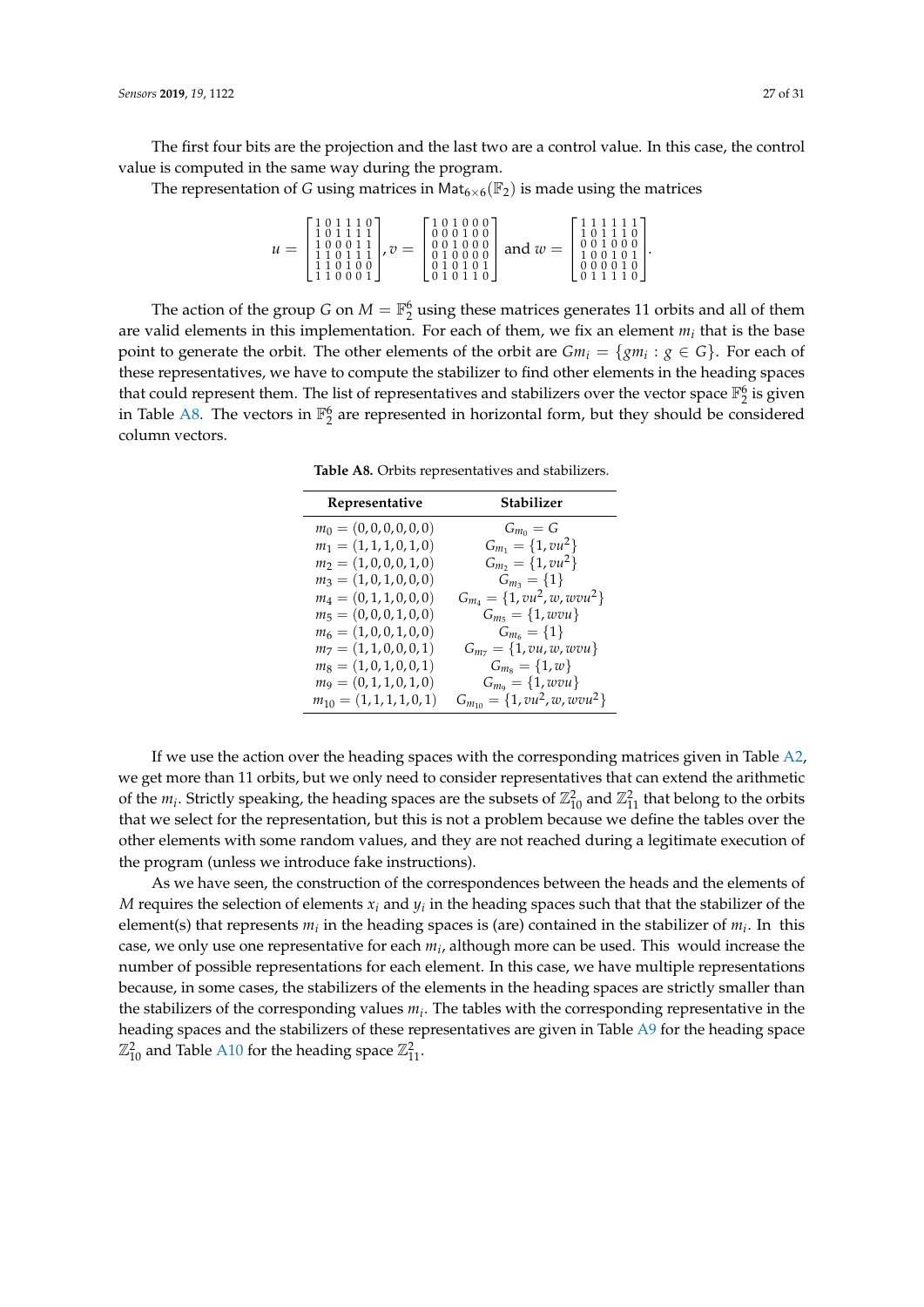The first four bits are the projection and the last two are a control value. In this case, the control value is computed in the same way during the program.

The representation of $G$ using matrices in $\mathrm{Mat}_{6\times 6}(\mathbb{F}_2)$ is made using the matrices

$$u = \begin{bmatrix} 1&0&1&1&1&0 \\ 1&0&1&1&1&1 \\ 1&0&0&0&1&1 \\ 1&1&0&1&1&1 \\ 1&1&0&1&0&0 \\ 1&1&0&0&0&1 \end{bmatrix}, v = \begin{bmatrix} 1&0&1&0&0&0 \\ 0&0&0&1&0&0 \\ 0&0&1&0&0&0 \\ 0&1&0&0&0&0 \\ 0&1&0&1&0&1 \\ 0&1&0&1&1&0 \end{bmatrix} \text{ and } w = \begin{bmatrix} 1&1&1&1&1&1 \\ 1&0&1&1&1&0 \\ 0&0&1&0&0&0 \\ 1&0&0&1&0&1 \\ 0&0&0&0&1&0 \\ 0&1&1&1&1&0 \end{bmatrix}.$$

The action of the group $G$ on $M = \mathbb{F}_2^6$ using these matrices generates 11 orbits and all of them are valid elements in this implementation. For each of them, we fix an element $m_i$ that is the base point to generate the orbit. The other elements of the orbit are $Gm_i = \{gm_i : g \in G\}$. For each of these representatives, we have to compute the stabilizer to find other elements in the heading spaces that could represent them. The list of representatives and stabilizers over the vector space $\mathbb{F}_2^6$ is given in Table A8. The vectors in $\mathbb{F}_2^6$ are represented in horizontal form, but they should be considered column vectors.

**Table A8.** Orbits representatives and stabilizers.

| Representative | Stabilizer |
|---|---|
| $m_0 = (0,0,0,0,0,0)$ | $G_{m_0} = G$ |
| $m_1 = (1,1,1,0,1,0)$ | $G_{m_1} = \{1, vu^2\}$ |
| $m_2 = (1,0,0,0,1,0)$ | $G_{m_2} = \{1, vu^2\}$ |
| $m_3 = (1,0,1,0,0,0)$ | $G_{m_3} = \{1\}$ |
| $m_4 = (0,1,1,0,0,0)$ | $G_{m_4} = \{1, vu^2, w, wvu^2\}$ |
| $m_5 = (0,0,0,1,0,0)$ | $G_{m_5} = \{1, wvu\}$ |
| $m_6 = (1,0,0,1,0,0)$ | $G_{m_6} = \{1\}$ |
| $m_7 = (1,1,0,0,0,1)$ | $G_{m_7} = \{1, vu, w, wvu\}$ |
| $m_8 = (1,0,1,0,0,1)$ | $G_{m_8} = \{1, w\}$ |
| $m_9 = (0,1,1,0,1,0)$ | $G_{m_9} = \{1, wvu\}$ |
| $m_{10} = (1,1,1,1,0,1)$ | $G_{m_{10}} = \{1, vu^2, w, wvu^2\}$ |

If we use the action over the heading spaces with the corresponding matrices given in Table A2, we get more than 11 orbits, but we only need to consider representatives that can extend the arithmetic of the $m_i$. Strictly speaking, the heading spaces are the subsets of $\mathbb{Z}_{10}^2$ and $\mathbb{Z}_{11}^2$ that belong to the orbits that we select for the representation, but this is not a problem because we define the tables over the other elements with some random values, and they are not reached during a legitimate execution of the program (unless we introduce fake instructions).

As we have seen, the construction of the correspondences between the heads and the elements of $M$ requires the selection of elements $x_i$ and $y_i$ in the heading spaces such that that the stabilizer of the element(s) that represents $m_i$ in the heading spaces is (are) contained in the stabilizer of $m_i$. In this case, we only use one representative for each $m_i$, although more can be used. This would increase the number of possible representations for each element. In this case, we have multiple representations because, in some cases, the stabilizers of the elements in the heading spaces are strictly smaller than the stabilizers of the corresponding values $m_i$. The tables with the corresponding representative in the heading spaces and the stabilizers of these representatives are given in Table A9 for the heading space $\mathbb{Z}_{10}^2$ and Table A10 for the heading space $\mathbb{Z}_{11}^2$.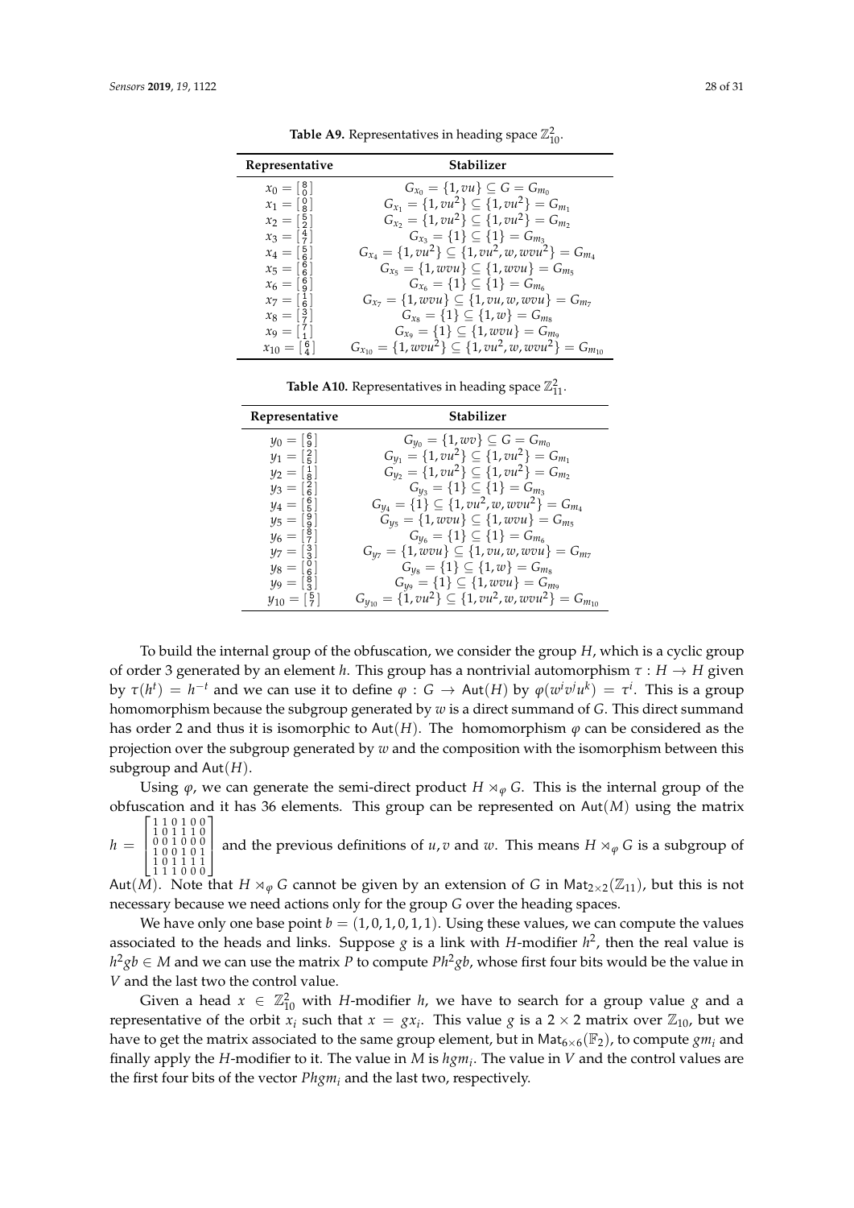**Table A9.** Representatives in heading space $\mathbb{Z}_{10}^2$.

| Representative | Stabilizer |
|---|---|
| $x_0 = \left[\begin{smallmatrix}8\\0\end{smallmatrix}\right]$ | $G_{x_0} = \{1, vu\} \subseteq G = G_{m_0}$ |
| $x_1 = \left[\begin{smallmatrix}0\\8\end{smallmatrix}\right]$ | $G_{x_1} = \{1, vu^2\} \subseteq \{1, vu^2\} = G_{m_1}$ |
| $x_2 = \left[\begin{smallmatrix}5\\2\end{smallmatrix}\right]$ | $G_{x_2} = \{1, vu^2\} \subseteq \{1, vu^2\} = G_{m_2}$ |
| $x_3 = \left[\begin{smallmatrix}4\\7\end{smallmatrix}\right]$ | $G_{x_3} = \{1\} \subseteq \{1\} = G_{m_3}$ |
| $x_4 = \left[\begin{smallmatrix}5\\6\end{smallmatrix}\right]$ | $G_{x_4} = \{1, vu^2\} \subseteq \{1, vu^2, w, wvu^2\} = G_{m_4}$ |
| $x_5 = \left[\begin{smallmatrix}6\\6\end{smallmatrix}\right]$ | $G_{x_5} = \{1, wvu\} \subseteq \{1, wvu\} = G_{m_5}$ |
| $x_6 = \left[\begin{smallmatrix}6\\9\end{smallmatrix}\right]$ | $G_{x_6} = \{1\} \subseteq \{1\} = G_{m_6}$ |
| $x_7 = \left[\begin{smallmatrix}1\\6\end{smallmatrix}\right]$ | $G_{x_7} = \{1, wvu\} \subseteq \{1, vu, w, wvu\} = G_{m_7}$ |
| $x_8 = \left[\begin{smallmatrix}3\\7\end{smallmatrix}\right]$ | $G_{x_8} = \{1\} \subseteq \{1, w\} = G_{m_8}$ |
| $x_9 = \left[\begin{smallmatrix}7\\1\end{smallmatrix}\right]$ | $G_{x_9} = \{1\} \subseteq \{1, wvu\} = G_{m_9}$ |
| $x_{10} = \left[\begin{smallmatrix}6\\4\end{smallmatrix}\right]$ | $G_{x_{10}} = \{1, wvu^2\} \subseteq \{1, vu^2, w, wvu^2\} = G_{m_{10}}$ |

**Table A10.** Representatives in heading space $\mathbb{Z}_{11}^2$.

| Representative | Stabilizer |
|---|---|
| $y_0 = \left[\begin{smallmatrix}6\\9\end{smallmatrix}\right]$ | $G_{y_0} = \{1, wv\} \subseteq G = G_{m_0}$ |
| $y_1 = \left[\begin{smallmatrix}2\\5\end{smallmatrix}\right]$ | $G_{y_1} = \{1, vu^2\} \subseteq \{1, vu^2\} = G_{m_1}$ |
| $y_2 = \left[\begin{smallmatrix}1\\8\end{smallmatrix}\right]$ | $G_{y_2} = \{1, vu^2\} \subseteq \{1, vu^2\} = G_{m_2}$ |
| $y_3 = \left[\begin{smallmatrix}2\\6\end{smallmatrix}\right]$ | $G_{y_3} = \{1\} \subseteq \{1\} = G_{m_3}$ |
| $y_4 = \left[\begin{smallmatrix}6\\5\end{smallmatrix}\right]$ | $G_{y_4} = \{1\} \subseteq \{1, vu^2, w, wvu^2\} = G_{m_4}$ |
| $y_5 = \left[\begin{smallmatrix}9\\9\end{smallmatrix}\right]$ | $G_{y_5} = \{1, wvu\} \subseteq \{1, wvu\} = G_{m_5}$ |
| $y_6 = \left[\begin{smallmatrix}8\\7\end{smallmatrix}\right]$ | $G_{y_6} = \{1\} \subseteq \{1\} = G_{m_6}$ |
| $y_7 = \left[\begin{smallmatrix}3\\3\end{smallmatrix}\right]$ | $G_{y_7} = \{1, wvu\} \subseteq \{1, vu, w, wvu\} = G_{m_7}$ |
| $y_8 = \left[\begin{smallmatrix}0\\6\end{smallmatrix}\right]$ | $G_{y_8} = \{1\} \subseteq \{1, w\} = G_{m_8}$ |
| $y_9 = \left[\begin{smallmatrix}8\\3\end{smallmatrix}\right]$ | $G_{y_9} = \{1\} \subseteq \{1, wvu\} = G_{m_9}$ |
| $y_{10} = \left[\begin{smallmatrix}5\\7\end{smallmatrix}\right]$ | $G_{y_{10}} = \{1, vu^2\} \subseteq \{1, vu^2, w, wvu^2\} = G_{m_{10}}$ |

To build the internal group of the obfuscation, we consider the group $H$, which is a cyclic group of order 3 generated by an element $h$. This group has a nontrivial automorphism $\tau : H \to H$ given by $\tau(h^t) = h^{-t}$ and we can use it to define $\varphi : G \to \mathsf{Aut}(H)$ by $\varphi(w^i v^j u^k) = \tau^i$. This is a group homomorphism because the subgroup generated by $w$ is a direct summand of $G$. This direct summand has order 2 and thus it is isomorphic to $\mathsf{Aut}(H)$. The homomorphism $\varphi$ can be considered as the projection over the subgroup generated by $w$ and the composition with the isomorphism between this subgroup and $\mathsf{Aut}(H)$.

Using $\varphi$, we can generate the semi-direct product $H \rtimes_\varphi G$. This is the internal group of the obfuscation and it has 36 elements. This group can be represented on $\mathsf{Aut}(M)$ using the matrix $h = \left[\begin{smallmatrix}1&1&0&1&0&0\\1&0&1&1&1&0\\0&0&1&0&0&0\\1&0&0&1&0&1\\1&0&1&1&1&1\\1&1&1&0&0&0\end{smallmatrix}\right]$ and the previous definitions of $u, v$ and $w$. This means $H \rtimes_\varphi G$ is a subgroup of $\mathsf{Aut}(M)$. Note that $H \rtimes_\varphi G$ cannot be given by an extension of $G$ in $\mathsf{Mat}_{2\times 2}(\mathbb{Z}_{11})$, but this is not necessary because we need actions only for the group $G$ over the heading spaces.

We have only one base point $b = (1, 0, 1, 0, 1, 1)$. Using these values, we can compute the values associated to the heads and links. Suppose $g$ is a link with $H$-modifier $h^2$, then the real value is $h^2 gb \in M$ and we can use the matrix $P$ to compute $Ph^2gb$, whose first four bits would be the value in $V$ and the last two the control value.

Given a head $x \in \mathbb{Z}_{10}^2$ with $H$-modifier $h$, we have to search for a group value $g$ and a representative of the orbit $x_i$ such that $x = gx_i$. This value $g$ is a $2 \times 2$ matrix over $\mathbb{Z}_{10}$, but we have to get the matrix associated to the same group element, but in $\mathsf{Mat}_{6\times 6}(\mathbb{F}_2)$, to compute $gm_i$ and finally apply the $H$-modifier to it. The value in $M$ is $hgm_i$. The value in $V$ and the control values are the first four bits of the vector $Phgm_i$ and the last two, respectively.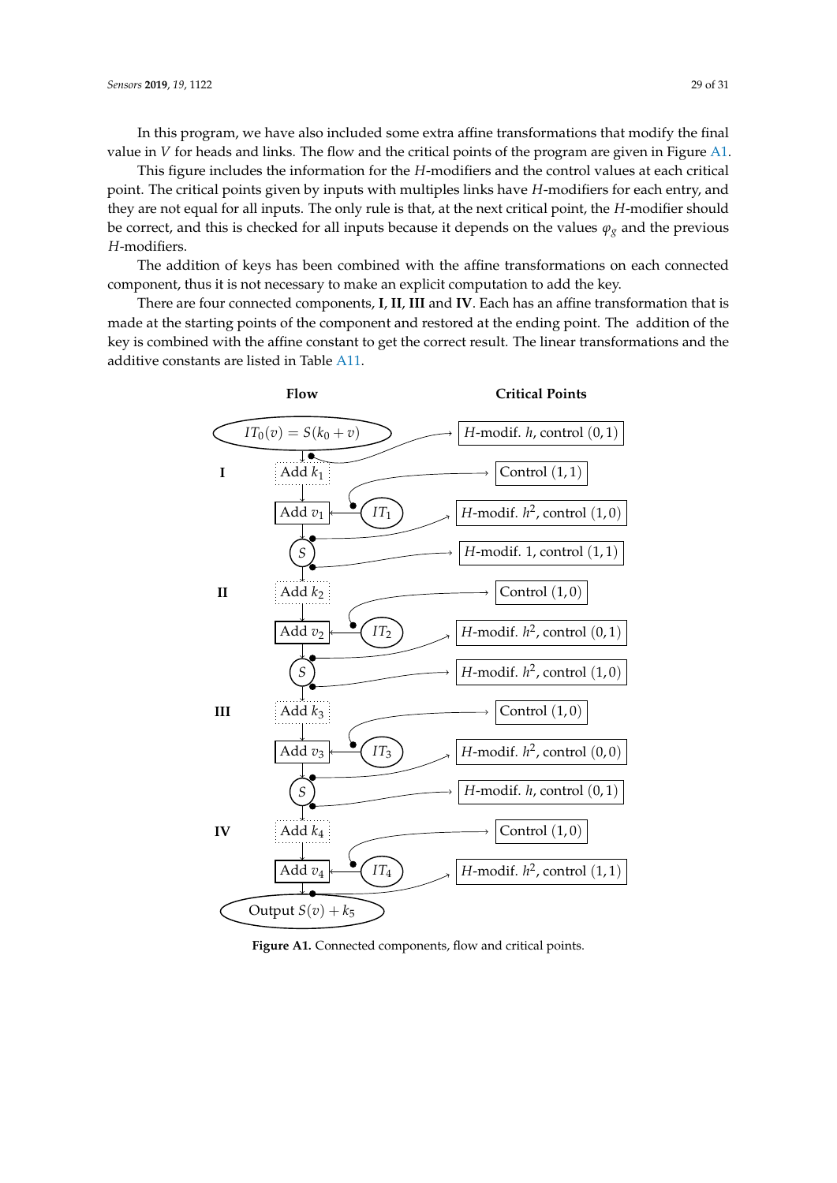In this program, we have also included some extra affine transformations that modify the final value in $V$ for heads and links. The flow and the critical points of the program are given in Figure A1.

This figure includes the information for the $H$-modifiers and the control values at each critical point. The critical points given by inputs with multiples links have $H$-modifiers for each entry, and they are not equal for all inputs. The only rule is that, at the next critical point, the $H$-modifier should be correct, and this is checked for all inputs because it depends on the values $\varphi_g$ and the previous $H$-modifiers.

The addition of keys has been combined with the affine transformations on each connected component, thus it is not necessary to make an explicit computation to add the key.

There are four connected components, **I**, **II**, **III** and **IV**. Each has an affine transformation that is made at the starting points of the component and restored at the ending point. The addition of the key is combined with the affine constant to get the correct result. The linear transformations and the additive constants are listed in Table A11.

| | Flow | Critical Points |
|---|---|---|
| | $IT_0(v) = S(k_0 + v)$ | $H$-modif. $h$, control $(0,1)$ |
| **I** | Add $k_1$ | Control $(1,1)$ |
| | Add $v_1$ ← $IT_1$ | $H$-modif. $h^2$, control $(1,0)$ |
| | $S$ | $H$-modif. 1, control $(1,1)$ |
| **II** | Add $k_2$ | Control $(1,0)$ |
| | Add $v_2$ ← $IT_2$ | $H$-modif. $h^2$, control $(0,1)$ |
| | $S$ | $H$-modif. $h^2$, control $(1,0)$ |
| **III** | Add $k_3$ | Control $(1,0)$ |
| | Add $v_3$ ← $IT_3$ | $H$-modif. $h^2$, control $(0,0)$ |
| | $S$ | $H$-modif. $h$, control $(0,1)$ |
| **IV** | Add $k_4$ | Control $(1,0)$ |
| | Add $v_4$ ← $IT_4$ | $H$-modif. $h^2$, control $(1,1)$ |
| | Output $S(v) + k_5$ | |

**Figure A1.** Connected components, flow and critical points.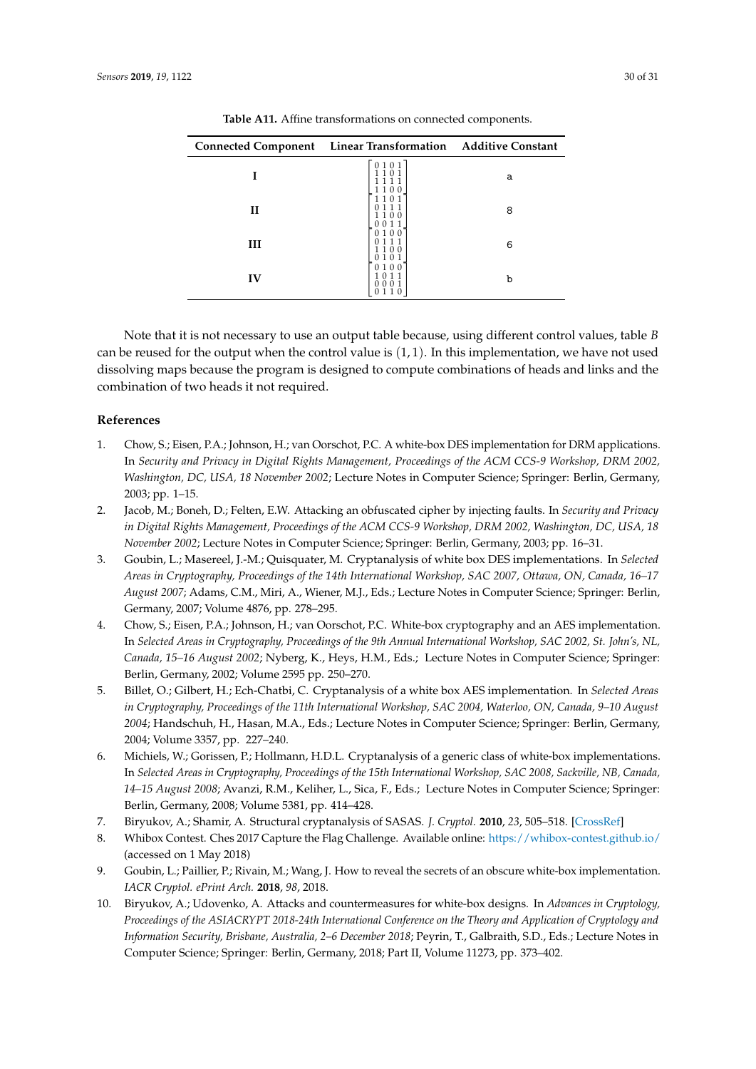**Table A11.** Affine transformations on connected components.

| Connected Component | Linear Transformation | Additive Constant |
|---|---|---|
| **I** | $\begin{bmatrix} 0&1&0&1 \\ 1&1&0&1 \\ 1&1&1&1 \\ 1&1&0&0 \end{bmatrix}$ | a |
| **II** | $\begin{bmatrix} 1&1&0&1 \\ 0&1&1&1 \\ 1&1&0&0 \\ 0&0&1&1 \end{bmatrix}$ | 8 |
| **III** | $\begin{bmatrix} 0&1&0&0 \\ 0&1&1&1 \\ 1&1&0&0 \\ 0&1&0&1 \end{bmatrix}$ | 6 |
| **IV** | $\begin{bmatrix} 0&1&0&0 \\ 1&0&1&1 \\ 0&0&0&1 \\ 0&1&1&0 \end{bmatrix}$ | b |

Note that it is not necessary to use an output table because, using different control values, table $B$ can be reused for the output when the control value is $(1, 1)$. In this implementation, we have not used dissolving maps because the program is designed to compute combinations of heads and links and the combination of two heads it not required.

## References

1. Chow, S.; Eisen, P.A.; Johnson, H.; van Oorschot, P.C. A white-box DES implementation for DRM applications. In *Security and Privacy in Digital Rights Management, Proceedings of the ACM CCS-9 Workshop, DRM 2002, Washington, DC, USA, 18 November 2002*; Lecture Notes in Computer Science; Springer: Berlin, Germany, 2003; pp. 1–15.
2. Jacob, M.; Boneh, D.; Felten, E.W. Attacking an obfuscated cipher by injecting faults. In *Security and Privacy in Digital Rights Management, Proceedings of the ACM CCS-9 Workshop, DRM 2002, Washington, DC, USA, 18 November 2002*; Lecture Notes in Computer Science; Springer: Berlin, Germany, 2003; pp. 16–31.
3. Goubin, L.; Masereel, J.-M.; Quisquater, M. Cryptanalysis of white box DES implementations. In *Selected Areas in Cryptography, Proceedings of the 14th International Workshop, SAC 2007, Ottawa, ON, Canada, 16–17 August 2007*; Adams, C.M., Miri, A., Wiener, M.J., Eds.; Lecture Notes in Computer Science; Springer: Berlin, Germany, 2007; Volume 4876, pp. 278–295.
4. Chow, S.; Eisen, P.A.; Johnson, H.; van Oorschot, P.C. White-box cryptography and an AES implementation. In *Selected Areas in Cryptography, Proceedings of the 9th Annual International Workshop, SAC 2002, St. John's, NL, Canada, 15–16 August 2002*; Nyberg, K., Heys, H.M., Eds.; Lecture Notes in Computer Science; Springer: Berlin, Germany, 2002; Volume 2595 pp. 250–270.
5. Billet, O.; Gilbert, H.; Ech-Chatbi, C. Cryptanalysis of a white box AES implementation. In *Selected Areas in Cryptography, Proceedings of the 11th International Workshop, SAC 2004, Waterloo, ON, Canada, 9–10 August 2004*; Handschuh, H., Hasan, M.A., Eds.; Lecture Notes in Computer Science; Springer: Berlin, Germany, 2004; Volume 3357, pp. 227–240.
6. Michiels, W.; Gorissen, P.; Hollmann, H.D.L. Cryptanalysis of a generic class of white-box implementations. In *Selected Areas in Cryptography, Proceedings of the 15th International Workshop, SAC 2008, Sackville, NB, Canada, 14–15 August 2008*; Avanzi, R.M., Keliher, L., Sica, F., Eds.; Lecture Notes in Computer Science; Springer: Berlin, Germany, 2008; Volume 5381, pp. 414–428.
7. Biryukov, A.; Shamir, A. Structural cryptanalysis of SASAS. *J. Cryptol.* **2010**, *23*, 505–518. [CrossRef]
8. Whibox Contest. Ches 2017 Capture the Flag Challenge. Available online: https://whibox-contest.github.io/ (accessed on 1 May 2018)
9. Goubin, L.; Paillier, P.; Rivain, M.; Wang, J. How to reveal the secrets of an obscure white-box implementation. *IACR Cryptol. ePrint Arch.* **2018**, *98*, 2018.
10. Biryukov, A.; Udovenko, A. Attacks and countermeasures for white-box designs. In *Advances in Cryptology, Proceedings of the ASIACRYPT 2018-24th International Conference on the Theory and Application of Cryptology and Information Security, Brisbane, Australia, 2–6 December 2018*; Peyrin, T., Galbraith, S.D., Eds.; Lecture Notes in Computer Science; Springer: Berlin, Germany, 2018; Part II, Volume 11273, pp. 373–402.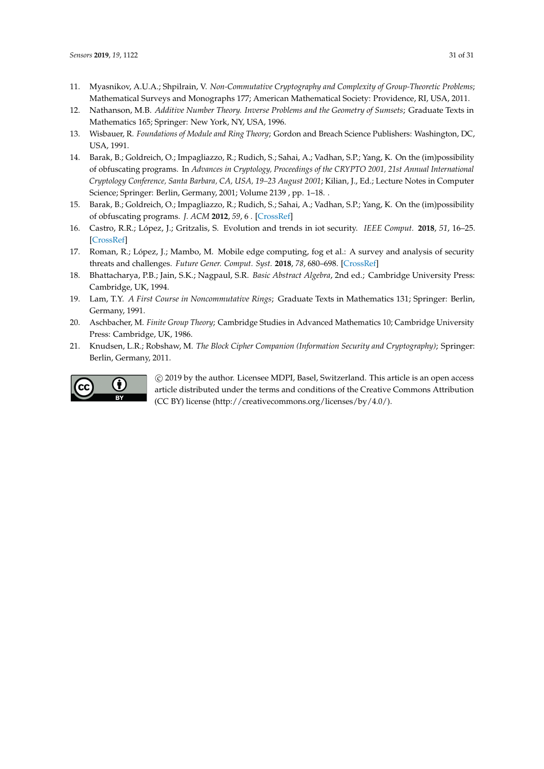11. Myasnikov, A.U.A.; Shpilrain, V. *Non-Commutative Cryptography and Complexity of Group-Theoretic Problems*; Mathematical Surveys and Monographs 177; American Mathematical Society: Providence, RI, USA, 2011.
12. Nathanson, M.B. *Additive Number Theory. Inverse Problems and the Geometry of Sumsets*; Graduate Texts in Mathematics 165; Springer: New York, NY, USA, 1996.
13. Wisbauer, R. *Foundations of Module and Ring Theory*; Gordon and Breach Science Publishers: Washington, DC, USA, 1991.
14. Barak, B.; Goldreich, O.; Impagliazzo, R.; Rudich, S.; Sahai, A.; Vadhan, S.P.; Yang, K. On the (im)possibility of obfuscating programs. In *Advances in Cryptology, Proceedings of the CRYPTO 2001, 21st Annual International Cryptology Conference, Santa Barbara, CA, USA, 19–23 August 2001*; Kilian, J., Ed.; Lecture Notes in Computer Science; Springer: Berlin, Germany, 2001; Volume 2139 , pp. 1–18. .
15. Barak, B.; Goldreich, O.; Impagliazzo, R.; Rudich, S.; Sahai, A.; Vadhan, S.P.; Yang, K. On the (im)possibility of obfuscating programs. *J. ACM* **2012**, *59*, 6 . [CrossRef]
16. Castro, R.R.; López, J.; Gritzalis, S. Evolution and trends in iot security. *IEEE Comput.* **2018**, *51*, 16–25. [CrossRef]
17. Roman, R.; López, J.; Mambo, M. Mobile edge computing, fog et al.: A survey and analysis of security threats and challenges. *Future Gener. Comput. Syst.* **2018**, *78*, 680–698. [CrossRef]
18. Bhattacharya, P.B.; Jain, S.K.; Nagpaul, S.R. *Basic Abstract Algebra*, 2nd ed.; Cambridge University Press: Cambridge, UK, 1994.
19. Lam, T.Y. *A First Course in Noncommutative Rings*; Graduate Texts in Mathematics 131; Springer: Berlin, Germany, 1991.
20. Aschbacher, M. *Finite Group Theory*; Cambridge Studies in Advanced Mathematics 10; Cambridge University Press: Cambridge, UK, 1986.
21. Knudsen, L.R.; Robshaw, M. *The Block Cipher Companion (Information Security and Cryptography)*; Springer: Berlin, Germany, 2011.

© 2019 by the author. Licensee MDPI, Basel, Switzerland. This article is an open access article distributed under the terms and conditions of the Creative Commons Attribution (CC BY) license (http://creativecommons.org/licenses/by/4.0/).